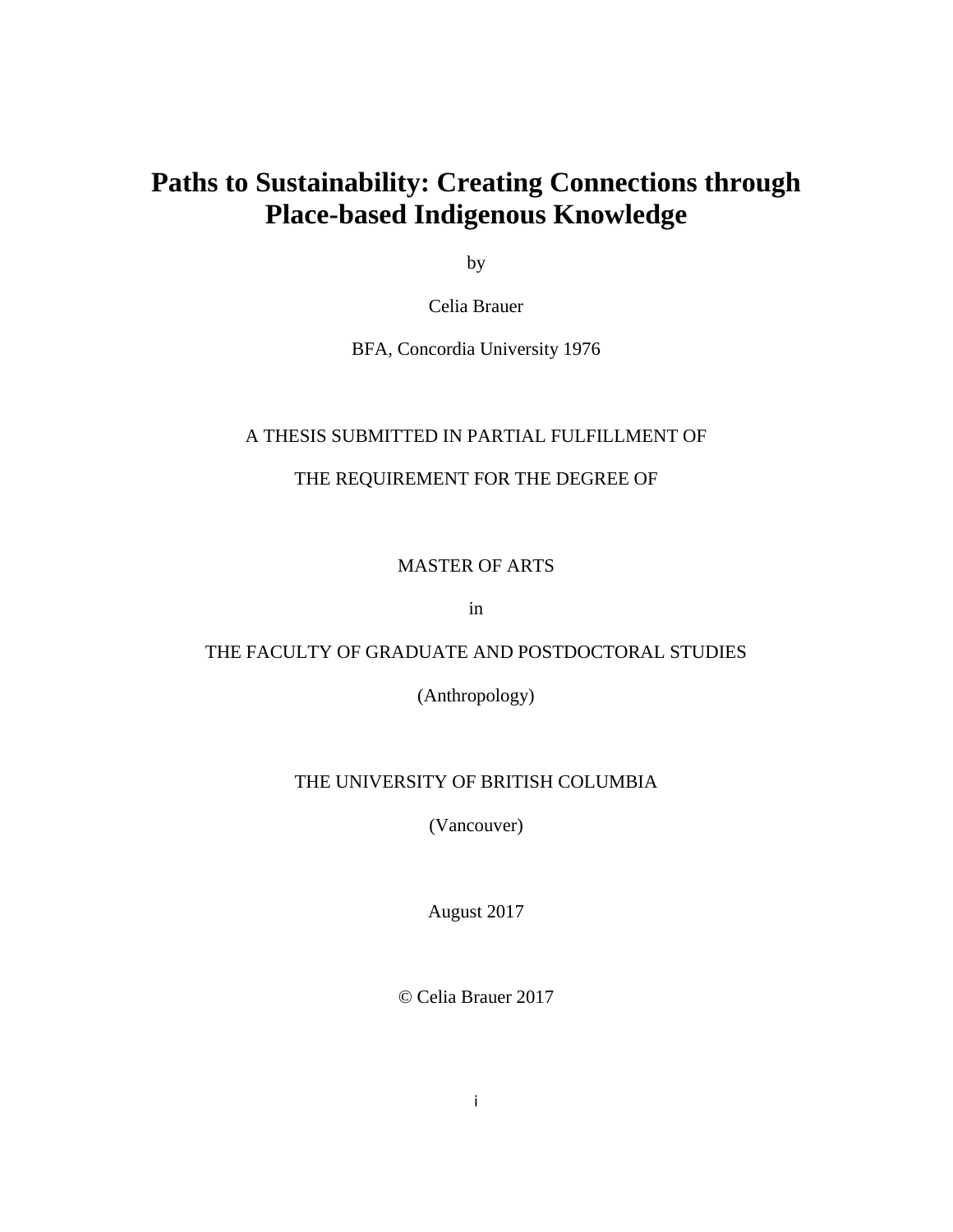# Paths to Sustainability: Creating Connections through Place-based Indigenous Knowledge

by

Celia Brauer

BFA, Concordia University 1976

A THESIS SUBMITTED IN PARTIAL FULFILLMENT OF

THE REQUIREMENT FOR THE DEGREE OF

MASTER OF ARTS

in

THE FACULTY OF GRADUATE AND POSTDOCTORAL STUDIES

(Anthropology)

THE UNIVERSITY OF BRITISH COLUMBIA

(Vancouver)

August 2017

© Celia Brauer 2017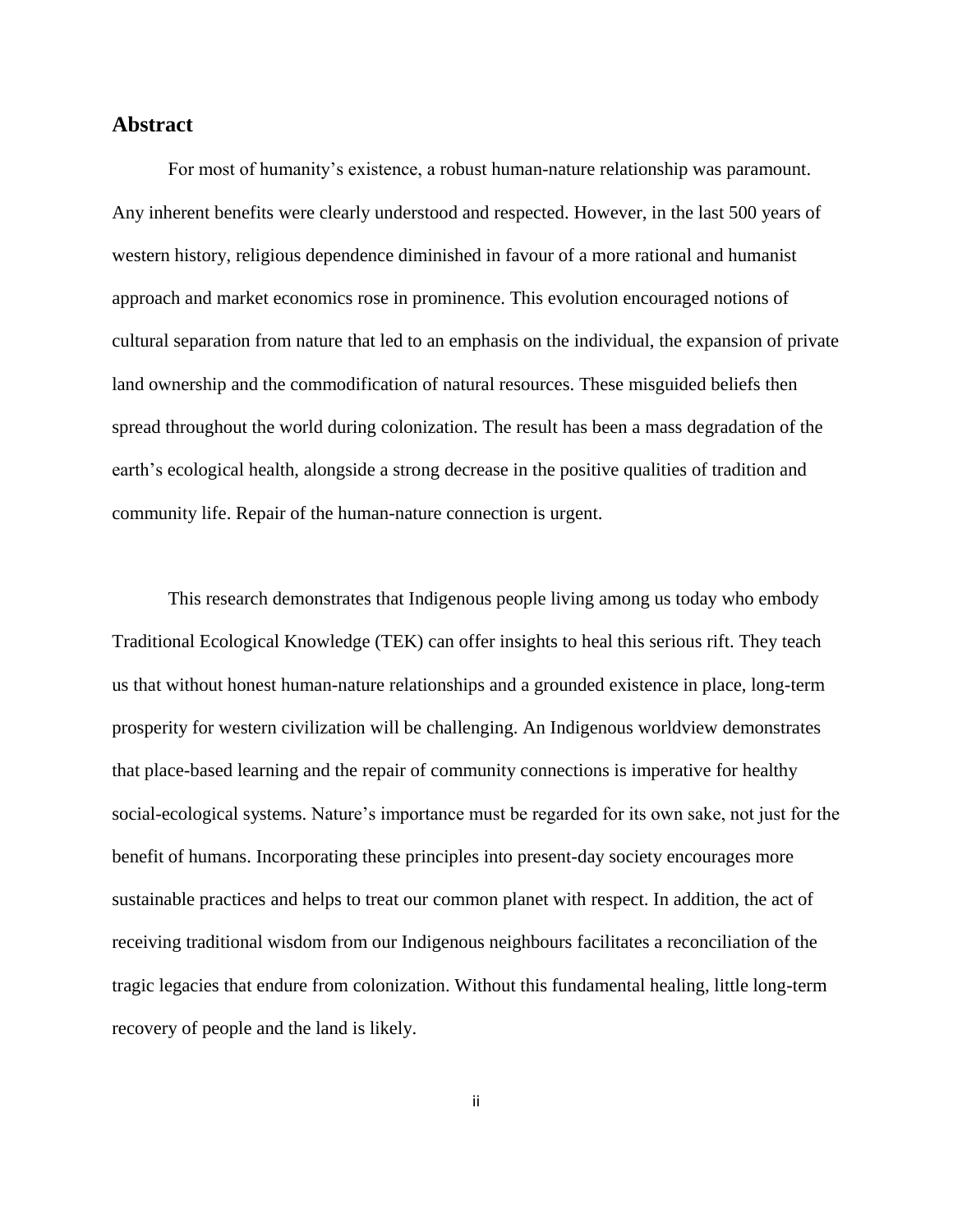## Abstract

For most of humanity's existence, a robust human-nature relationship was paramount. Any inherent benefits were clearly understood and respected. However, in the last 500 years of western history, religious dependence diminished in favour of a more rational and humanist approach and market economics rose in prominence. This evolution encouraged notions of cultural separation from nature that led to an emphasis on the individual, the expansion of private land ownership and the commodification of natural resources. These misguided beliefs then spread throughout the world during colonization. The result has been a mass degradation of the earth's ecological health, alongside a strong decrease in the positive qualities of tradition and community life. Repair of the human-nature connection is urgent.

This research demonstrates that Indigenous people living among us today who embody Traditional Ecological Knowledge (TEK) can offer insights to heal this serious rift. They teach us that without honest human-nature relationships and a grounded existence in place, long-term prosperity for western civilization will be challenging. An Indigenous worldview demonstrates that place-based learning and the repair of community connections is imperative for healthy social-ecological systems. Nature's importance must be regarded for its own sake, not just for the benefit of humans. Incorporating these principles into present-day society encourages more sustainable practices and helps to treat our common planet with respect. In addition, the act of receiving traditional wisdom from our Indigenous neighbours facilitates a reconciliation of the tragic legacies that endure from colonization. Without this fundamental healing, little long-term recovery of people and the land is likely.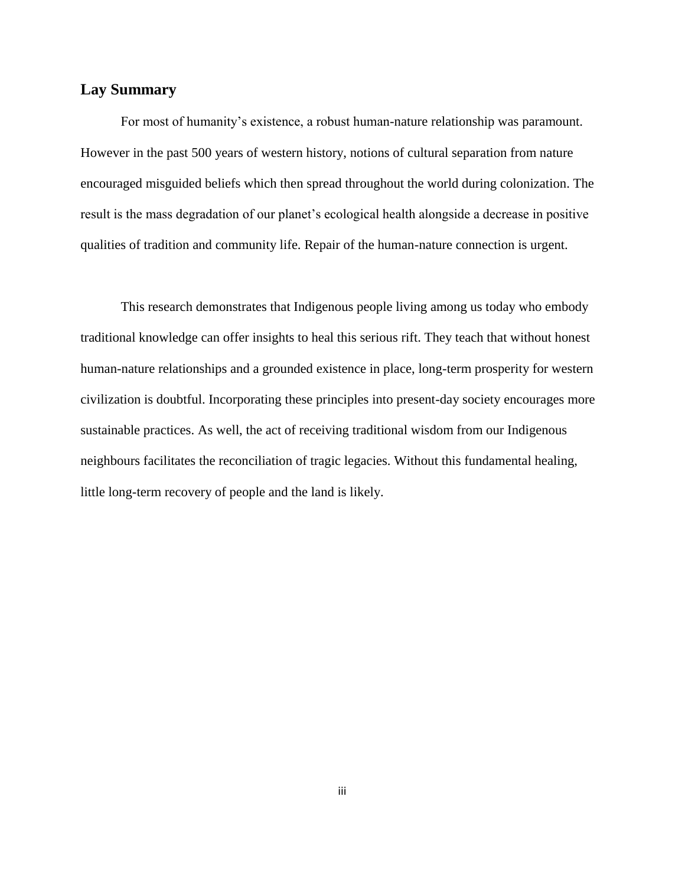## Lay Summary

For most of humanity's existence, a robust human-nature relationship was paramount. However in the past 500 years of western history, notions of cultural separation from nature encouraged misguided beliefs which then spread throughout the world during colonization. The result is the mass degradation of our planet's ecological health alongside a decrease in positive qualities of tradition and community life. Repair of the human-nature connection is urgent.

This research demonstrates that Indigenous people living among us today who embody traditional knowledge can offer insights to heal this serious rift. They teach that without honest human-nature relationships and a grounded existence in place, long-term prosperity for western civilization is doubtful. Incorporating these principles into present-day society encourages more sustainable practices. As well, the act of receiving traditional wisdom from our Indigenous neighbours facilitates the reconciliation of tragic legacies. Without this fundamental healing, little long-term recovery of people and the land is likely.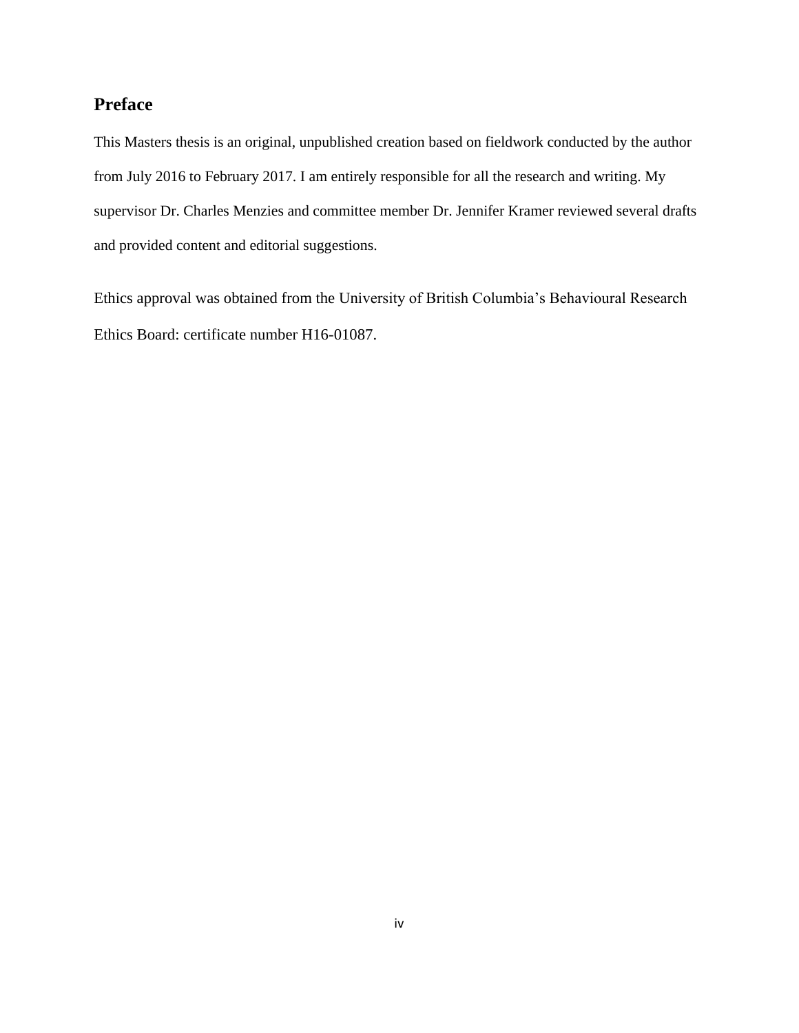## Preface

This Masters thesis is an original, unpublished creation based on fieldwork conducted by the author from July 2016 to February 2017. I am entirely responsible for all the research and writing. My supervisor Dr. Charles Menzies and committee member Dr. Jennifer Kramer reviewed several drafts and provided content and editorial suggestions.

Ethics approval was obtained from the University of British Columbia's Behavioural Research Ethics Board: certificate number H16-01087.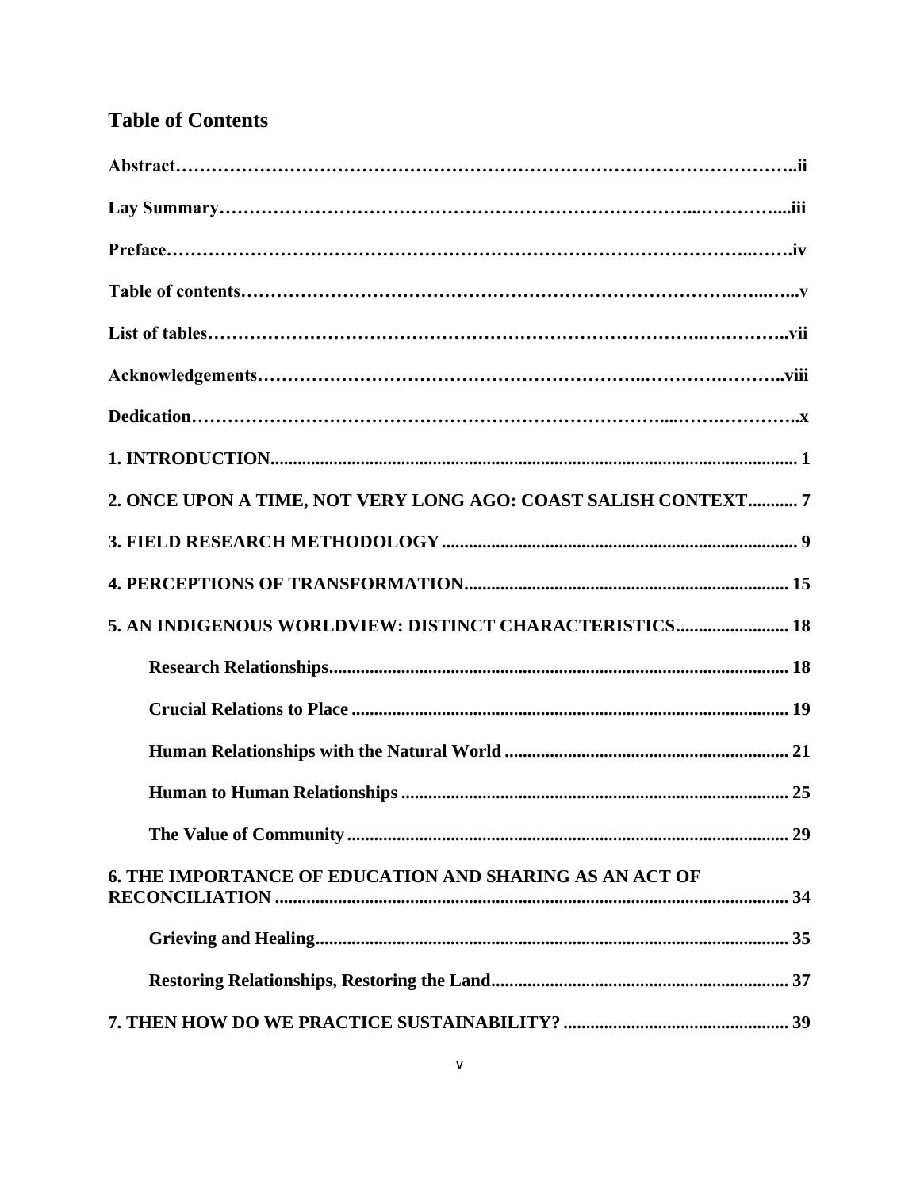## Table of Contents

**Abstract……………………………………………………………………………………………..ii**

**Lay Summary…………………………………………………………………...…………....iii**

**Preface……………………………………………………………………………………..…….iv**

**Table of contents…………………………………………………………………..….…...…...v**

**List of tables…………………………………………………………………….….………..vii**

**Acknowledgements………………………………………………………..………….………..viii**

**Dedication…………………………………………………………………....…….…………..x**

**1. INTRODUCTION.................................................................................................................... 1**

**2. ONCE UPON A TIME, NOT VERY LONG AGO: COAST SALISH CONTEXT........... 7**

**3. FIELD RESEARCH METHODOLOGY.............................................................................. 9**

**4. PERCEPTIONS OF TRANSFORMATION........................................................................ 15**

**5. AN INDIGENOUS WORLDVIEW: DISTINCT CHARACTERISTICS......................... 18**

**Research Relationships..................................................................................................... 18**

**Crucial Relations to Place ................................................................................................ 19**

**Human Relationships with the Natural World ............................................................... 21**

**Human to Human Relationships ...................................................................................... 25**

**The Value of Community ................................................................................................. 29**

**6. THE IMPORTANCE OF EDUCATION AND SHARING AS AN ACT OF RECONCILIATION ................................................................................................................. 34**

**Grieving and Healing......................................................................................................... 35**

**Restoring Relationships, Restoring the Land.................................................................. 37**

**7. THEN HOW DO WE PRACTICE SUSTAINABILITY? ................................................. 39**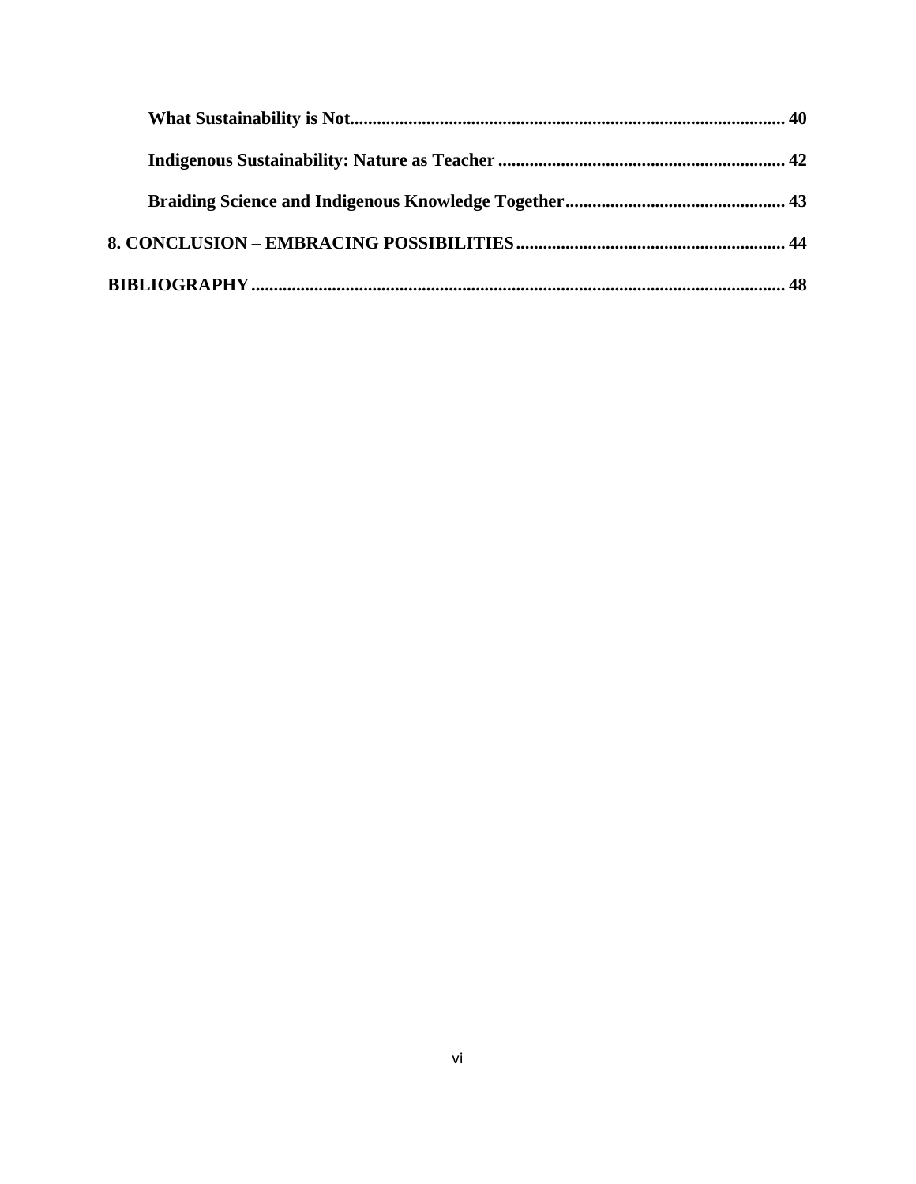What Sustainability is Not ........................................................................................... 40

Indigenous Sustainability: Nature as Teacher ............................................................... 42

Braiding Science and Indigenous Knowledge Together................................................ 43

8. CONCLUSION – EMBRACING POSSIBILITIES ........................................................... 44

BIBLIOGRAPHY ..................................................................................................................... 48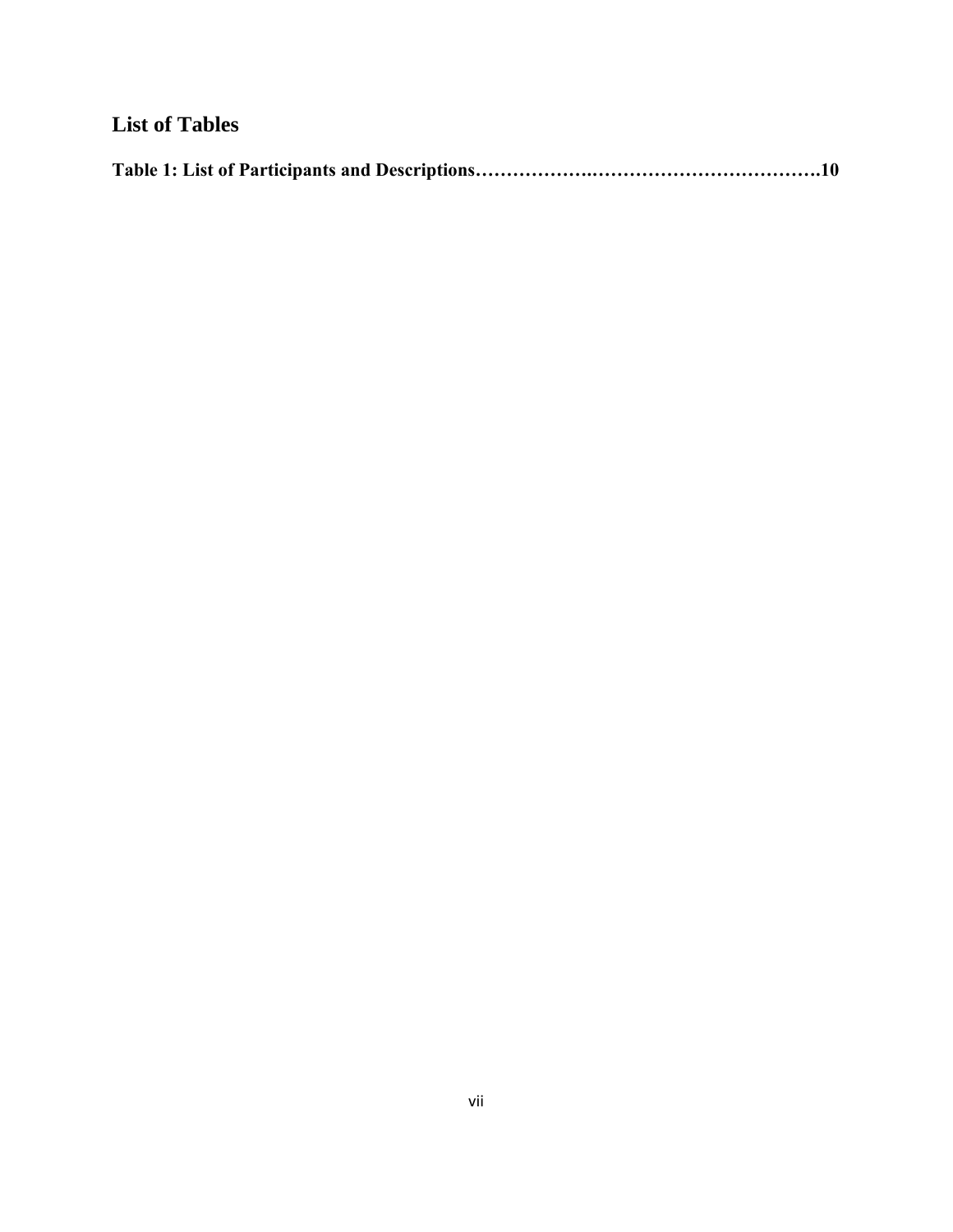## List of Tables

**Table 1: List of Participants and Descriptions……………….……………………………….10**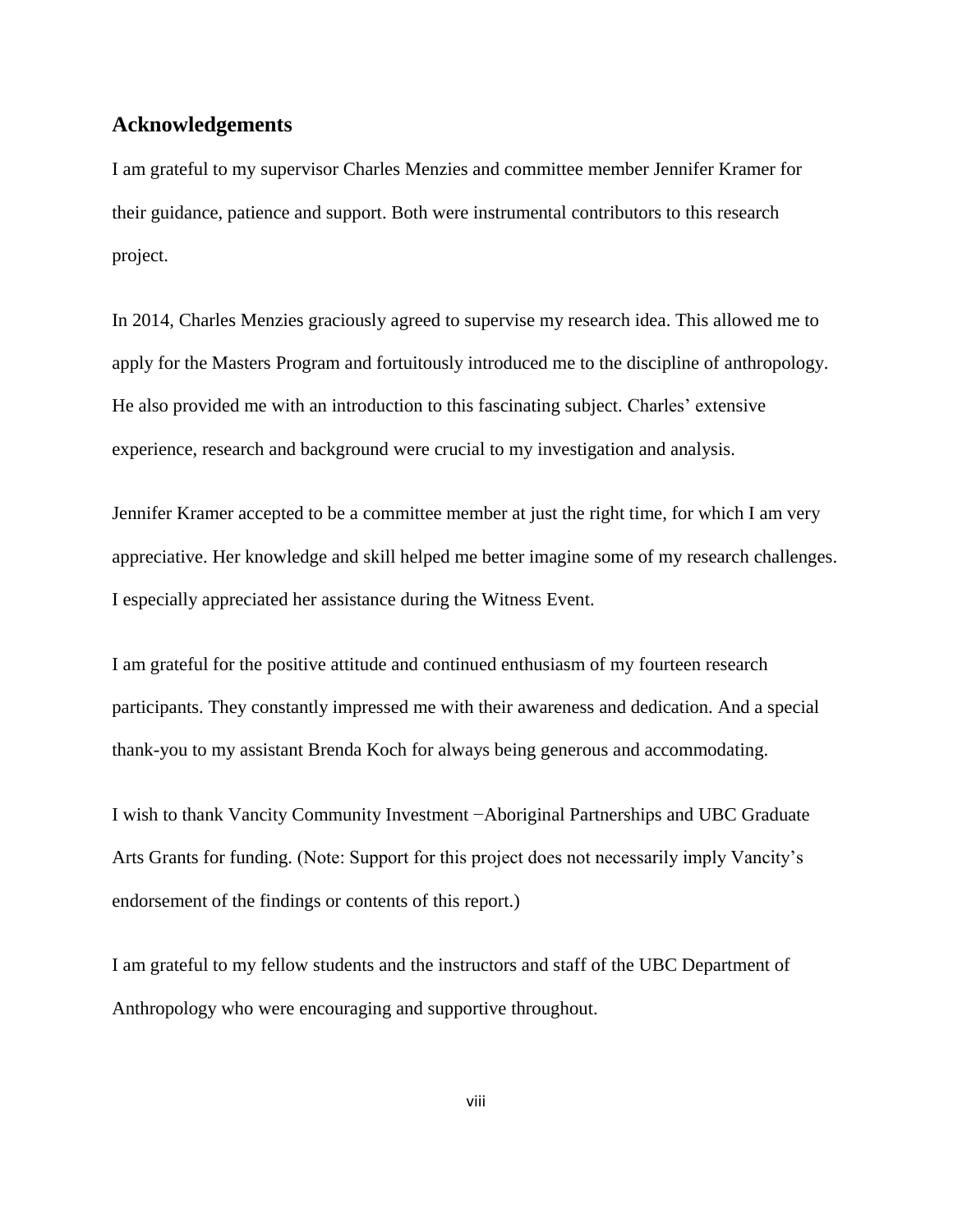## Acknowledgements

I am grateful to my supervisor Charles Menzies and committee member Jennifer Kramer for their guidance, patience and support. Both were instrumental contributors to this research project.

In 2014, Charles Menzies graciously agreed to supervise my research idea. This allowed me to apply for the Masters Program and fortuitously introduced me to the discipline of anthropology. He also provided me with an introduction to this fascinating subject. Charles' extensive experience, research and background were crucial to my investigation and analysis.

Jennifer Kramer accepted to be a committee member at just the right time, for which I am very appreciative. Her knowledge and skill helped me better imagine some of my research challenges. I especially appreciated her assistance during the Witness Event.

I am grateful for the positive attitude and continued enthusiasm of my fourteen research participants. They constantly impressed me with their awareness and dedication. And a special thank-you to my assistant Brenda Koch for always being generous and accommodating.

I wish to thank Vancity Community Investment −Aboriginal Partnerships and UBC Graduate Arts Grants for funding. (Note: Support for this project does not necessarily imply Vancity's endorsement of the findings or contents of this report.)

I am grateful to my fellow students and the instructors and staff of the UBC Department of Anthropology who were encouraging and supportive throughout.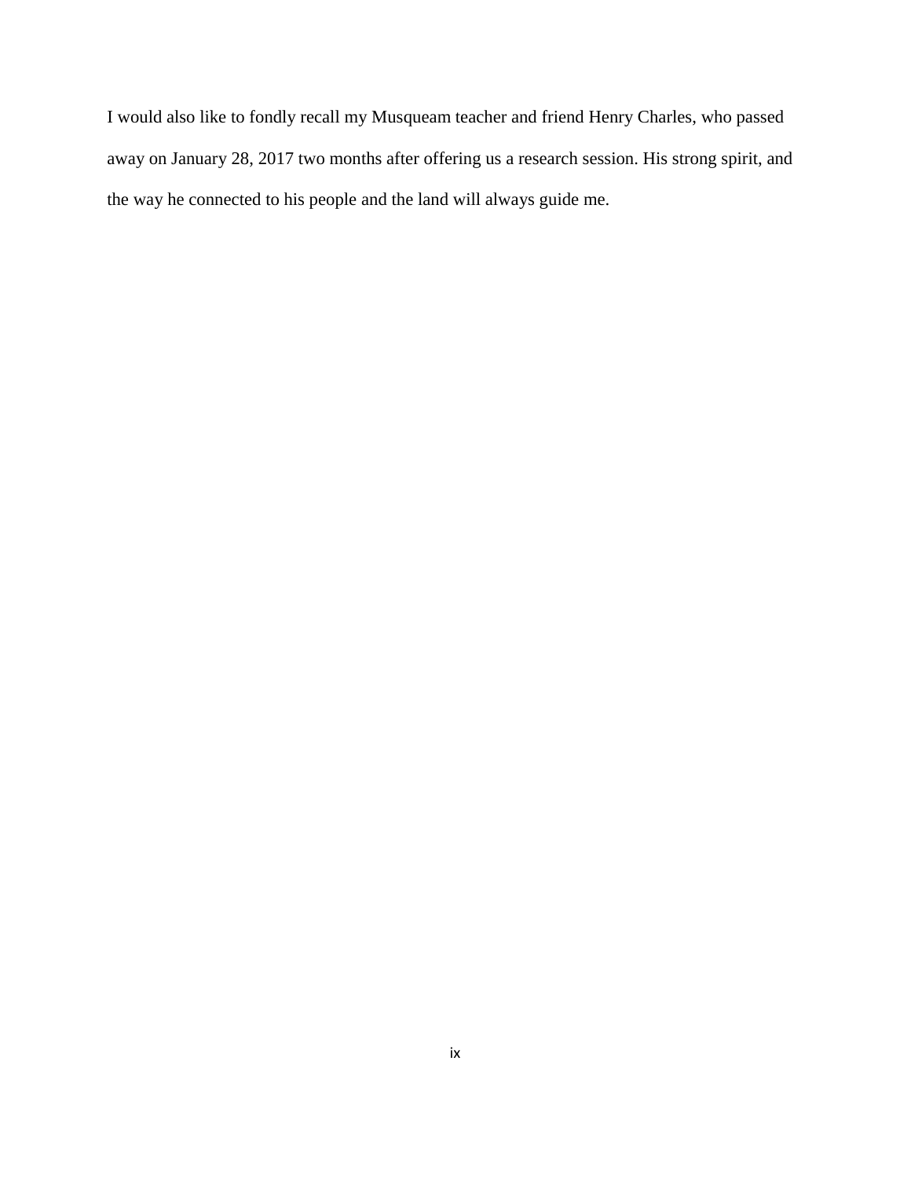I would also like to fondly recall my Musqueam teacher and friend Henry Charles, who passed away on January 28, 2017 two months after offering us a research session. His strong spirit, and the way he connected to his people and the land will always guide me.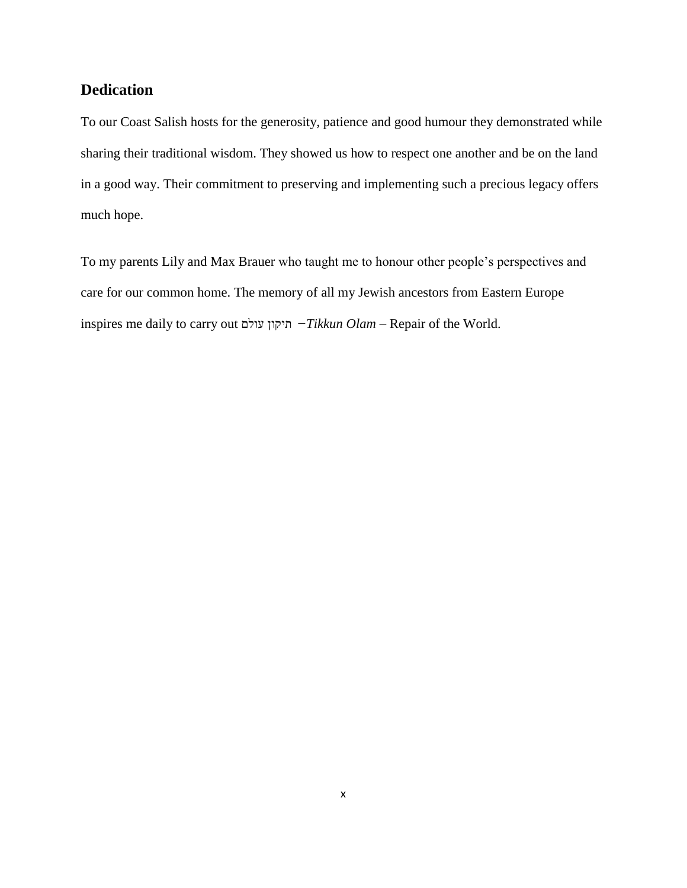## Dedication

To our Coast Salish hosts for the generosity, patience and good humour they demonstrated while sharing their traditional wisdom. They showed us how to respect one another and be on the land in a good way. Their commitment to preserving and implementing such a precious legacy offers much hope.

To my parents Lily and Max Brauer who taught me to honour other people's perspectives and care for our common home. The memory of all my Jewish ancestors from Eastern Europe inspires me daily to carry out תיקון עולם – *Tikkun Olam* – Repair of the World.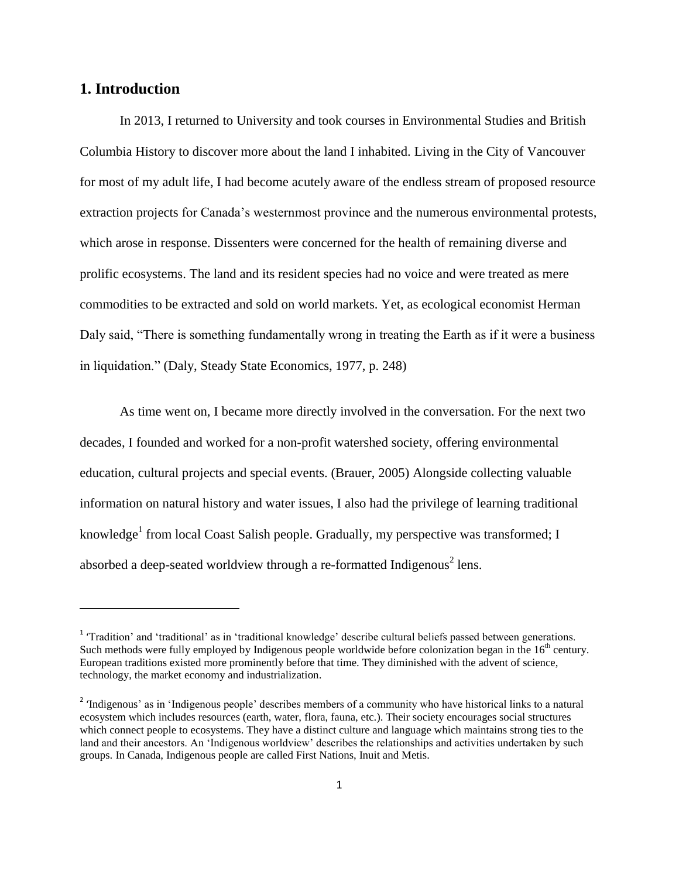## 1. Introduction

In 2013, I returned to University and took courses in Environmental Studies and British Columbia History to discover more about the land I inhabited. Living in the City of Vancouver for most of my adult life, I had become acutely aware of the endless stream of proposed resource extraction projects for Canada's westernmost province and the numerous environmental protests, which arose in response. Dissenters were concerned for the health of remaining diverse and prolific ecosystems. The land and its resident species had no voice and were treated as mere commodities to be extracted and sold on world markets. Yet, as ecological economist Herman Daly said, "There is something fundamentally wrong in treating the Earth as if it were a business in liquidation." (Daly, Steady State Economics, 1977, p. 248)

As time went on, I became more directly involved in the conversation. For the next two decades, I founded and worked for a non-profit watershed society, offering environmental education, cultural projects and special events. (Brauer, 2005) Alongside collecting valuable information on natural history and water issues, I also had the privilege of learning traditional knowledge[1] from local Coast Salish people. Gradually, my perspective was transformed; I absorbed a deep-seated worldview through a re-formatted Indigenous[2] lens.

---

[1] 'Tradition' and 'traditional' as in 'traditional knowledge' describe cultural beliefs passed between generations. Such methods were fully employed by Indigenous people worldwide before colonization began in the 16th century. European traditions existed more prominently before that time. They diminished with the advent of science, technology, the market economy and industrialization.

[2] 'Indigenous' as in 'Indigenous people' describes members of a community who have historical links to a natural ecosystem which includes resources (earth, water, flora, fauna, etc.). Their society encourages social structures which connect people to ecosystems. They have a distinct culture and language which maintains strong ties to the land and their ancestors. An 'Indigenous worldview' describes the relationships and activities undertaken by such groups. In Canada, Indigenous people are called First Nations, Inuit and Metis.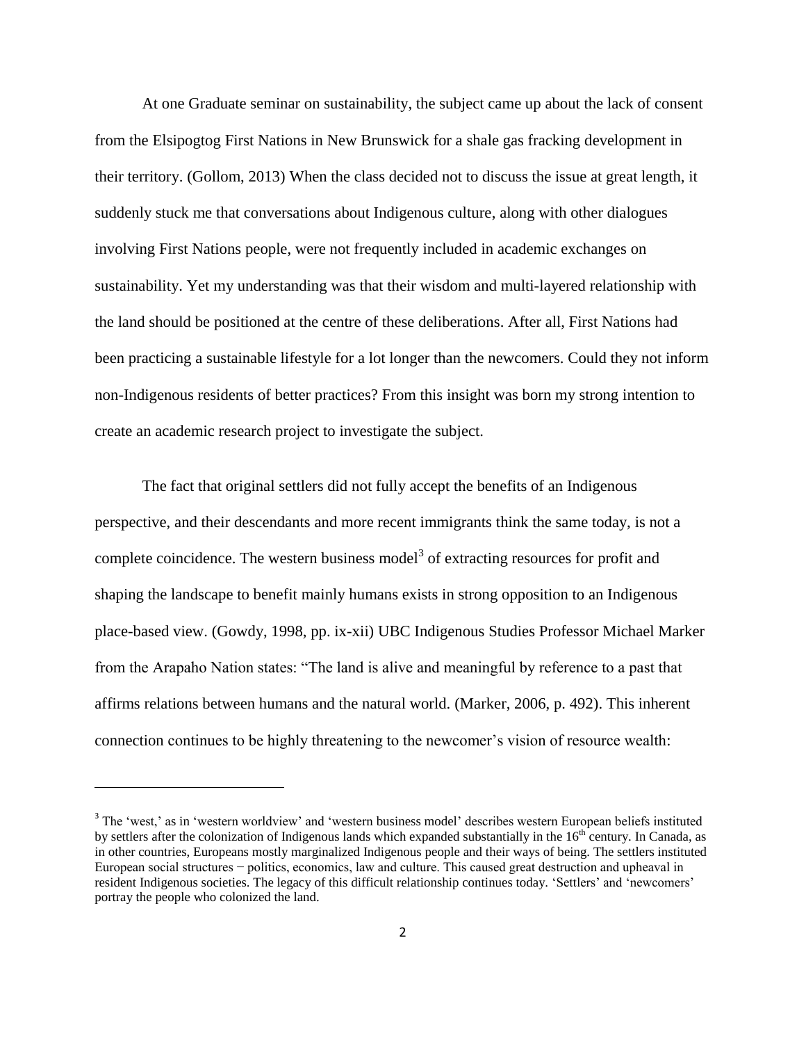At one Graduate seminar on sustainability, the subject came up about the lack of consent from the Elsipogtog First Nations in New Brunswick for a shale gas fracking development in their territory. (Gollom, 2013) When the class decided not to discuss the issue at great length, it suddenly stuck me that conversations about Indigenous culture, along with other dialogues involving First Nations people, were not frequently included in academic exchanges on sustainability. Yet my understanding was that their wisdom and multi-layered relationship with the land should be positioned at the centre of these deliberations. After all, First Nations had been practicing a sustainable lifestyle for a lot longer than the newcomers. Could they not inform non-Indigenous residents of better practices? From this insight was born my strong intention to create an academic research project to investigate the subject.

The fact that original settlers did not fully accept the benefits of an Indigenous perspective, and their descendants and more recent immigrants think the same today, is not a complete coincidence. The western business model[3] of extracting resources for profit and shaping the landscape to benefit mainly humans exists in strong opposition to an Indigenous place-based view. (Gowdy, 1998, pp. ix-xii) UBC Indigenous Studies Professor Michael Marker from the Arapaho Nation states: "The land is alive and meaningful by reference to a past that affirms relations between humans and the natural world. (Marker, 2006, p. 492). This inherent connection continues to be highly threatening to the newcomer's vision of resource wealth:

---

[3] The 'west,' as in 'western worldview' and 'western business model' describes western European beliefs instituted by settlers after the colonization of Indigenous lands which expanded substantially in the 16th century. In Canada, as in other countries, Europeans mostly marginalized Indigenous people and their ways of being. The settlers instituted European social structures − politics, economics, law and culture. This caused great destruction and upheaval in resident Indigenous societies. The legacy of this difficult relationship continues today. 'Settlers' and 'newcomers' portray the people who colonized the land.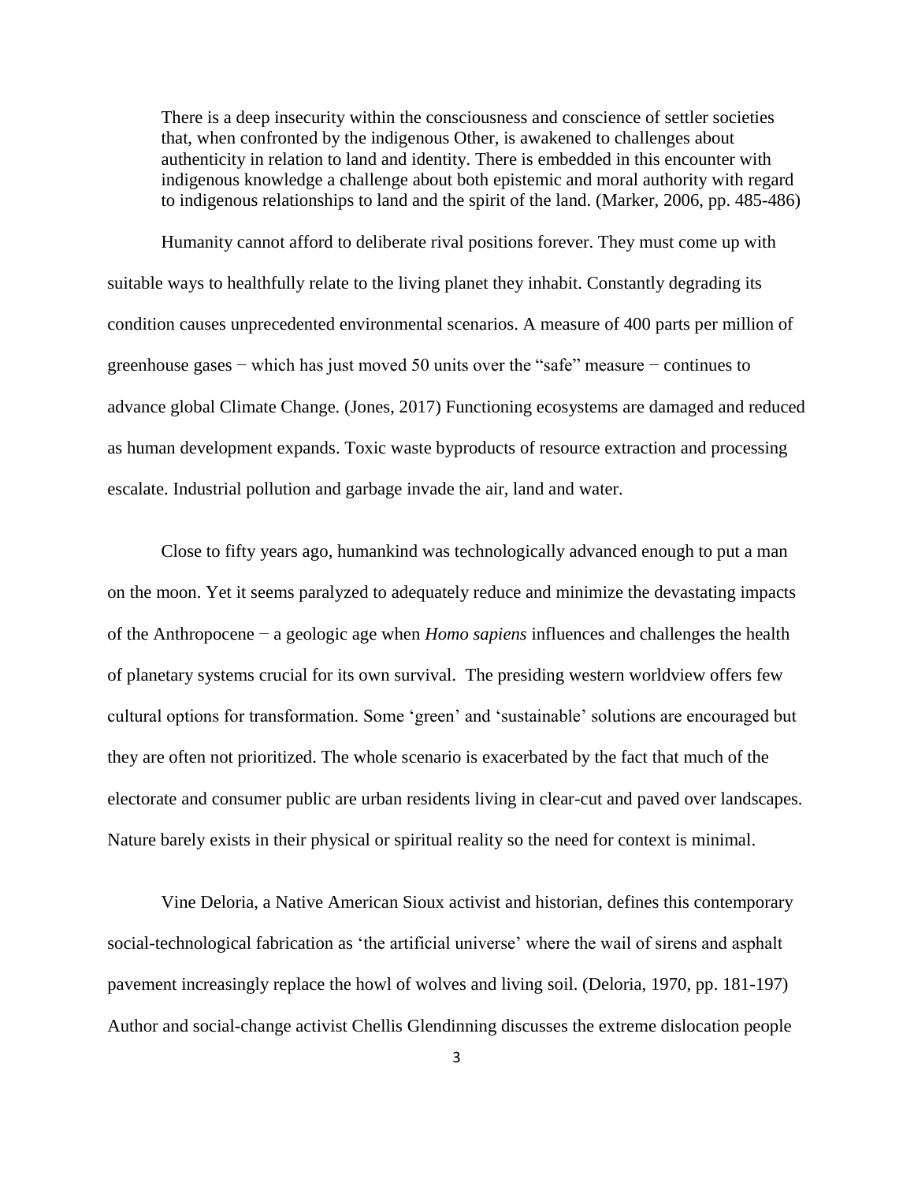> There is a deep insecurity within the consciousness and conscience of settler societies that, when confronted by the indigenous Other, is awakened to challenges about authenticity in relation to land and identity. There is embedded in this encounter with indigenous knowledge a challenge about both epistemic and moral authority with regard to indigenous relationships to land and the spirit of the land. (Marker, 2006, pp. 485-486)

Humanity cannot afford to deliberate rival positions forever. They must come up with suitable ways to healthfully relate to the living planet they inhabit. Constantly degrading its condition causes unprecedented environmental scenarios. A measure of 400 parts per million of greenhouse gases − which has just moved 50 units over the "safe" measure − continues to advance global Climate Change. (Jones, 2017) Functioning ecosystems are damaged and reduced as human development expands. Toxic waste byproducts of resource extraction and processing escalate. Industrial pollution and garbage invade the air, land and water.

Close to fifty years ago, humankind was technologically advanced enough to put a man on the moon. Yet it seems paralyzed to adequately reduce and minimize the devastating impacts of the Anthropocene − a geologic age when *Homo sapiens* influences and challenges the health of planetary systems crucial for its own survival. The presiding western worldview offers few cultural options for transformation. Some 'green' and 'sustainable' solutions are encouraged but they are often not prioritized. The whole scenario is exacerbated by the fact that much of the electorate and consumer public are urban residents living in clear-cut and paved over landscapes. Nature barely exists in their physical or spiritual reality so the need for context is minimal.

Vine Deloria, a Native American Sioux activist and historian, defines this contemporary social-technological fabrication as 'the artificial universe' where the wail of sirens and asphalt pavement increasingly replace the howl of wolves and living soil. (Deloria, 1970, pp. 181-197) Author and social-change activist Chellis Glendinning discusses the extreme dislocation people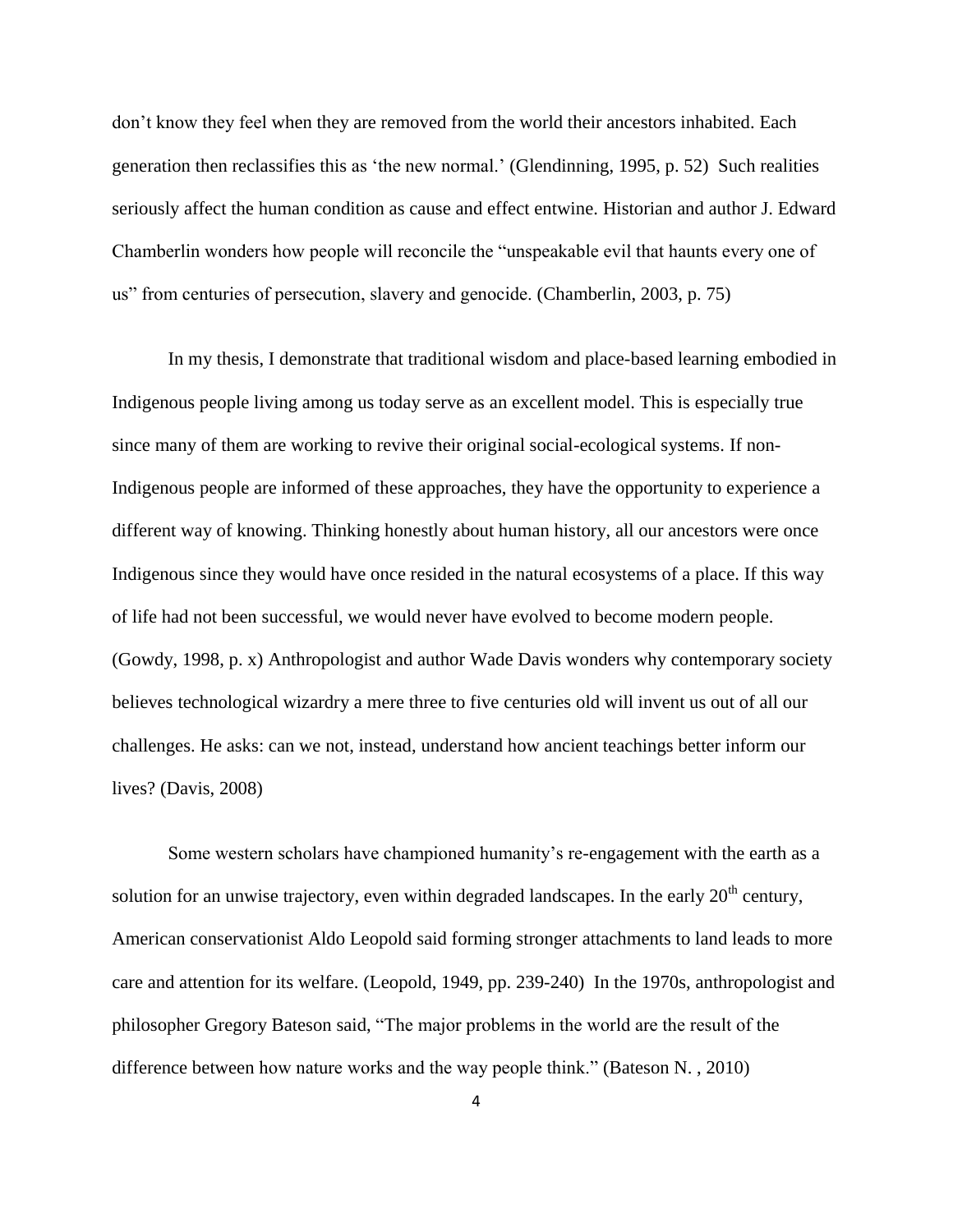don't know they feel when they are removed from the world their ancestors inhabited. Each generation then reclassifies this as 'the new normal.' (Glendinning, 1995, p. 52) Such realities seriously affect the human condition as cause and effect entwine. Historian and author J. Edward Chamberlin wonders how people will reconcile the "unspeakable evil that haunts every one of us" from centuries of persecution, slavery and genocide. (Chamberlin, 2003, p. 75)

In my thesis, I demonstrate that traditional wisdom and place-based learning embodied in Indigenous people living among us today serve as an excellent model. This is especially true since many of them are working to revive their original social-ecological systems. If non-Indigenous people are informed of these approaches, they have the opportunity to experience a different way of knowing. Thinking honestly about human history, all our ancestors were once Indigenous since they would have once resided in the natural ecosystems of a place. If this way of life had not been successful, we would never have evolved to become modern people. (Gowdy, 1998, p. x) Anthropologist and author Wade Davis wonders why contemporary society believes technological wizardry a mere three to five centuries old will invent us out of all our challenges. He asks: can we not, instead, understand how ancient teachings better inform our lives? (Davis, 2008)

Some western scholars have championed humanity's re-engagement with the earth as a solution for an unwise trajectory, even within degraded landscapes. In the early 20th century, American conservationist Aldo Leopold said forming stronger attachments to land leads to more care and attention for its welfare. (Leopold, 1949, pp. 239-240) In the 1970s, anthropologist and philosopher Gregory Bateson said, "The major problems in the world are the result of the difference between how nature works and the way people think." (Bateson N. , 2010)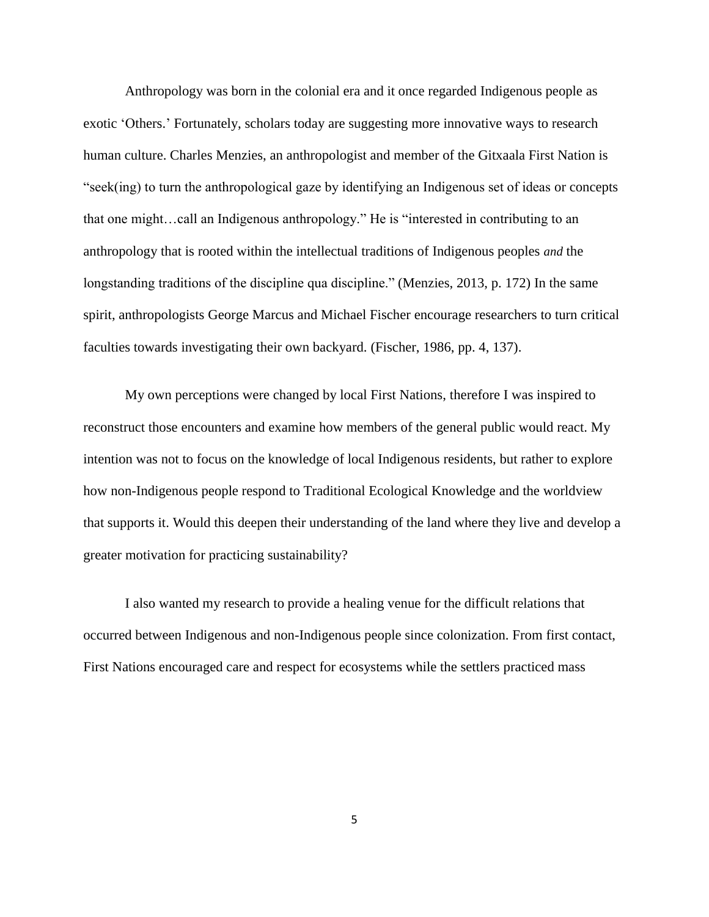Anthropology was born in the colonial era and it once regarded Indigenous people as exotic 'Others.' Fortunately, scholars today are suggesting more innovative ways to research human culture. Charles Menzies, an anthropologist and member of the Gitxaala First Nation is "seek(ing) to turn the anthropological gaze by identifying an Indigenous set of ideas or concepts that one might…call an Indigenous anthropology." He is "interested in contributing to an anthropology that is rooted within the intellectual traditions of Indigenous peoples *and* the longstanding traditions of the discipline qua discipline." (Menzies, 2013, p. 172) In the same spirit, anthropologists George Marcus and Michael Fischer encourage researchers to turn critical faculties towards investigating their own backyard. (Fischer, 1986, pp. 4, 137).

My own perceptions were changed by local First Nations, therefore I was inspired to reconstruct those encounters and examine how members of the general public would react. My intention was not to focus on the knowledge of local Indigenous residents, but rather to explore how non-Indigenous people respond to Traditional Ecological Knowledge and the worldview that supports it. Would this deepen their understanding of the land where they live and develop a greater motivation for practicing sustainability?

I also wanted my research to provide a healing venue for the difficult relations that occurred between Indigenous and non-Indigenous people since colonization. From first contact, First Nations encouraged care and respect for ecosystems while the settlers practiced mass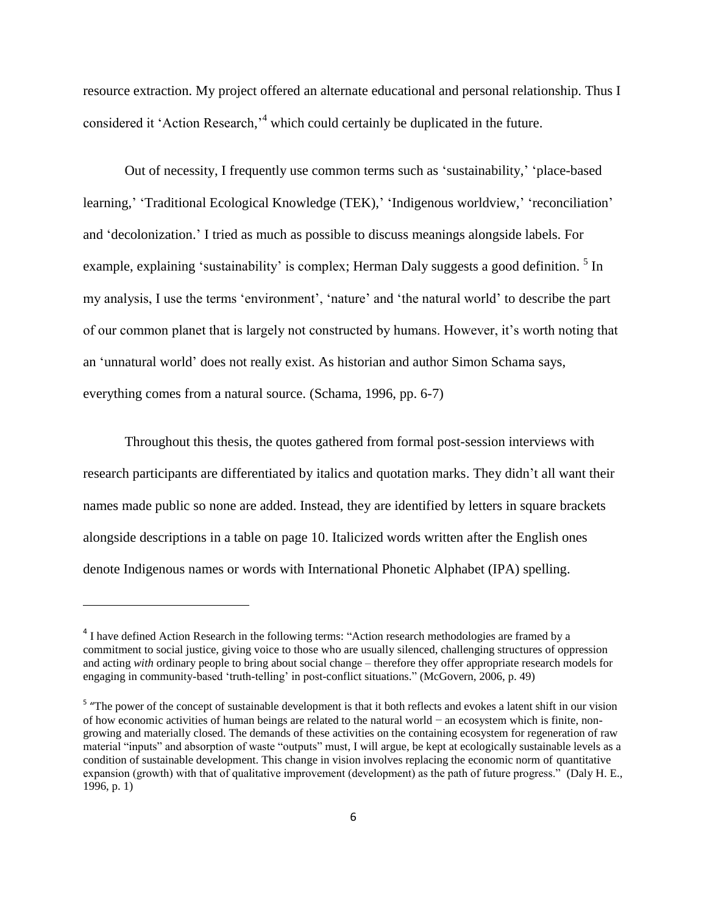resource extraction. My project offered an alternate educational and personal relationship. Thus I considered it 'Action Research,'[4] which could certainly be duplicated in the future.

Out of necessity, I frequently use common terms such as 'sustainability,' 'place-based learning,' 'Traditional Ecological Knowledge (TEK),' 'Indigenous worldview,' 'reconciliation' and 'decolonization.' I tried as much as possible to discuss meanings alongside labels. For example, explaining 'sustainability' is complex; Herman Daly suggests a good definition. [5] In my analysis, I use the terms 'environment', 'nature' and 'the natural world' to describe the part of our common planet that is largely not constructed by humans. However, it's worth noting that an 'unnatural world' does not really exist. As historian and author Simon Schama says, everything comes from a natural source. (Schama, 1996, pp. 6-7)

Throughout this thesis, the quotes gathered from formal post-session interviews with research participants are differentiated by italics and quotation marks. They didn't all want their names made public so none are added. Instead, they are identified by letters in square brackets alongside descriptions in a table on page 10. Italicized words written after the English ones denote Indigenous names or words with International Phonetic Alphabet (IPA) spelling.

---

[4] I have defined Action Research in the following terms: "Action research methodologies are framed by a commitment to social justice, giving voice to those who are usually silenced, challenging structures of oppression and acting *with* ordinary people to bring about social change – therefore they offer appropriate research models for engaging in community-based 'truth-telling' in post-conflict situations." (McGovern, 2006, p. 49)

[5] "The power of the concept of sustainable development is that it both reflects and evokes a latent shift in our vision of how economic activities of human beings are related to the natural world − an ecosystem which is finite, non-growing and materially closed. The demands of these activities on the containing ecosystem for regeneration of raw material "inputs" and absorption of waste "outputs" must, I will argue, be kept at ecologically sustainable levels as a condition of sustainable development. This change in vision involves replacing the economic norm of quantitative expansion (growth) with that of qualitative improvement (development) as the path of future progress." (Daly H. E., 1996, p. 1)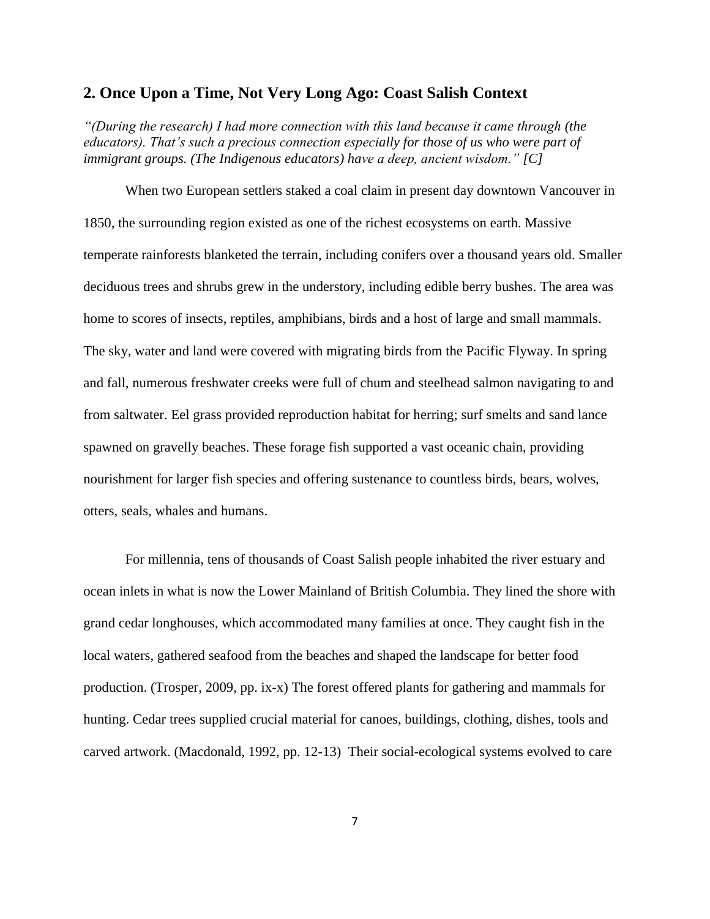## 2. Once Upon a Time, Not Very Long Ago: Coast Salish Context

*"(During the research) I had more connection with this land because it came through (the educators). That's such a precious connection especially for those of us who were part of immigrant groups. (The Indigenous educators) have a deep, ancient wisdom." [C]*

When two European settlers staked a coal claim in present day downtown Vancouver in 1850, the surrounding region existed as one of the richest ecosystems on earth. Massive temperate rainforests blanketed the terrain, including conifers over a thousand years old. Smaller deciduous trees and shrubs grew in the understory, including edible berry bushes. The area was home to scores of insects, reptiles, amphibians, birds and a host of large and small mammals. The sky, water and land were covered with migrating birds from the Pacific Flyway. In spring and fall, numerous freshwater creeks were full of chum and steelhead salmon navigating to and from saltwater. Eel grass provided reproduction habitat for herring; surf smelts and sand lance spawned on gravelly beaches. These forage fish supported a vast oceanic chain, providing nourishment for larger fish species and offering sustenance to countless birds, bears, wolves, otters, seals, whales and humans.

For millennia, tens of thousands of Coast Salish people inhabited the river estuary and ocean inlets in what is now the Lower Mainland of British Columbia. They lined the shore with grand cedar longhouses, which accommodated many families at once. They caught fish in the local waters, gathered seafood from the beaches and shaped the landscape for better food production. (Trosper, 2009, pp. ix-x) The forest offered plants for gathering and mammals for hunting. Cedar trees supplied crucial material for canoes, buildings, clothing, dishes, tools and carved artwork. (Macdonald, 1992, pp. 12-13) Their social-ecological systems evolved to care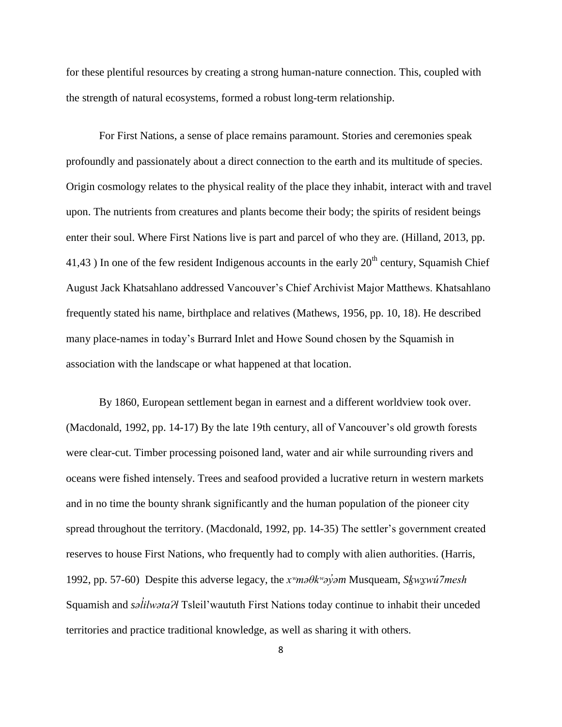for these plentiful resources by creating a strong human-nature connection. This, coupled with the strength of natural ecosystems, formed a robust long-term relationship.

For First Nations, a sense of place remains paramount. Stories and ceremonies speak profoundly and passionately about a direct connection to the earth and its multitude of species. Origin cosmology relates to the physical reality of the place they inhabit, interact with and travel upon. The nutrients from creatures and plants become their body; the spirits of resident beings enter their soul. Where First Nations live is part and parcel of who they are. (Hilland, 2013, pp. 41,43 ) In one of the few resident Indigenous accounts in the early 20th century, Squamish Chief August Jack Khatsahlano addressed Vancouver's Chief Archivist Major Matthews. Khatsahlano frequently stated his name, birthplace and relatives (Mathews, 1956, pp. 10, 18). He described many place-names in today's Burrard Inlet and Howe Sound chosen by the Squamish in association with the landscape or what happened at that location.

By 1860, European settlement began in earnest and a different worldview took over. (Macdonald, 1992, pp. 14-17) By the late 19th century, all of Vancouver's old growth forests were clear-cut. Timber processing poisoned land, water and air while surrounding rivers and oceans were fished intensely. Trees and seafood provided a lucrative return in western markets and in no time the bounty shrank significantly and the human population of the pioneer city spread throughout the territory. (Macdonald, 1992, pp. 14-35) The settler's government created reserves to house First Nations, who frequently had to comply with alien authorities. (Harris, 1992, pp. 57-60) Despite this adverse legacy, the *xʷməθkʷəy̓əm* Musqueam, *Sḵwx̱wú7mesh* Squamish and *səl̓ilwətaʔɬ* Tsleil'waututh First Nations today continue to inhabit their unceded territories and practice traditional knowledge, as well as sharing it with others.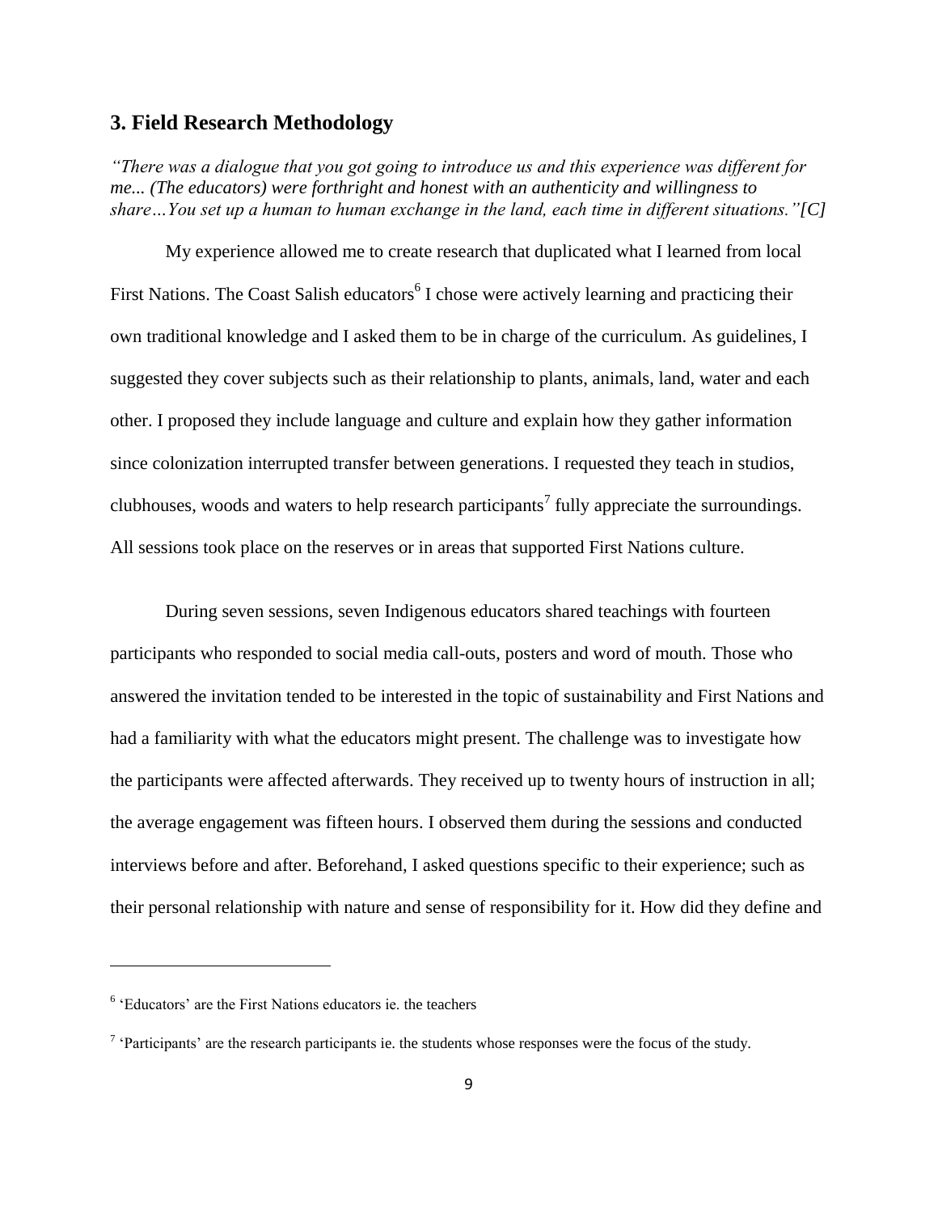## 3. Field Research Methodology

*"There was a dialogue that you got going to introduce us and this experience was different for me... (The educators) were forthright and honest with an authenticity and willingness to share…You set up a human to human exchange in the land, each time in different situations."[C]*

My experience allowed me to create research that duplicated what I learned from local First Nations. The Coast Salish educators[6] I chose were actively learning and practicing their own traditional knowledge and I asked them to be in charge of the curriculum. As guidelines, I suggested they cover subjects such as their relationship to plants, animals, land, water and each other. I proposed they include language and culture and explain how they gather information since colonization interrupted transfer between generations. I requested they teach in studios, clubhouses, woods and waters to help research participants[7] fully appreciate the surroundings. All sessions took place on the reserves or in areas that supported First Nations culture.

During seven sessions, seven Indigenous educators shared teachings with fourteen participants who responded to social media call-outs, posters and word of mouth. Those who answered the invitation tended to be interested in the topic of sustainability and First Nations and had a familiarity with what the educators might present. The challenge was to investigate how the participants were affected afterwards. They received up to twenty hours of instruction in all; the average engagement was fifteen hours. I observed them during the sessions and conducted interviews before and after. Beforehand, I asked questions specific to their experience; such as their personal relationship with nature and sense of responsibility for it. How did they define and

---

[6] 'Educators' are the First Nations educators ie. the teachers

[7] 'Participants' are the research participants ie. the students whose responses were the focus of the study.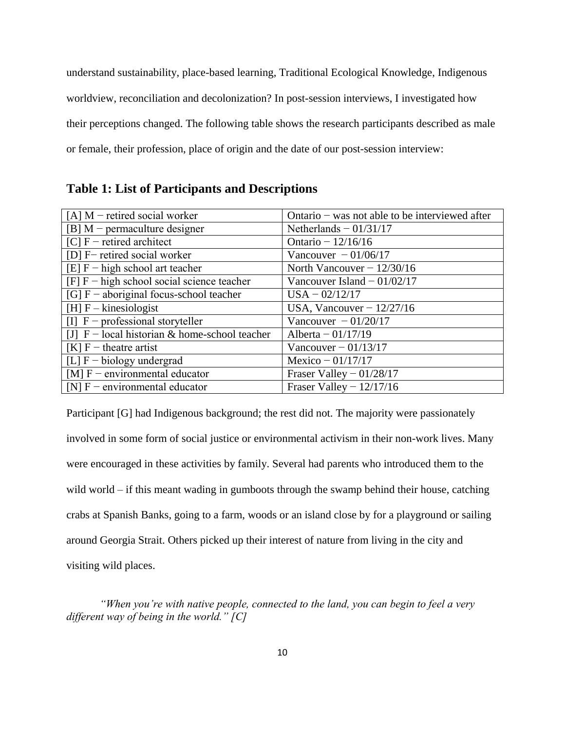understand sustainability, place-based learning, Traditional Ecological Knowledge, Indigenous worldview, reconciliation and decolonization? In post-session interviews, I investigated how their perceptions changed. The following table shows the research participants described as male or female, their profession, place of origin and the date of our post-session interview:

## Table 1: List of Participants and Descriptions

| | |
|---|---|
| [A] M − retired social worker | Ontario − was not able to be interviewed after |
| [B] M − permaculture designer | Netherlands − 01/31/17 |
| [C] F − retired architect | Ontario − 12/16/16 |
| [D] F− retired social worker | Vancouver − 01/06/17 |
| [E] F − high school art teacher | North Vancouver − 12/30/16 |
| [F] F − high school social science teacher | Vancouver Island − 01/02/17 |
| [G] F − aboriginal focus-school teacher | USA − 02/12/17 |
| [H] F – kinesiologist | USA, Vancouver − 12/27/16 |
| [I] F − professional storyteller | Vancouver − 01/20/17 |
| [J] F − local historian & home-school teacher | Alberta − 01/17/19 |
| [K] F − theatre artist | Vancouver − 01/13/17 |
| [L] F − biology undergrad | Mexico − 01/17/17 |
| [M] F − environmental educator | Fraser Valley − 01/28/17 |
| [N] F − environmental educator | Fraser Valley − 12/17/16 |

Participant [G] had Indigenous background; the rest did not. The majority were passionately involved in some form of social justice or environmental activism in their non-work lives. Many were encouraged in these activities by family. Several had parents who introduced them to the wild world – if this meant wading in gumboots through the swamp behind their house, catching crabs at Spanish Banks, going to a farm, woods or an island close by for a playground or sailing around Georgia Strait. Others picked up their interest of nature from living in the city and visiting wild places.

*"When you're with native people, connected to the land, you can begin to feel a very different way of being in the world." [C]*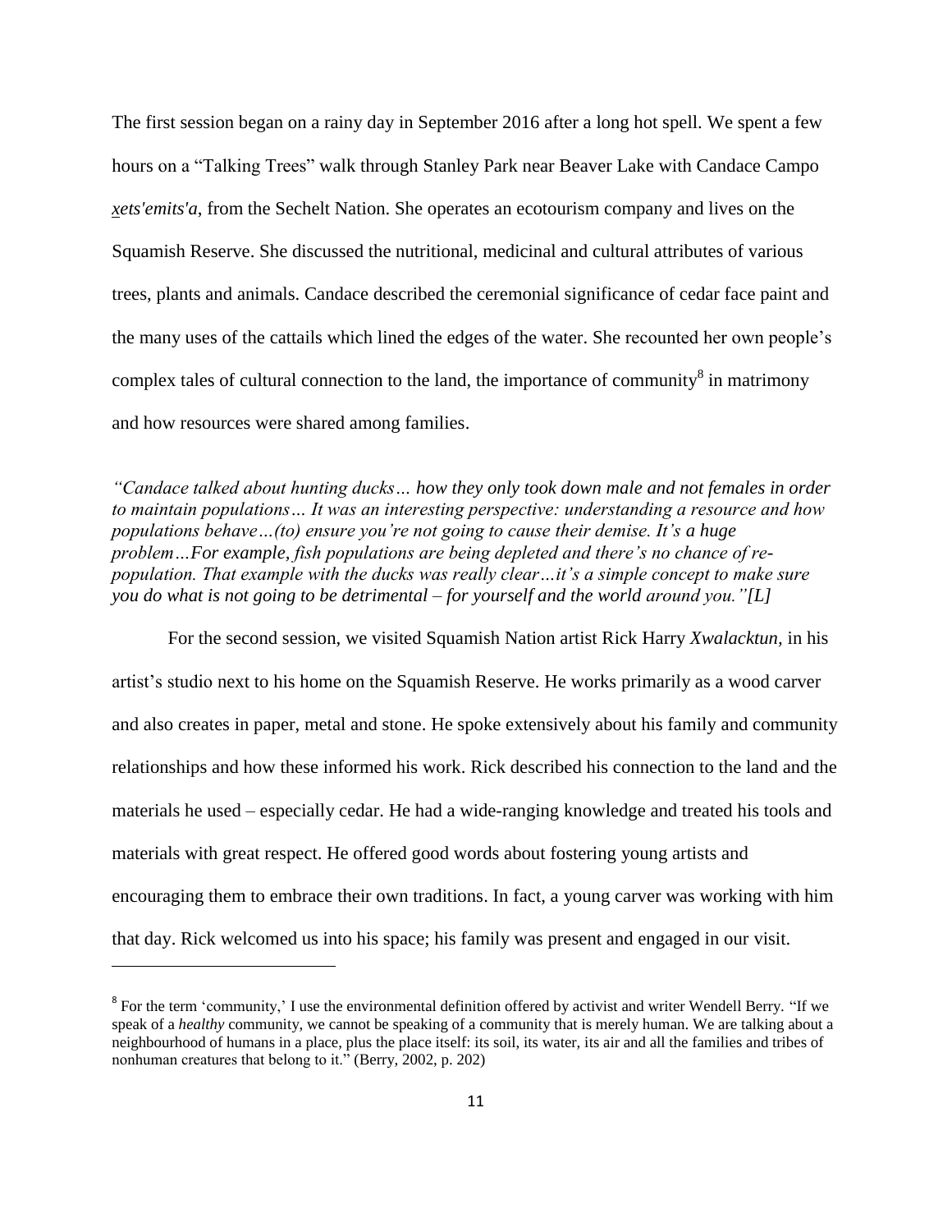The first session began on a rainy day in September 2016 after a long hot spell. We spent a few hours on a "Talking Trees" walk through Stanley Park near Beaver Lake with Candace Campo *xets'emits'a*, from the Sechelt Nation. She operates an ecotourism company and lives on the Squamish Reserve. She discussed the nutritional, medicinal and cultural attributes of various trees, plants and animals. Candace described the ceremonial significance of cedar face paint and the many uses of the cattails which lined the edges of the water. She recounted her own people's complex tales of cultural connection to the land, the importance of community[8] in matrimony and how resources were shared among families.

*"Candace talked about hunting ducks… how they only took down male and not females in order to maintain populations… It was an interesting perspective: understanding a resource and how populations behave…(to) ensure you're not going to cause their demise. It's a huge problem…For example, fish populations are being depleted and there's no chance of re-population. That example with the ducks was really clear…it's a simple concept to make sure you do what is not going to be detrimental – for yourself and the world around you."[L]*

For the second session, we visited Squamish Nation artist Rick Harry *Xwalacktun,* in his artist's studio next to his home on the Squamish Reserve. He works primarily as a wood carver and also creates in paper, metal and stone. He spoke extensively about his family and community relationships and how these informed his work. Rick described his connection to the land and the materials he used – especially cedar. He had a wide-ranging knowledge and treated his tools and materials with great respect. He offered good words about fostering young artists and encouraging them to embrace their own traditions. In fact, a young carver was working with him that day. Rick welcomed us into his space; his family was present and engaged in our visit.

---

[8] For the term 'community,' I use the environmental definition offered by activist and writer Wendell Berry. "If we speak of a *healthy* community, we cannot be speaking of a community that is merely human. We are talking about a neighbourhood of humans in a place, plus the place itself: its soil, its water, its air and all the families and tribes of nonhuman creatures that belong to it." (Berry, 2002, p. 202)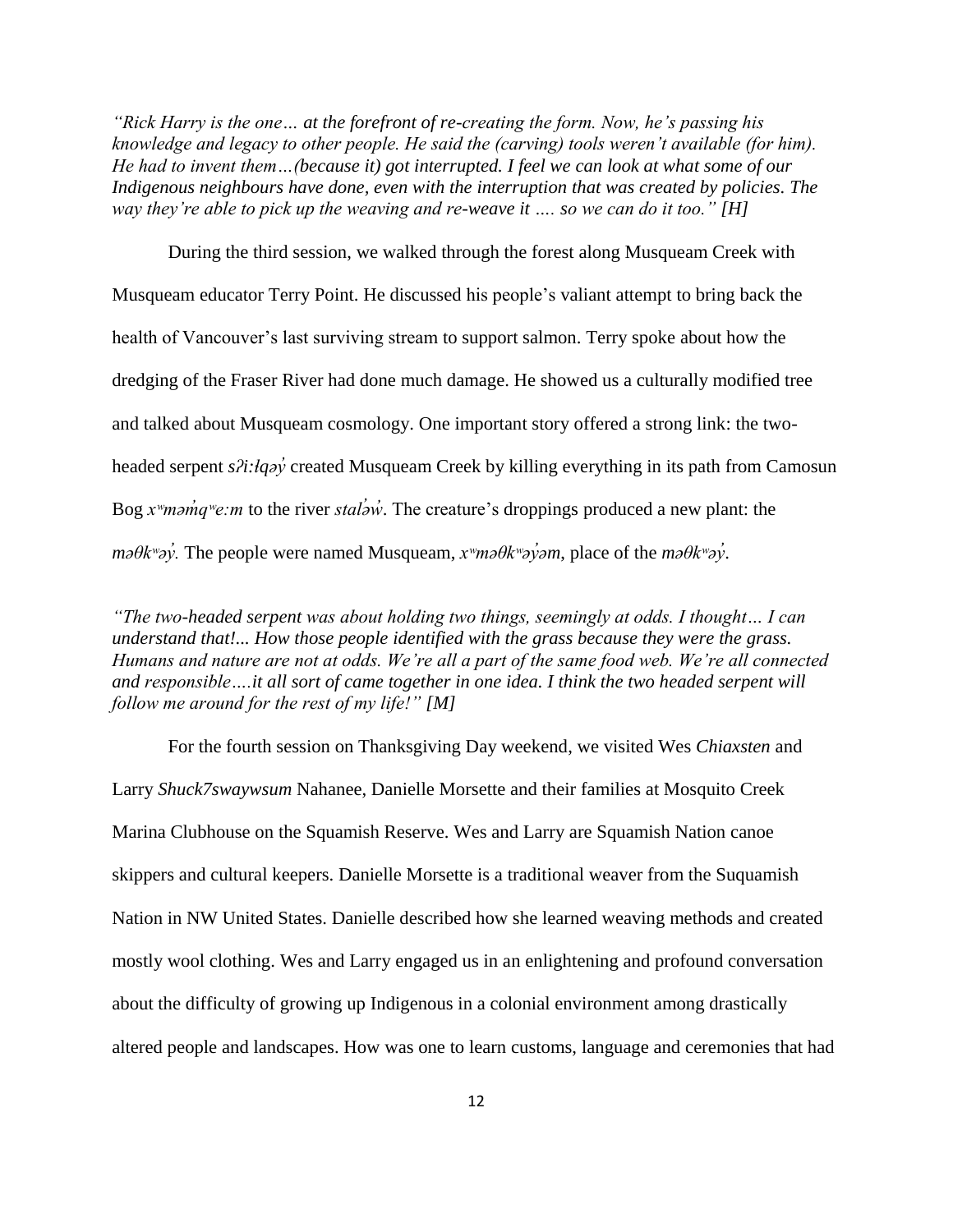*“Rick Harry is the one… at the forefront of re-creating the form. Now, he’s passing his knowledge and legacy to other people. He said the (carving) tools weren’t available (for him). He had to invent them…(because it) got interrupted. I feel we can look at what some of our Indigenous neighbours have done, even with the interruption that was created by policies. The way they’re able to pick up the weaving and re-weave it …. so we can do it too.” [H]*

During the third session, we walked through the forest along Musqueam Creek with Musqueam educator Terry Point. He discussed his people’s valiant attempt to bring back the health of Vancouver’s last surviving stream to support salmon. Terry spoke about how the dredging of the Fraser River had done much damage. He showed us a culturally modified tree and talked about Musqueam cosmology. One important story offered a strong link: the two-headed serpent *sʔi:łqəy̓* created Musqueam Creek by killing everything in its path from Camosun Bog *xʷməm̓qʷe:m* to the river *stal̓əw̓*. The creature’s droppings produced a new plant: the *məθkʷəy̓.* The people were named Musqueam, *xʷməθkʷəy̓əm*, place of the *məθkʷəy̓.*

*“The two-headed serpent was about holding two things, seemingly at odds. I thought… I can understand that!... How those people identified with the grass because they were the grass. Humans and nature are not at odds. We’re all a part of the same food web. We’re all connected and responsible….it all sort of came together in one idea. I think the two headed serpent will follow me around for the rest of my life!” [M]*

For the fourth session on Thanksgiving Day weekend, we visited Wes *Chiaxsten* and Larry *Shuck7swaywsum* Nahanee, Danielle Morsette and their families at Mosquito Creek Marina Clubhouse on the Squamish Reserve. Wes and Larry are Squamish Nation canoe skippers and cultural keepers. Danielle Morsette is a traditional weaver from the Suquamish Nation in NW United States. Danielle described how she learned weaving methods and created mostly wool clothing. Wes and Larry engaged us in an enlightening and profound conversation about the difficulty of growing up Indigenous in a colonial environment among drastically altered people and landscapes. How was one to learn customs, language and ceremonies that had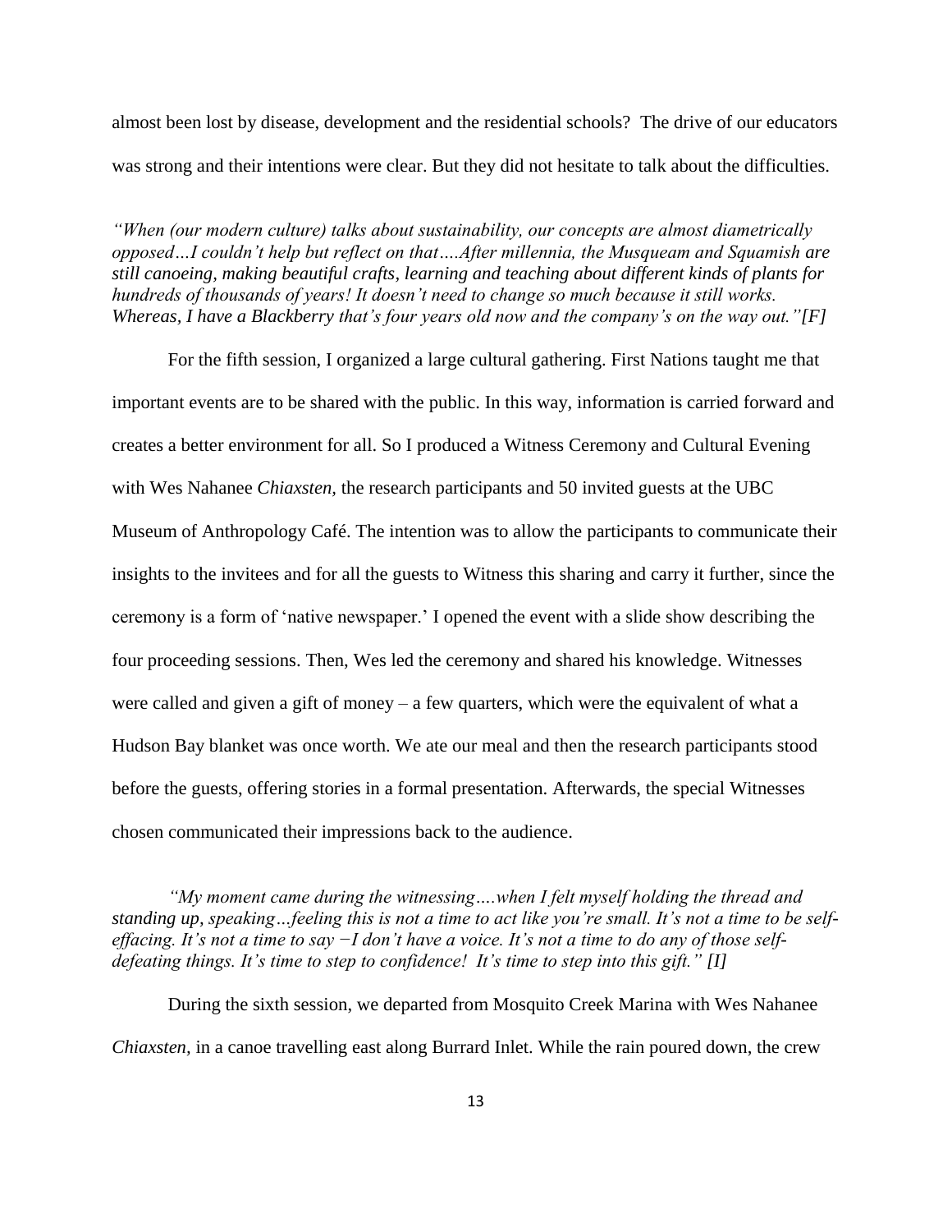almost been lost by disease, development and the residential schools? The drive of our educators was strong and their intentions were clear. But they did not hesitate to talk about the difficulties.

*"When (our modern culture) talks about sustainability, our concepts are almost diametrically opposed…I couldn't help but reflect on that….After millennia, the Musqueam and Squamish are still canoeing, making beautiful crafts, learning and teaching about different kinds of plants for hundreds of thousands of years! It doesn't need to change so much because it still works. Whereas, I have a Blackberry that's four years old now and the company's on the way out."[F]*

For the fifth session, I organized a large cultural gathering. First Nations taught me that important events are to be shared with the public. In this way, information is carried forward and creates a better environment for all. So I produced a Witness Ceremony and Cultural Evening with Wes Nahanee *Chiaxsten*, the research participants and 50 invited guests at the UBC Museum of Anthropology Café. The intention was to allow the participants to communicate their insights to the invitees and for all the guests to Witness this sharing and carry it further, since the ceremony is a form of 'native newspaper.' I opened the event with a slide show describing the four proceeding sessions. Then, Wes led the ceremony and shared his knowledge. Witnesses were called and given a gift of money – a few quarters, which were the equivalent of what a Hudson Bay blanket was once worth. We ate our meal and then the research participants stood before the guests, offering stories in a formal presentation. Afterwards, the special Witnesses chosen communicated their impressions back to the audience.

*"My moment came during the witnessing….when I felt myself holding the thread and standing up, speaking…feeling this is not a time to act like you're small. It's not a time to be self-effacing. It's not a time to say −I don't have a voice. It's not a time to do any of those self-defeating things. It's time to step to confidence! It's time to step into this gift." [I]*

During the sixth session, we departed from Mosquito Creek Marina with Wes Nahanee *Chiaxsten*, in a canoe travelling east along Burrard Inlet. While the rain poured down, the crew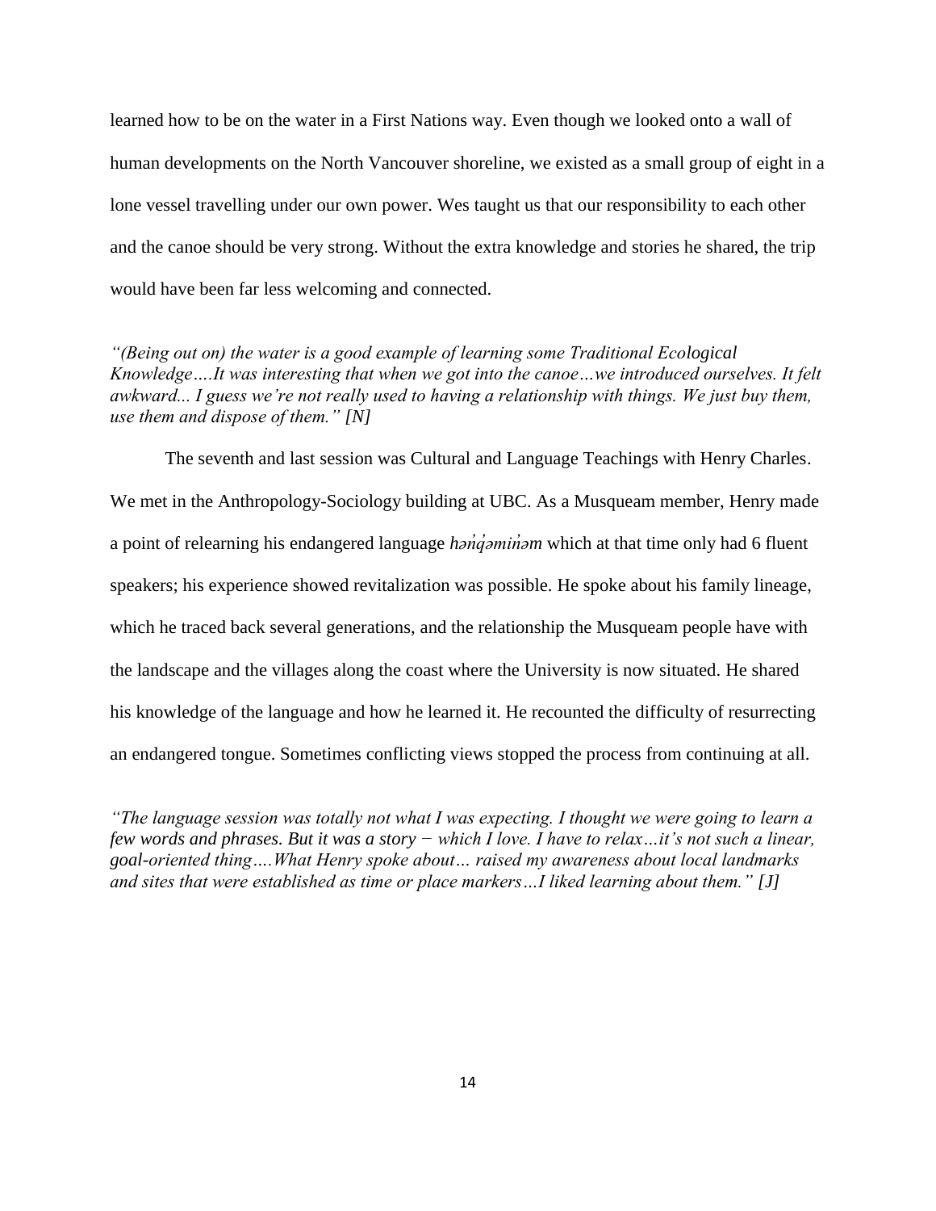learned how to be on the water in a First Nations way. Even though we looked onto a wall of human developments on the North Vancouver shoreline, we existed as a small group of eight in a lone vessel travelling under our own power. Wes taught us that our responsibility to each other and the canoe should be very strong. Without the extra knowledge and stories he shared, the trip would have been far less welcoming and connected.

*"(Being out on) the water is a good example of learning some Traditional Ecological Knowledge….It was interesting that when we got into the canoe…we introduced ourselves. It felt awkward... I guess we're not really used to having a relationship with things. We just buy them, use them and dispose of them." [N]*

The seventh and last session was Cultural and Language Teachings with Henry Charles. We met in the Anthropology-Sociology building at UBC. As a Musqueam member, Henry made a point of relearning his endangered language *hən̓q̓əmin̓əm* which at that time only had 6 fluent speakers; his experience showed revitalization was possible. He spoke about his family lineage, which he traced back several generations, and the relationship the Musqueam people have with the landscape and the villages along the coast where the University is now situated. He shared his knowledge of the language and how he learned it. He recounted the difficulty of resurrecting an endangered tongue. Sometimes conflicting views stopped the process from continuing at all.

*"The language session was totally not what I was expecting. I thought we were going to learn a few words and phrases. But it was a story − which I love. I have to relax…it's not such a linear, goal-oriented thing….What Henry spoke about… raised my awareness about local landmarks and sites that were established as time or place markers…I liked learning about them." [J]*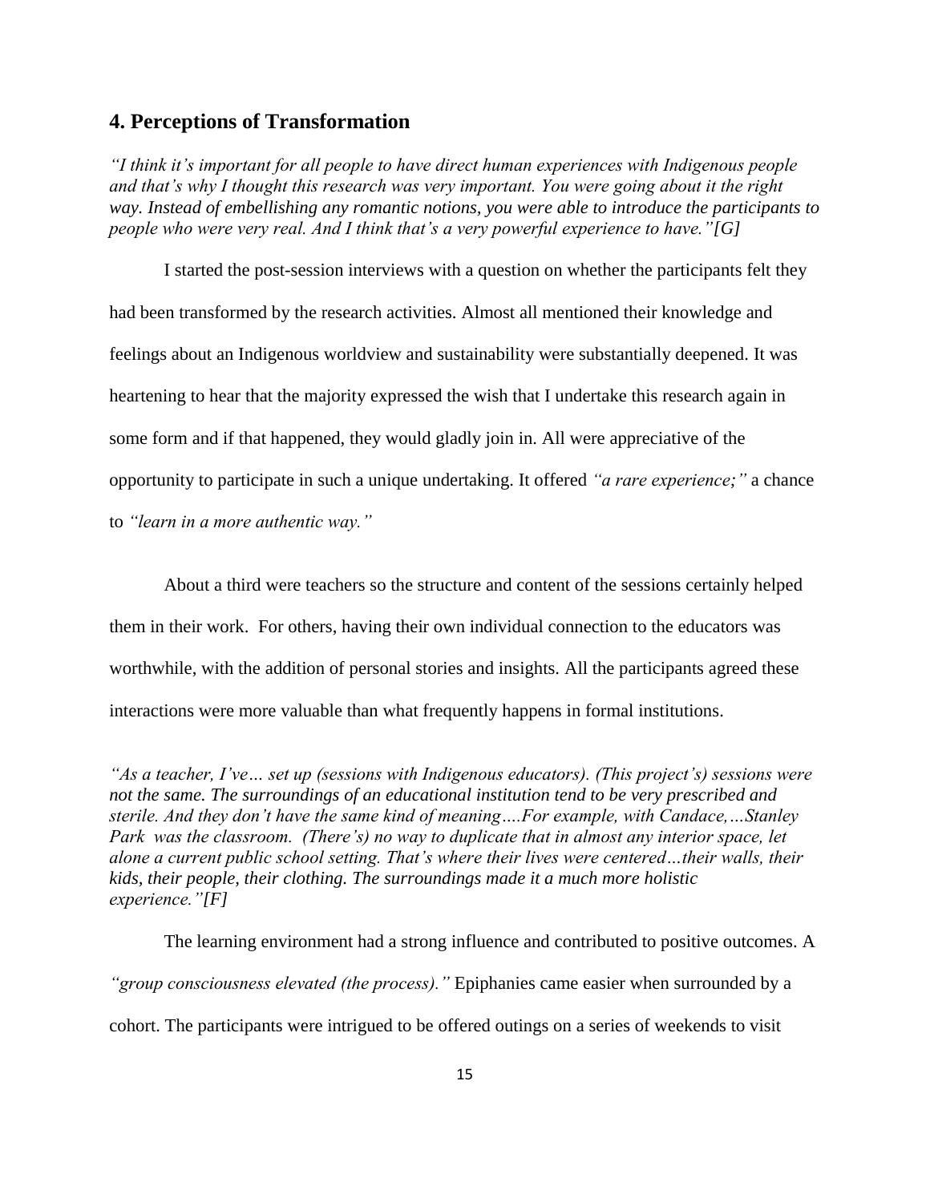## 4. Perceptions of Transformation

*"I think it's important for all people to have direct human experiences with Indigenous people and that's why I thought this research was very important. You were going about it the right way. Instead of embellishing any romantic notions, you were able to introduce the participants to people who were very real. And I think that's a very powerful experience to have."[G]*

I started the post-session interviews with a question on whether the participants felt they had been transformed by the research activities. Almost all mentioned their knowledge and feelings about an Indigenous worldview and sustainability were substantially deepened. It was heartening to hear that the majority expressed the wish that I undertake this research again in some form and if that happened, they would gladly join in. All were appreciative of the opportunity to participate in such a unique undertaking. It offered *"a rare experience;"* a chance to *"learn in a more authentic way."*

About a third were teachers so the structure and content of the sessions certainly helped them in their work. For others, having their own individual connection to the educators was worthwhile, with the addition of personal stories and insights. All the participants agreed these interactions were more valuable than what frequently happens in formal institutions.

*"As a teacher, I've… set up (sessions with Indigenous educators). (This project's) sessions were not the same. The surroundings of an educational institution tend to be very prescribed and sterile. And they don't have the same kind of meaning….For example, with Candace,…Stanley Park was the classroom. (There's) no way to duplicate that in almost any interior space, let alone a current public school setting. That's where their lives were centered…their walls, their kids, their people, their clothing. The surroundings made it a much more holistic experience."[F]*

The learning environment had a strong influence and contributed to positive outcomes. A *"group consciousness elevated (the process)."* Epiphanies came easier when surrounded by a cohort. The participants were intrigued to be offered outings on a series of weekends to visit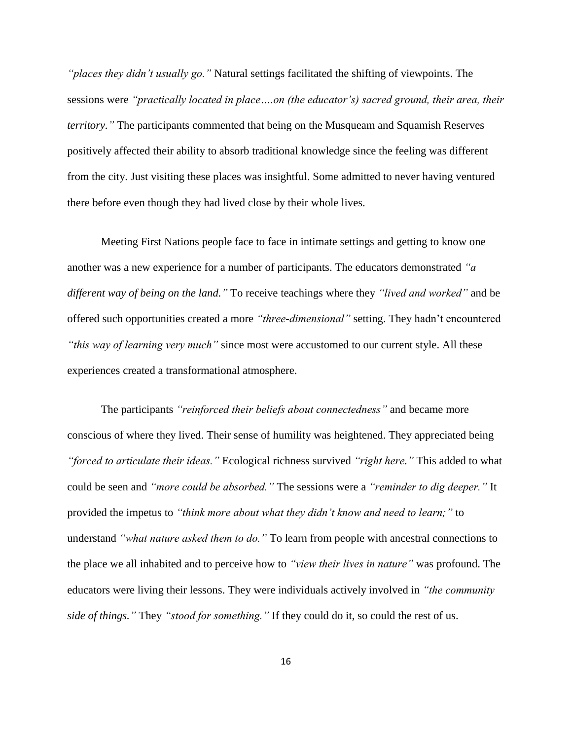*"places they didn't usually go."* Natural settings facilitated the shifting of viewpoints. The sessions were *"practically located in place….on (the educator's) sacred ground, their area, their territory."* The participants commented that being on the Musqueam and Squamish Reserves positively affected their ability to absorb traditional knowledge since the feeling was different from the city. Just visiting these places was insightful. Some admitted to never having ventured there before even though they had lived close by their whole lives.

Meeting First Nations people face to face in intimate settings and getting to know one another was a new experience for a number of participants. The educators demonstrated *"a different way of being on the land."* To receive teachings where they *"lived and worked"* and be offered such opportunities created a more *"three-dimensional"* setting. They hadn't encountered *"this way of learning very much"* since most were accustomed to our current style. All these experiences created a transformational atmosphere.

The participants *"reinforced their beliefs about connectedness"* and became more conscious of where they lived. Their sense of humility was heightened. They appreciated being *"forced to articulate their ideas."* Ecological richness survived *"right here."* This added to what could be seen and *"more could be absorbed."* The sessions were a *"reminder to dig deeper."* It provided the impetus to *"think more about what they didn't know and need to learn;"* to understand *"what nature asked them to do."* To learn from people with ancestral connections to the place we all inhabited and to perceive how to *"view their lives in nature"* was profound. The educators were living their lessons. They were individuals actively involved in *"the community side of things."* They *"stood for something."* If they could do it, so could the rest of us.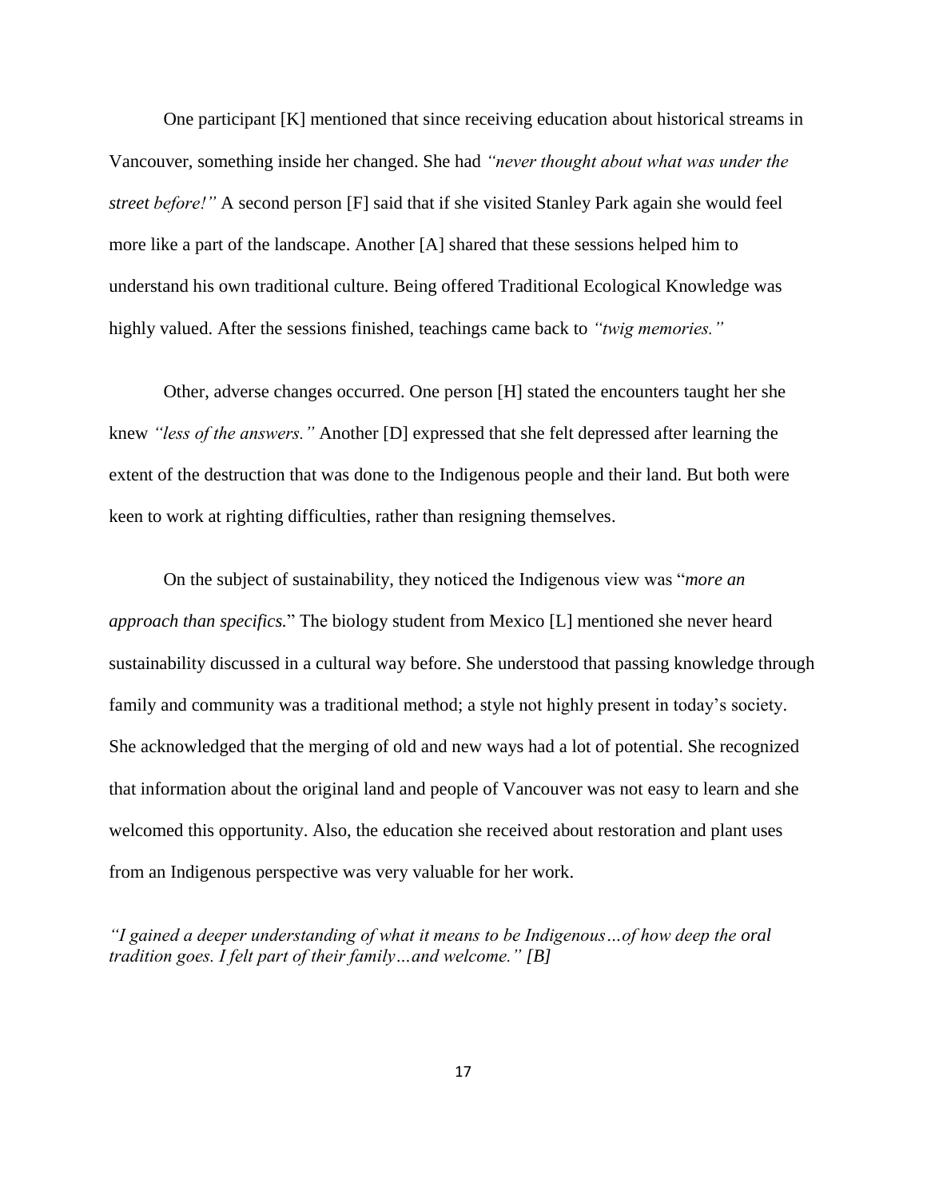One participant [K] mentioned that since receiving education about historical streams in Vancouver, something inside her changed. She had *"never thought about what was under the street before!"* A second person [F] said that if she visited Stanley Park again she would feel more like a part of the landscape. Another [A] shared that these sessions helped him to understand his own traditional culture. Being offered Traditional Ecological Knowledge was highly valued. After the sessions finished, teachings came back to *"twig memories."*

Other, adverse changes occurred. One person [H] stated the encounters taught her she knew *"less of the answers."* Another [D] expressed that she felt depressed after learning the extent of the destruction that was done to the Indigenous people and their land. But both were keen to work at righting difficulties, rather than resigning themselves.

On the subject of sustainability, they noticed the Indigenous view was "*more an approach than specifics.*" The biology student from Mexico [L] mentioned she never heard sustainability discussed in a cultural way before. She understood that passing knowledge through family and community was a traditional method; a style not highly present in today's society. She acknowledged that the merging of old and new ways had a lot of potential. She recognized that information about the original land and people of Vancouver was not easy to learn and she welcomed this opportunity. Also, the education she received about restoration and plant uses from an Indigenous perspective was very valuable for her work.

*"I gained a deeper understanding of what it means to be Indigenous…of how deep the oral tradition goes. I felt part of their family…and welcome." [B]*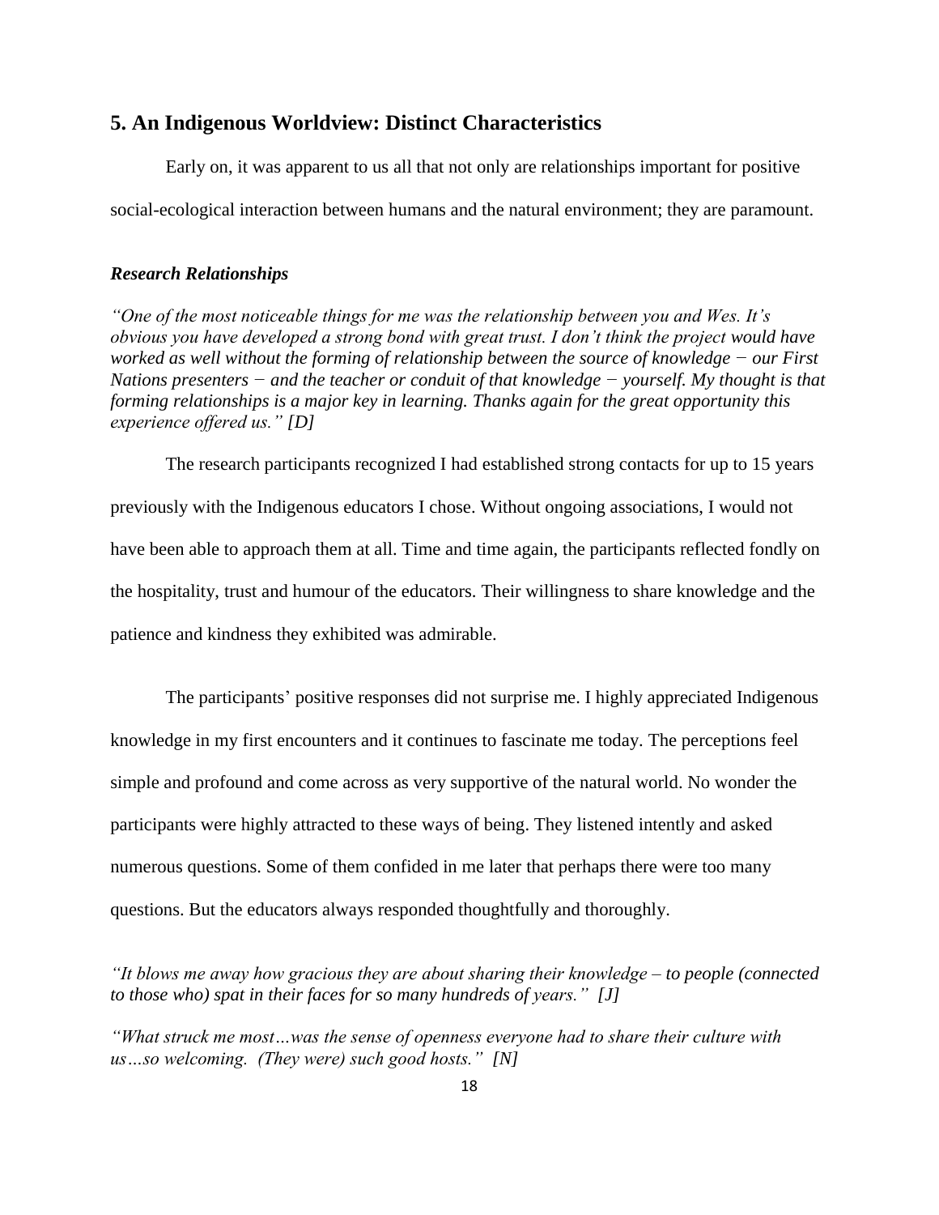## 5. An Indigenous Worldview: Distinct Characteristics

Early on, it was apparent to us all that not only are relationships important for positive social-ecological interaction between humans and the natural environment; they are paramount.

### *Research Relationships*

*"One of the most noticeable things for me was the relationship between you and Wes. It's obvious you have developed a strong bond with great trust. I don't think the project would have worked as well without the forming of relationship between the source of knowledge − our First Nations presenters − and the teacher or conduit of that knowledge − yourself. My thought is that forming relationships is a major key in learning. Thanks again for the great opportunity this experience offered us." [D]*

The research participants recognized I had established strong contacts for up to 15 years previously with the Indigenous educators I chose. Without ongoing associations, I would not have been able to approach them at all. Time and time again, the participants reflected fondly on the hospitality, trust and humour of the educators. Their willingness to share knowledge and the patience and kindness they exhibited was admirable.

The participants' positive responses did not surprise me. I highly appreciated Indigenous knowledge in my first encounters and it continues to fascinate me today. The perceptions feel simple and profound and come across as very supportive of the natural world. No wonder the participants were highly attracted to these ways of being. They listened intently and asked numerous questions. Some of them confided in me later that perhaps there were too many questions. But the educators always responded thoughtfully and thoroughly.

*"It blows me away how gracious they are about sharing their knowledge – to people (connected to those who) spat in their faces for so many hundreds of years." [J]*

*"What struck me most…was the sense of openness everyone had to share their culture with us…so welcoming. (They were) such good hosts." [N]*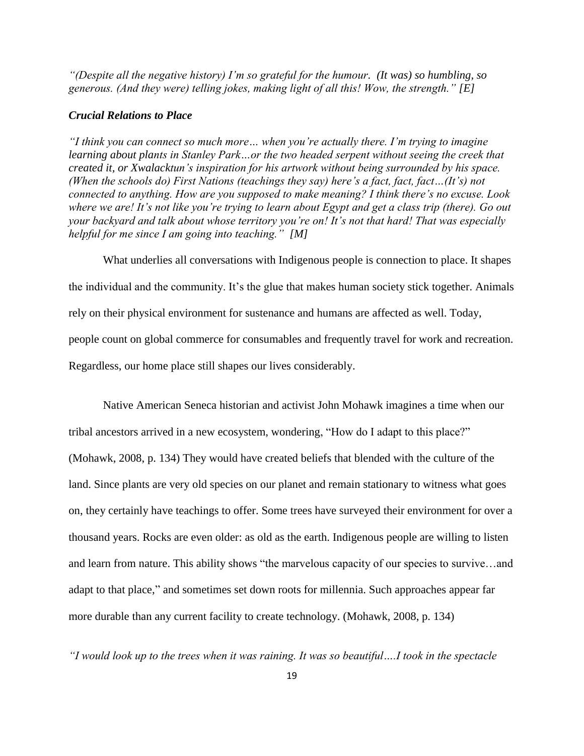*“(Despite all the negative history) I’m so grateful for the humour. (It was) so humbling, so generous. (And they were) telling jokes, making light of all this! Wow, the strength.” [E]*

### *Crucial Relations to Place*

*“I think you can connect so much more… when you’re actually there. I’m trying to imagine learning about plants in Stanley Park…or the two headed serpent without seeing the creek that created it, or Xwalacktun’s inspiration for his artwork without being surrounded by his space. (When the schools do) First Nations (teachings they say) here’s a fact, fact, fact…(It’s) not connected to anything. How are you supposed to make meaning? I think there’s no excuse. Look where we are! It’s not like you’re trying to learn about Egypt and get a class trip (there). Go out your backyard and talk about whose territory you’re on! It’s not that hard! That was especially helpful for me since I am going into teaching.” [M]*

What underlies all conversations with Indigenous people is connection to place. It shapes the individual and the community. It’s the glue that makes human society stick together. Animals rely on their physical environment for sustenance and humans are affected as well. Today, people count on global commerce for consumables and frequently travel for work and recreation. Regardless, our home place still shapes our lives considerably.

Native American Seneca historian and activist John Mohawk imagines a time when our tribal ancestors arrived in a new ecosystem, wondering, “How do I adapt to this place?” (Mohawk, 2008, p. 134) They would have created beliefs that blended with the culture of the land. Since plants are very old species on our planet and remain stationary to witness what goes on, they certainly have teachings to offer. Some trees have surveyed their environment for over a thousand years. Rocks are even older: as old as the earth. Indigenous people are willing to listen and learn from nature. This ability shows “the marvelous capacity of our species to survive…and adapt to that place,” and sometimes set down roots for millennia. Such approaches appear far more durable than any current facility to create technology. (Mohawk, 2008, p. 134)

*“I would look up to the trees when it was raining. It was so beautiful….I took in the spectacle*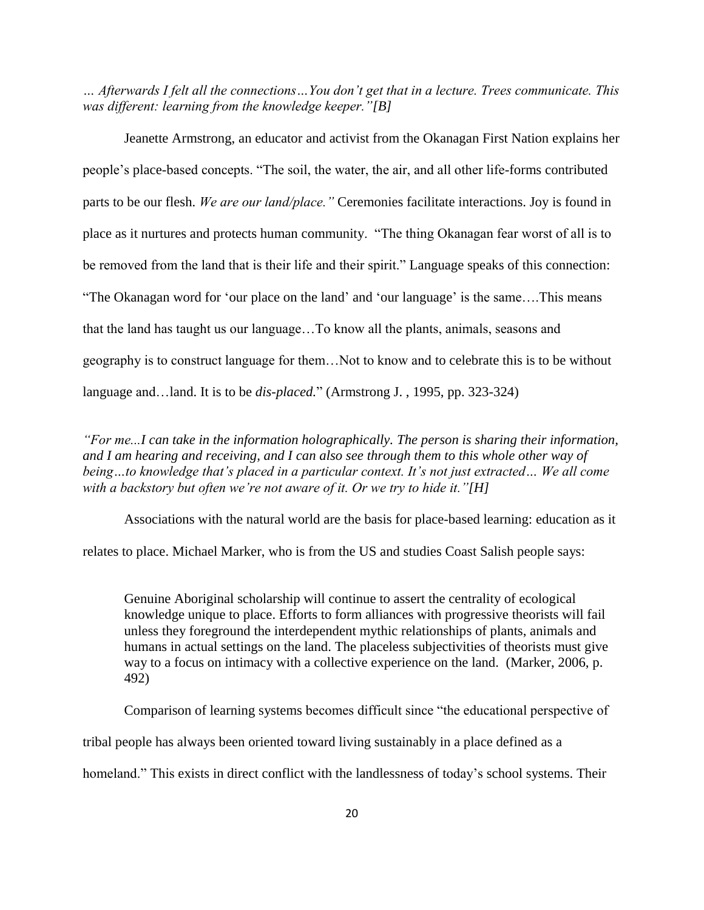*… Afterwards I felt all the connections…You don't get that in a lecture. Trees communicate. This was different: learning from the knowledge keeper."[B]*

Jeanette Armstrong, an educator and activist from the Okanagan First Nation explains her people's place-based concepts. "The soil, the water, the air, and all other life-forms contributed parts to be our flesh. *We are our land/place."* Ceremonies facilitate interactions. Joy is found in place as it nurtures and protects human community. "The thing Okanagan fear worst of all is to be removed from the land that is their life and their spirit." Language speaks of this connection: "The Okanagan word for 'our place on the land' and 'our language' is the same….This means that the land has taught us our language…To know all the plants, animals, seasons and geography is to construct language for them…Not to know and to celebrate this is to be without language and…land. It is to be *dis-placed.*" (Armstrong J. , 1995, pp. 323-324)

*"For me...I can take in the information holographically. The person is sharing their information, and I am hearing and receiving, and I can also see through them to this whole other way of being…to knowledge that's placed in a particular context. It's not just extracted… We all come with a backstory but often we're not aware of it. Or we try to hide it."[H]*

Associations with the natural world are the basis for place-based learning: education as it relates to place. Michael Marker, who is from the US and studies Coast Salish people says:

> Genuine Aboriginal scholarship will continue to assert the centrality of ecological knowledge unique to place. Efforts to form alliances with progressive theorists will fail unless they foreground the interdependent mythic relationships of plants, animals and humans in actual settings on the land. The placeless subjectivities of theorists must give way to a focus on intimacy with a collective experience on the land. (Marker, 2006, p. 492)

Comparison of learning systems becomes difficult since "the educational perspective of tribal people has always been oriented toward living sustainably in a place defined as a homeland." This exists in direct conflict with the landlessness of today's school systems. Their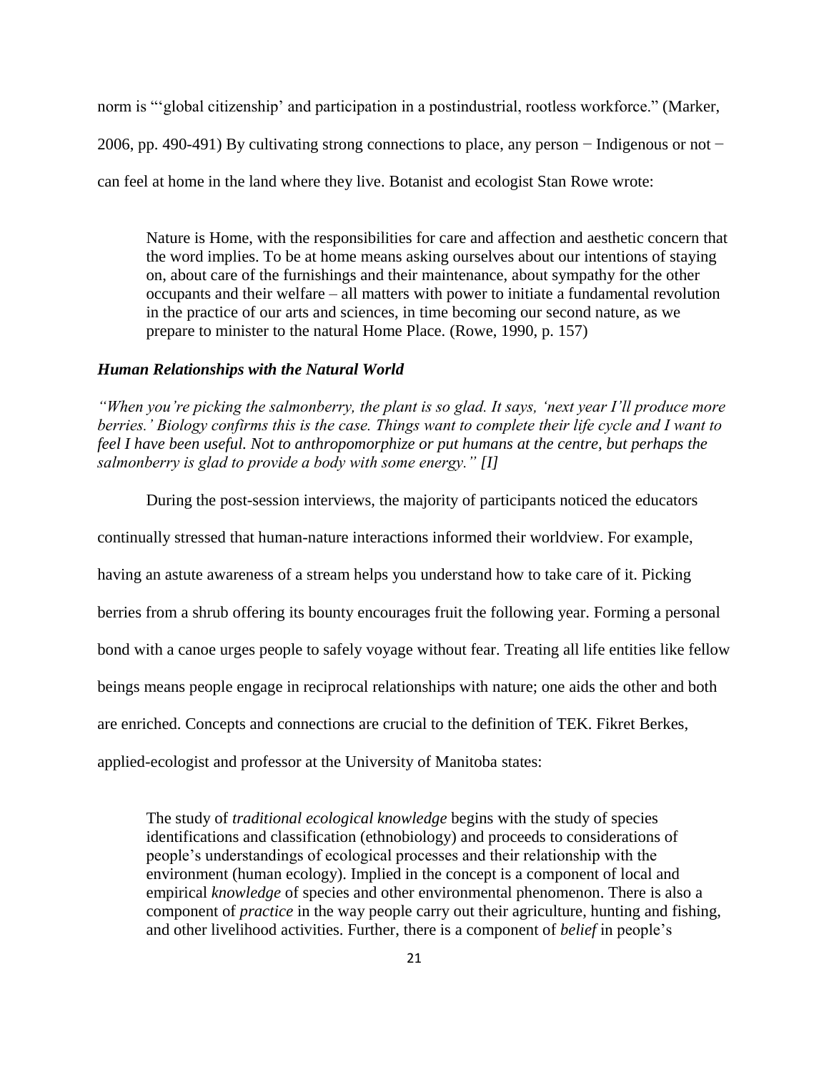norm is "'global citizenship' and participation in a postindustrial, rootless workforce." (Marker, 2006, pp. 490-491) By cultivating strong connections to place, any person − Indigenous or not − can feel at home in the land where they live. Botanist and ecologist Stan Rowe wrote:

> Nature is Home, with the responsibilities for care and affection and aesthetic concern that the word implies. To be at home means asking ourselves about our intentions of staying on, about care of the furnishings and their maintenance, about sympathy for the other occupants and their welfare – all matters with power to initiate a fundamental revolution in the practice of our arts and sciences, in time becoming our second nature, as we prepare to minister to the natural Home Place. (Rowe, 1990, p. 157)

### *Human Relationships with the Natural World*

*"When you're picking the salmonberry, the plant is so glad. It says, 'next year I'll produce more berries.' Biology confirms this is the case. Things want to complete their life cycle and I want to feel I have been useful. Not to anthropomorphize or put humans at the centre, but perhaps the salmonberry is glad to provide a body with some energy." [I]*

During the post-session interviews, the majority of participants noticed the educators continually stressed that human-nature interactions informed their worldview. For example, having an astute awareness of a stream helps you understand how to take care of it. Picking berries from a shrub offering its bounty encourages fruit the following year. Forming a personal bond with a canoe urges people to safely voyage without fear. Treating all life entities like fellow beings means people engage in reciprocal relationships with nature; one aids the other and both are enriched. Concepts and connections are crucial to the definition of TEK. Fikret Berkes, applied-ecologist and professor at the University of Manitoba states:

> The study of *traditional ecological knowledge* begins with the study of species identifications and classification (ethnobiology) and proceeds to considerations of people's understandings of ecological processes and their relationship with the environment (human ecology). Implied in the concept is a component of local and empirical *knowledge* of species and other environmental phenomenon. There is also a component of *practice* in the way people carry out their agriculture, hunting and fishing, and other livelihood activities. Further, there is a component of *belief* in people's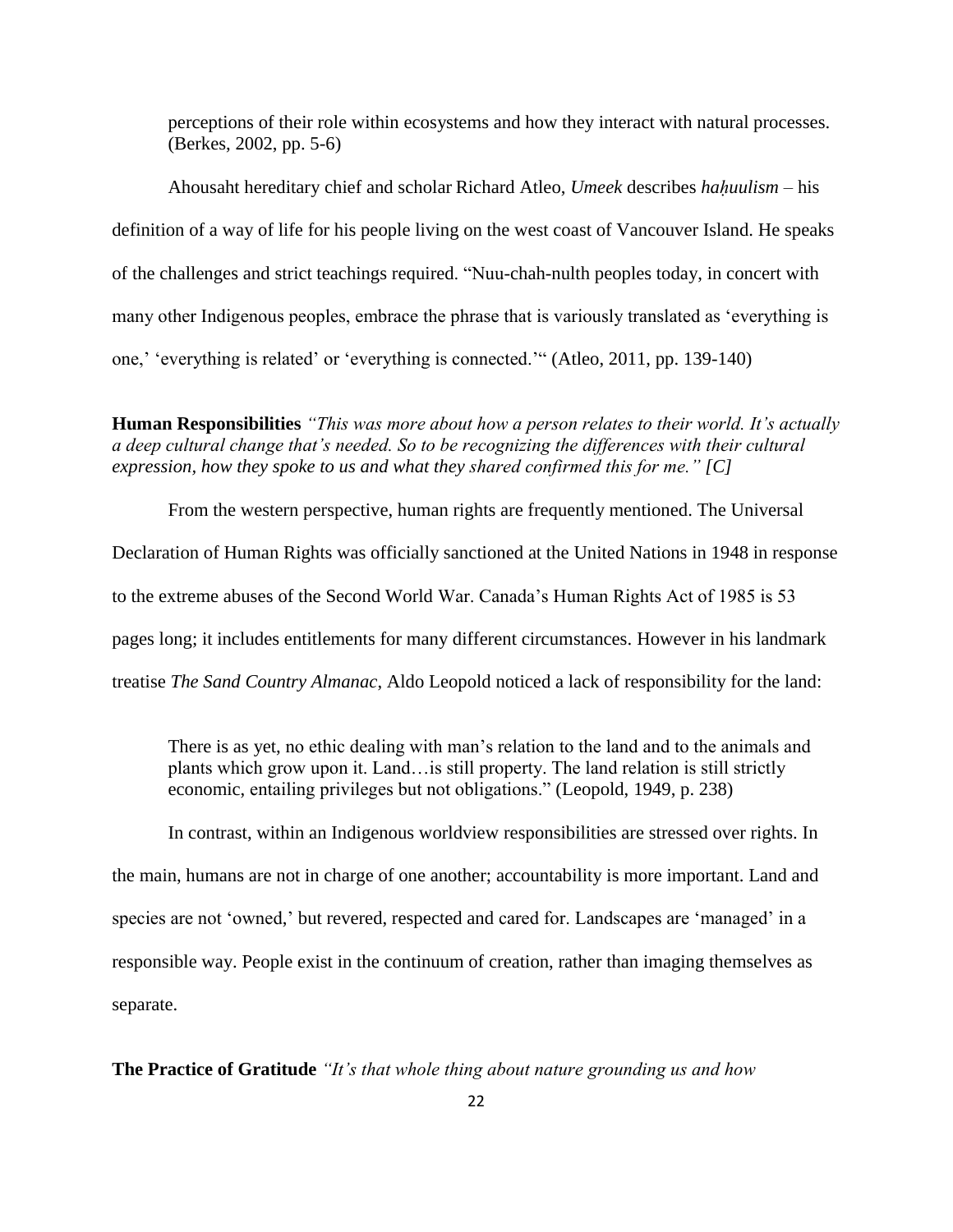> perceptions of their role within ecosystems and how they interact with natural processes. (Berkes, 2002, pp. 5-6)

Ahousaht hereditary chief and scholar Richard Atleo, *Umeek* describes *haḥuulism* – his definition of a way of life for his people living on the west coast of Vancouver Island. He speaks of the challenges and strict teachings required. "Nuu-chah-nulth peoples today, in concert with many other Indigenous peoples, embrace the phrase that is variously translated as 'everything is one,' 'everything is related' or 'everything is connected.'" (Atleo, 2011, pp. 139-140)

**Human Responsibilities** *"This was more about how a person relates to their world. It's actually a deep cultural change that's needed. So to be recognizing the differences with their cultural expression, how they spoke to us and what they shared confirmed this for me." [C]*

From the western perspective, human rights are frequently mentioned. The Universal Declaration of Human Rights was officially sanctioned at the United Nations in 1948 in response to the extreme abuses of the Second World War. Canada's Human Rights Act of 1985 is 53 pages long; it includes entitlements for many different circumstances. However in his landmark treatise *The Sand Country Almanac,* Aldo Leopold noticed a lack of responsibility for the land:

> There is as yet, no ethic dealing with man's relation to the land and to the animals and plants which grow upon it. Land…is still property. The land relation is still strictly economic, entailing privileges but not obligations." (Leopold, 1949, p. 238)

In contrast, within an Indigenous worldview responsibilities are stressed over rights. In the main, humans are not in charge of one another; accountability is more important. Land and species are not 'owned,' but revered, respected and cared for. Landscapes are 'managed' in a responsible way. People exist in the continuum of creation, rather than imaging themselves as separate.

**The Practice of Gratitude** *"It's that whole thing about nature grounding us and how*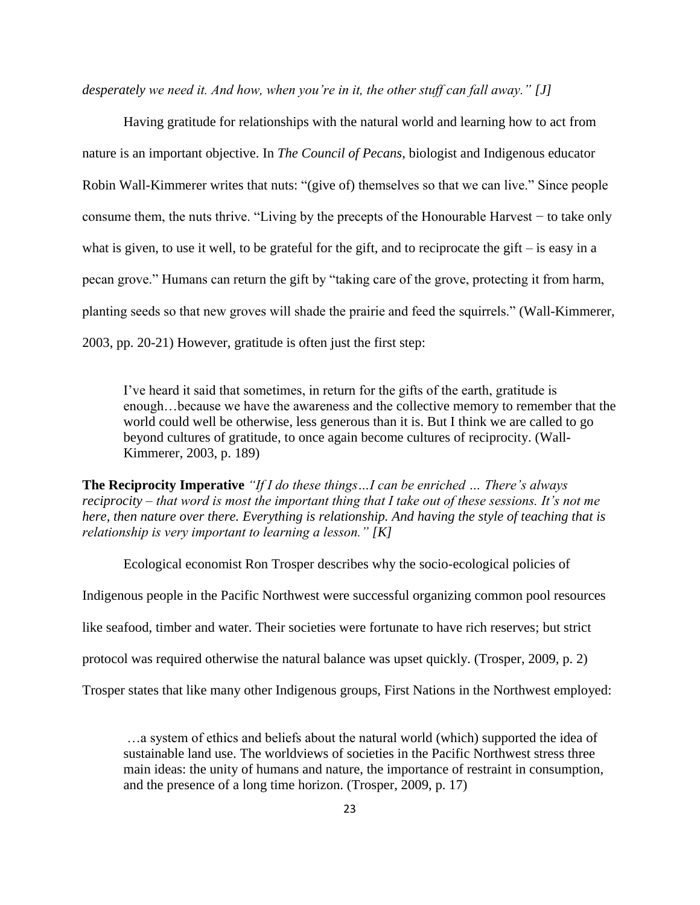*desperately we need it. And how, when you're in it, the other stuff can fall away." [J]*

Having gratitude for relationships with the natural world and learning how to act from nature is an important objective. In *The Council of Pecans*, biologist and Indigenous educator Robin Wall-Kimmerer writes that nuts: "(give of) themselves so that we can live." Since people consume them, the nuts thrive. "Living by the precepts of the Honourable Harvest − to take only what is given, to use it well, to be grateful for the gift, and to reciprocate the gift – is easy in a pecan grove." Humans can return the gift by "taking care of the grove, protecting it from harm, planting seeds so that new groves will shade the prairie and feed the squirrels." (Wall-Kimmerer, 2003, pp. 20-21) However, gratitude is often just the first step:

> I've heard it said that sometimes, in return for the gifts of the earth, gratitude is enough…because we have the awareness and the collective memory to remember that the world could well be otherwise, less generous than it is. But I think we are called to go beyond cultures of gratitude, to once again become cultures of reciprocity. (Wall-Kimmerer, 2003, p. 189)

**The Reciprocity Imperative** *"If I do these things…I can be enriched … There's always reciprocity – that word is most the important thing that I take out of these sessions. It's not me here, then nature over there. Everything is relationship. And having the style of teaching that is relationship is very important to learning a lesson." [K]*

Ecological economist Ron Trosper describes why the socio-ecological policies of Indigenous people in the Pacific Northwest were successful organizing common pool resources like seafood, timber and water. Their societies were fortunate to have rich reserves; but strict protocol was required otherwise the natural balance was upset quickly. (Trosper, 2009, p. 2) Trosper states that like many other Indigenous groups, First Nations in the Northwest employed:

> …a system of ethics and beliefs about the natural world (which) supported the idea of sustainable land use. The worldviews of societies in the Pacific Northwest stress three main ideas: the unity of humans and nature, the importance of restraint in consumption, and the presence of a long time horizon. (Trosper, 2009, p. 17)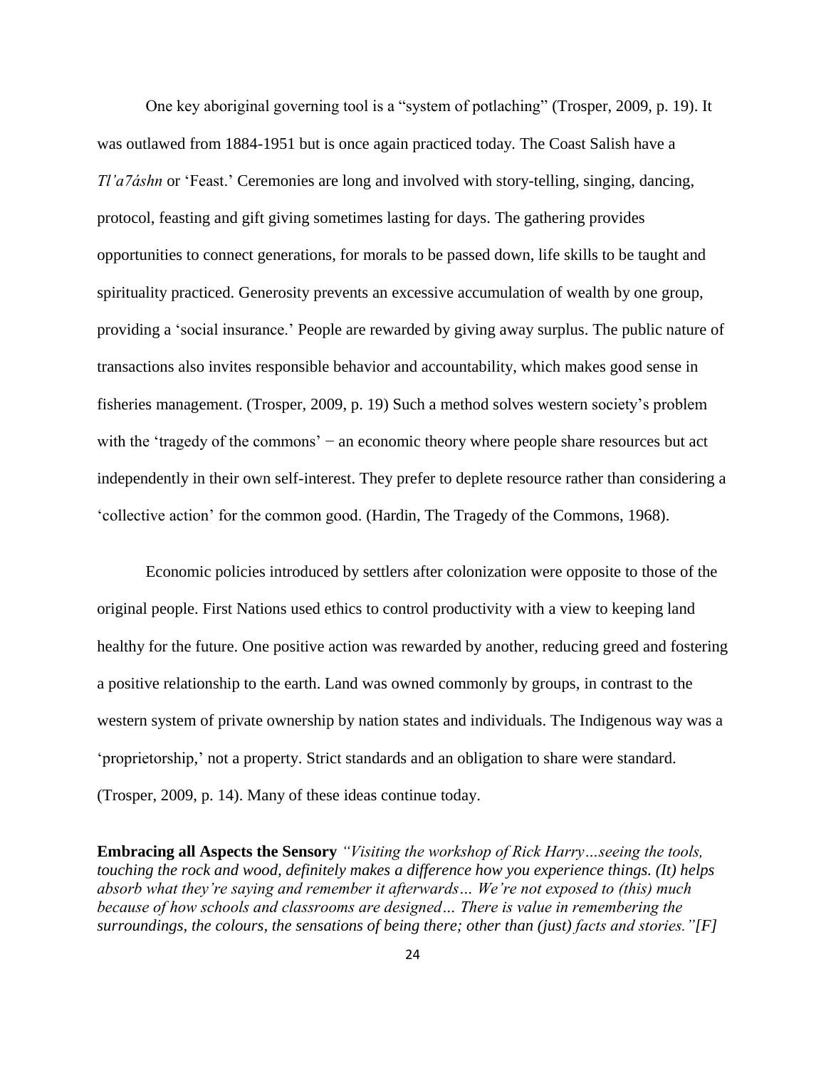One key aboriginal governing tool is a "system of potlaching" (Trosper, 2009, p. 19). It was outlawed from 1884-1951 but is once again practiced today. The Coast Salish have a *Tl'a7áshn* or 'Feast.' Ceremonies are long and involved with story-telling, singing, dancing, protocol, feasting and gift giving sometimes lasting for days. The gathering provides opportunities to connect generations, for morals to be passed down, life skills to be taught and spirituality practiced. Generosity prevents an excessive accumulation of wealth by one group, providing a 'social insurance.' People are rewarded by giving away surplus. The public nature of transactions also invites responsible behavior and accountability, which makes good sense in fisheries management. (Trosper, 2009, p. 19) Such a method solves western society's problem with the 'tragedy of the commons' − an economic theory where people share resources but act independently in their own self-interest. They prefer to deplete resource rather than considering a 'collective action' for the common good. (Hardin, The Tragedy of the Commons, 1968).

Economic policies introduced by settlers after colonization were opposite to those of the original people. First Nations used ethics to control productivity with a view to keeping land healthy for the future. One positive action was rewarded by another, reducing greed and fostering a positive relationship to the earth. Land was owned commonly by groups, in contrast to the western system of private ownership by nation states and individuals. The Indigenous way was a 'proprietorship,' not a property. Strict standards and an obligation to share were standard. (Trosper, 2009, p. 14). Many of these ideas continue today.

**Embracing all Aspects the Sensory** *"Visiting the workshop of Rick Harry…seeing the tools, touching the rock and wood, definitely makes a difference how you experience things. (It) helps absorb what they're saying and remember it afterwards… We're not exposed to (this) much because of how schools and classrooms are designed… There is value in remembering the surroundings, the colours, the sensations of being there; other than (just) facts and stories."[F]*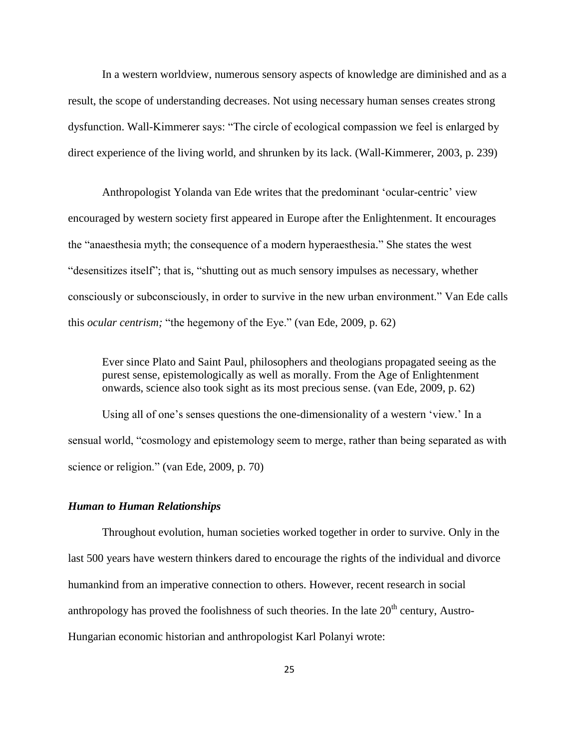In a western worldview, numerous sensory aspects of knowledge are diminished and as a result, the scope of understanding decreases. Not using necessary human senses creates strong dysfunction. Wall-Kimmerer says: "The circle of ecological compassion we feel is enlarged by direct experience of the living world, and shrunken by its lack. (Wall-Kimmerer, 2003, p. 239)

Anthropologist Yolanda van Ede writes that the predominant 'ocular-centric' view encouraged by western society first appeared in Europe after the Enlightenment. It encourages the "anaesthesia myth; the consequence of a modern hyperaesthesia." She states the west "desensitizes itself"; that is, "shutting out as much sensory impulses as necessary, whether consciously or subconsciously, in order to survive in the new urban environment." Van Ede calls this *ocular centrism;* "the hegemony of the Eye." (van Ede, 2009, p. 62)

> Ever since Plato and Saint Paul, philosophers and theologians propagated seeing as the purest sense, epistemologically as well as morally. From the Age of Enlightenment onwards, science also took sight as its most precious sense. (van Ede, 2009, p. 62)

Using all of one's senses questions the one-dimensionality of a western 'view.' In a sensual world, "cosmology and epistemology seem to merge, rather than being separated as with science or religion." (van Ede, 2009, p. 70)

### *Human to Human Relationships*

Throughout evolution, human societies worked together in order to survive. Only in the last 500 years have western thinkers dared to encourage the rights of the individual and divorce humankind from an imperative connection to others. However, recent research in social anthropology has proved the foolishness of such theories. In the late 20th century, Austro-Hungarian economic historian and anthropologist Karl Polanyi wrote: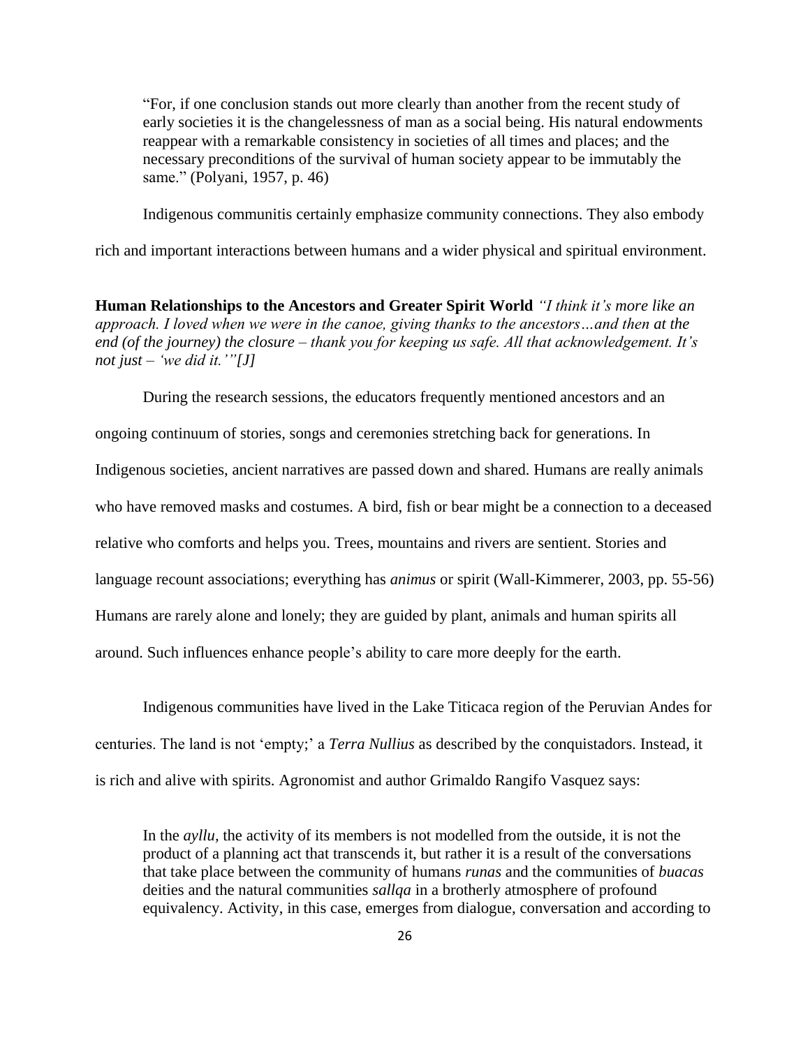> "For, if one conclusion stands out more clearly than another from the recent study of early societies it is the changelessness of man as a social being. His natural endowments reappear with a remarkable consistency in societies of all times and places; and the necessary preconditions of the survival of human society appear to be immutably the same." (Polyani, 1957, p. 46)

Indigenous communitis certainly emphasize community connections. They also embody rich and important interactions between humans and a wider physical and spiritual environment.

**Human Relationships to the Ancestors and Greater Spirit World** *"I think it's more like an approach. I loved when we were in the canoe, giving thanks to the ancestors…and then at the end (of the journey) the closure – thank you for keeping us safe. All that acknowledgement. It's not just – 'we did it.'"[J]*

During the research sessions, the educators frequently mentioned ancestors and an ongoing continuum of stories, songs and ceremonies stretching back for generations. In Indigenous societies, ancient narratives are passed down and shared. Humans are really animals who have removed masks and costumes. A bird, fish or bear might be a connection to a deceased relative who comforts and helps you. Trees, mountains and rivers are sentient. Stories and language recount associations; everything has *animus* or spirit (Wall-Kimmerer, 2003, pp. 55-56) Humans are rarely alone and lonely; they are guided by plant, animals and human spirits all around. Such influences enhance people's ability to care more deeply for the earth.

Indigenous communities have lived in the Lake Titicaca region of the Peruvian Andes for centuries. The land is not 'empty;' a *Terra Nullius* as described by the conquistadors. Instead, it is rich and alive with spirits. Agronomist and author Grimaldo Rangifo Vasquez says:

> In the *ayllu,* the activity of its members is not modelled from the outside, it is not the product of a planning act that transcends it, but rather it is a result of the conversations that take place between the community of humans *runas* and the communities of *buacas* deities and the natural communities *sallqa* in a brotherly atmosphere of profound equivalency. Activity, in this case, emerges from dialogue, conversation and according to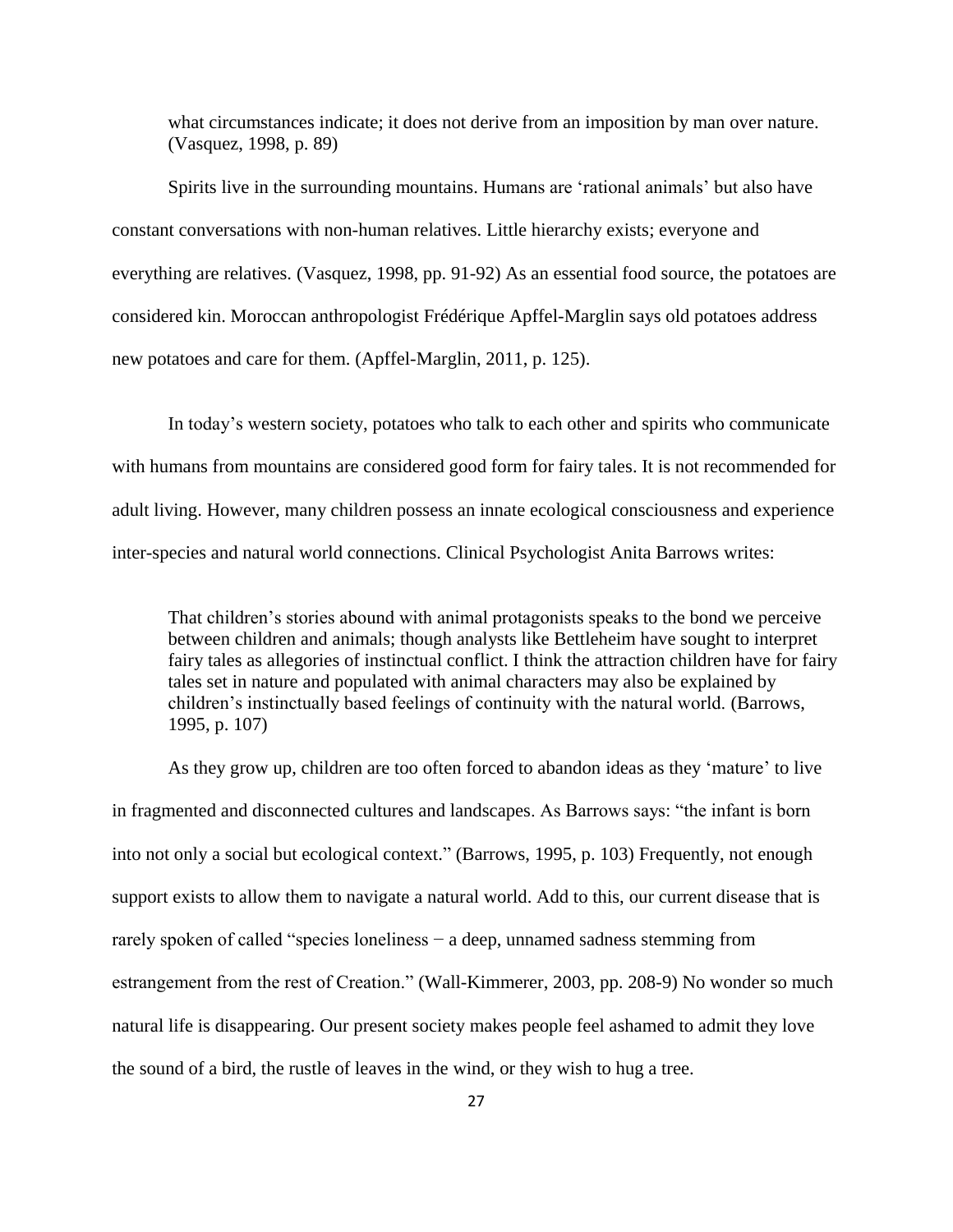> what circumstances indicate; it does not derive from an imposition by man over nature. (Vasquez, 1998, p. 89)

Spirits live in the surrounding mountains. Humans are 'rational animals' but also have constant conversations with non-human relatives. Little hierarchy exists; everyone and everything are relatives. (Vasquez, 1998, pp. 91-92) As an essential food source, the potatoes are considered kin. Moroccan anthropologist Frédérique Apffel-Marglin says old potatoes address new potatoes and care for them. (Apffel-Marglin, 2011, p. 125).

In today's western society, potatoes who talk to each other and spirits who communicate with humans from mountains are considered good form for fairy tales. It is not recommended for adult living. However, many children possess an innate ecological consciousness and experience inter-species and natural world connections. Clinical Psychologist Anita Barrows writes:

> That children's stories abound with animal protagonists speaks to the bond we perceive between children and animals; though analysts like Bettleheim have sought to interpret fairy tales as allegories of instinctual conflict. I think the attraction children have for fairy tales set in nature and populated with animal characters may also be explained by children's instinctually based feelings of continuity with the natural world. (Barrows, 1995, p. 107)

As they grow up, children are too often forced to abandon ideas as they 'mature' to live in fragmented and disconnected cultures and landscapes. As Barrows says: "the infant is born into not only a social but ecological context." (Barrows, 1995, p. 103) Frequently, not enough support exists to allow them to navigate a natural world. Add to this, our current disease that is rarely spoken of called "species loneliness − a deep, unnamed sadness stemming from estrangement from the rest of Creation." (Wall-Kimmerer, 2003, pp. 208-9) No wonder so much natural life is disappearing. Our present society makes people feel ashamed to admit they love the sound of a bird, the rustle of leaves in the wind, or they wish to hug a tree.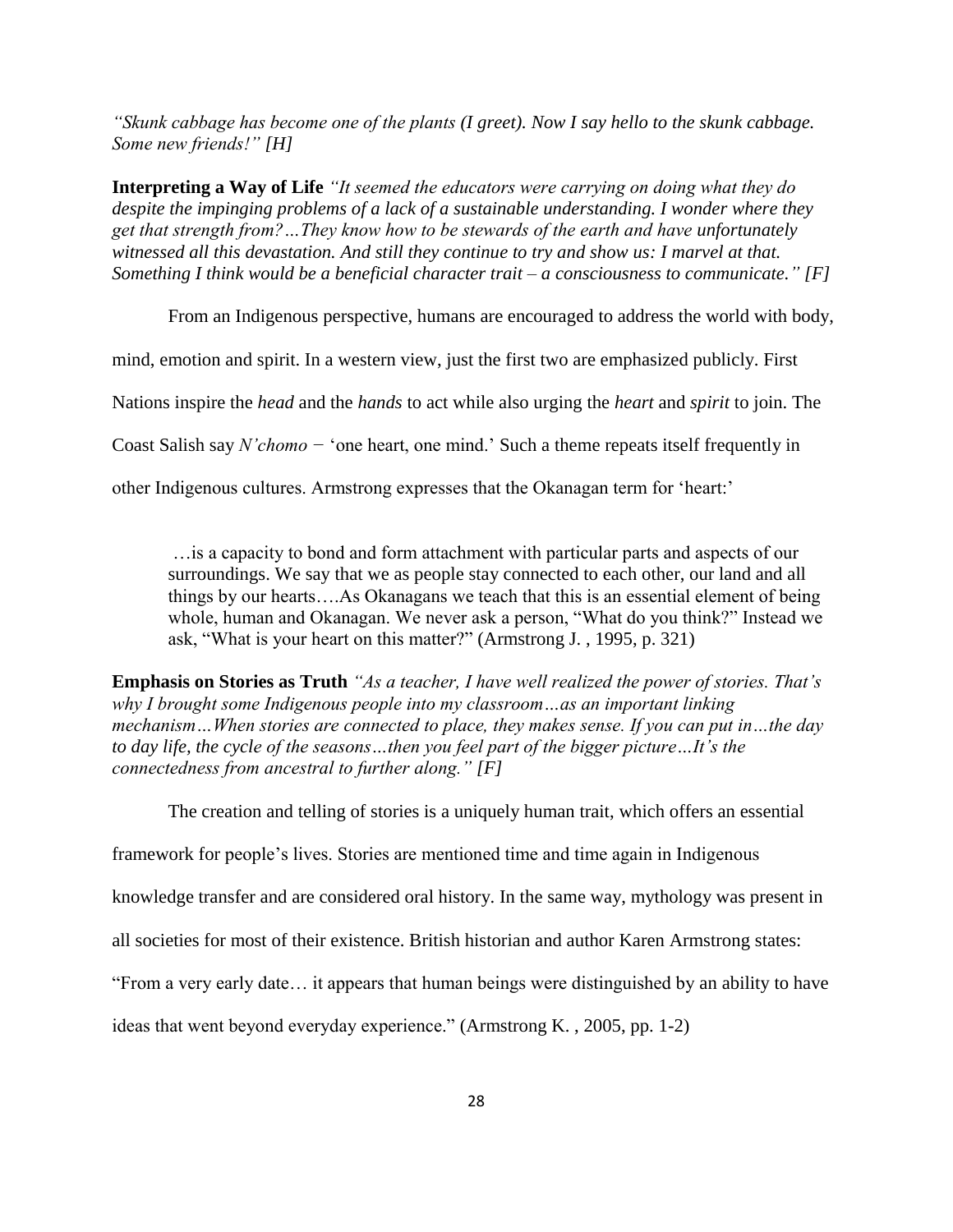*"Skunk cabbage has become one of the plants (I greet). Now I say hello to the skunk cabbage. Some new friends!" [H]*

**Interpreting a Way of Life** *"It seemed the educators were carrying on doing what they do despite the impinging problems of a lack of a sustainable understanding. I wonder where they get that strength from?…They know how to be stewards of the earth and have unfortunately witnessed all this devastation. And still they continue to try and show us: I marvel at that. Something I think would be a beneficial character trait – a consciousness to communicate." [F]*

From an Indigenous perspective, humans are encouraged to address the world with body, mind, emotion and spirit. In a western view, just the first two are emphasized publicly. First Nations inspire the *head* and the *hands* to act while also urging the *heart* and *spirit* to join. The Coast Salish say *N'chomo* − 'one heart, one mind.' Such a theme repeats itself frequently in other Indigenous cultures. Armstrong expresses that the Okanagan term for 'heart:'

> …is a capacity to bond and form attachment with particular parts and aspects of our surroundings. We say that we as people stay connected to each other, our land and all things by our hearts….As Okanagans we teach that this is an essential element of being whole, human and Okanagan. We never ask a person, "What do you think?" Instead we ask, "What is your heart on this matter?" (Armstrong J. , 1995, p. 321)

**Emphasis on Stories as Truth** *"As a teacher, I have well realized the power of stories. That's why I brought some Indigenous people into my classroom…as an important linking mechanism…When stories are connected to place, they makes sense. If you can put in…the day to day life, the cycle of the seasons…then you feel part of the bigger picture…It's the connectedness from ancestral to further along." [F]*

The creation and telling of stories is a uniquely human trait, which offers an essential framework for people's lives. Stories are mentioned time and time again in Indigenous knowledge transfer and are considered oral history. In the same way, mythology was present in all societies for most of their existence. British historian and author Karen Armstrong states: "From a very early date… it appears that human beings were distinguished by an ability to have ideas that went beyond everyday experience." (Armstrong K. , 2005, pp. 1-2)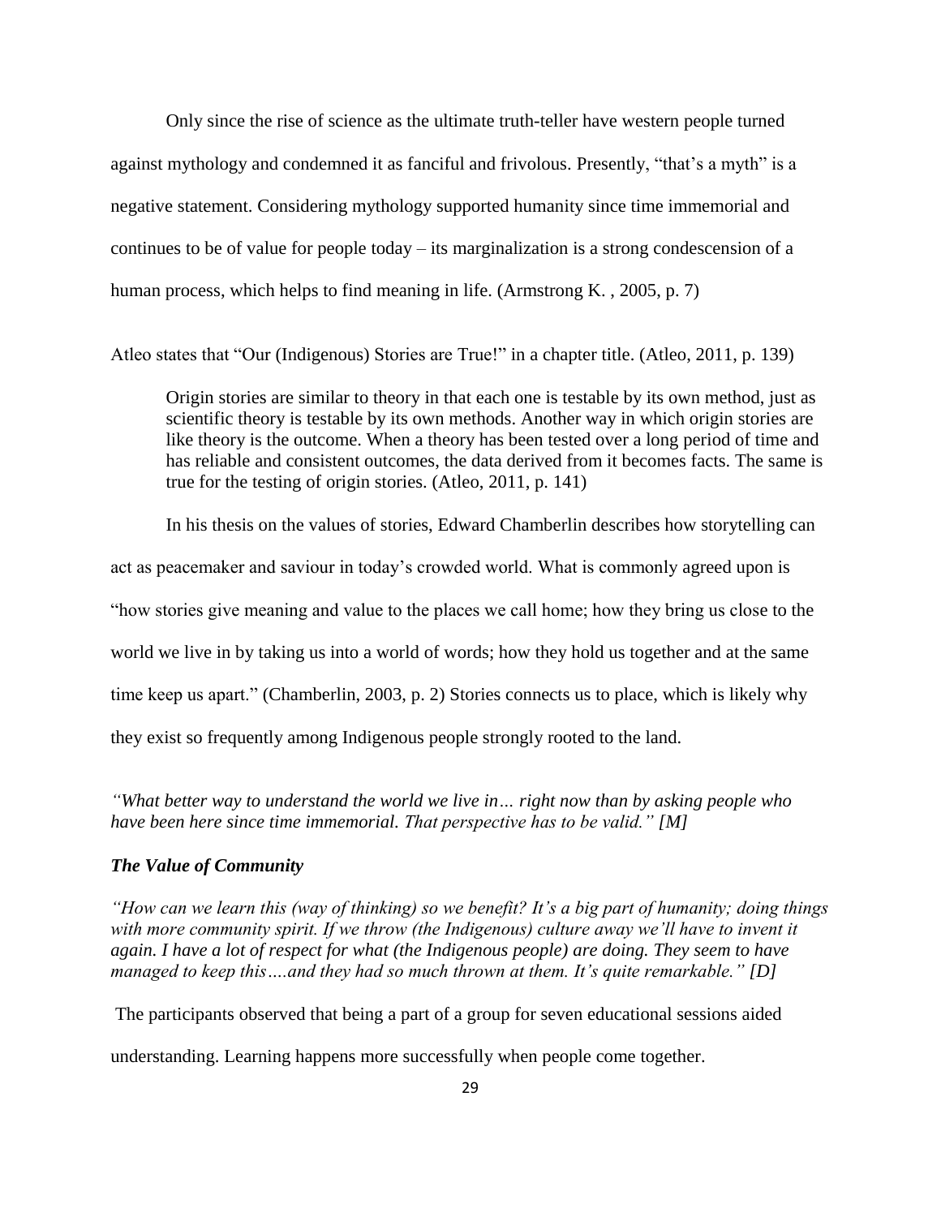Only since the rise of science as the ultimate truth-teller have western people turned against mythology and condemned it as fanciful and frivolous. Presently, "that's a myth" is a negative statement. Considering mythology supported humanity since time immemorial and continues to be of value for people today – its marginalization is a strong condescension of a human process, which helps to find meaning in life. (Armstrong K. , 2005, p. 7)

Atleo states that "Our (Indigenous) Stories are True!" in a chapter title. (Atleo, 2011, p. 139)

> Origin stories are similar to theory in that each one is testable by its own method, just as scientific theory is testable by its own methods. Another way in which origin stories are like theory is the outcome. When a theory has been tested over a long period of time and has reliable and consistent outcomes, the data derived from it becomes facts. The same is true for the testing of origin stories. (Atleo, 2011, p. 141)

In his thesis on the values of stories, Edward Chamberlin describes how storytelling can act as peacemaker and saviour in today's crowded world. What is commonly agreed upon is "how stories give meaning and value to the places we call home; how they bring us close to the world we live in by taking us into a world of words; how they hold us together and at the same time keep us apart." (Chamberlin, 2003, p. 2) Stories connects us to place, which is likely why they exist so frequently among Indigenous people strongly rooted to the land.

*"What better way to understand the world we live in… right now than by asking people who have been here since time immemorial. That perspective has to be valid." [M]*

### *The Value of Community*

*"How can we learn this (way of thinking) so we benefit? It's a big part of humanity; doing things with more community spirit. If we throw (the Indigenous) culture away we'll have to invent it again. I have a lot of respect for what (the Indigenous people) are doing. They seem to have managed to keep this….and they had so much thrown at them. It's quite remarkable." [D]*

The participants observed that being a part of a group for seven educational sessions aided understanding. Learning happens more successfully when people come together.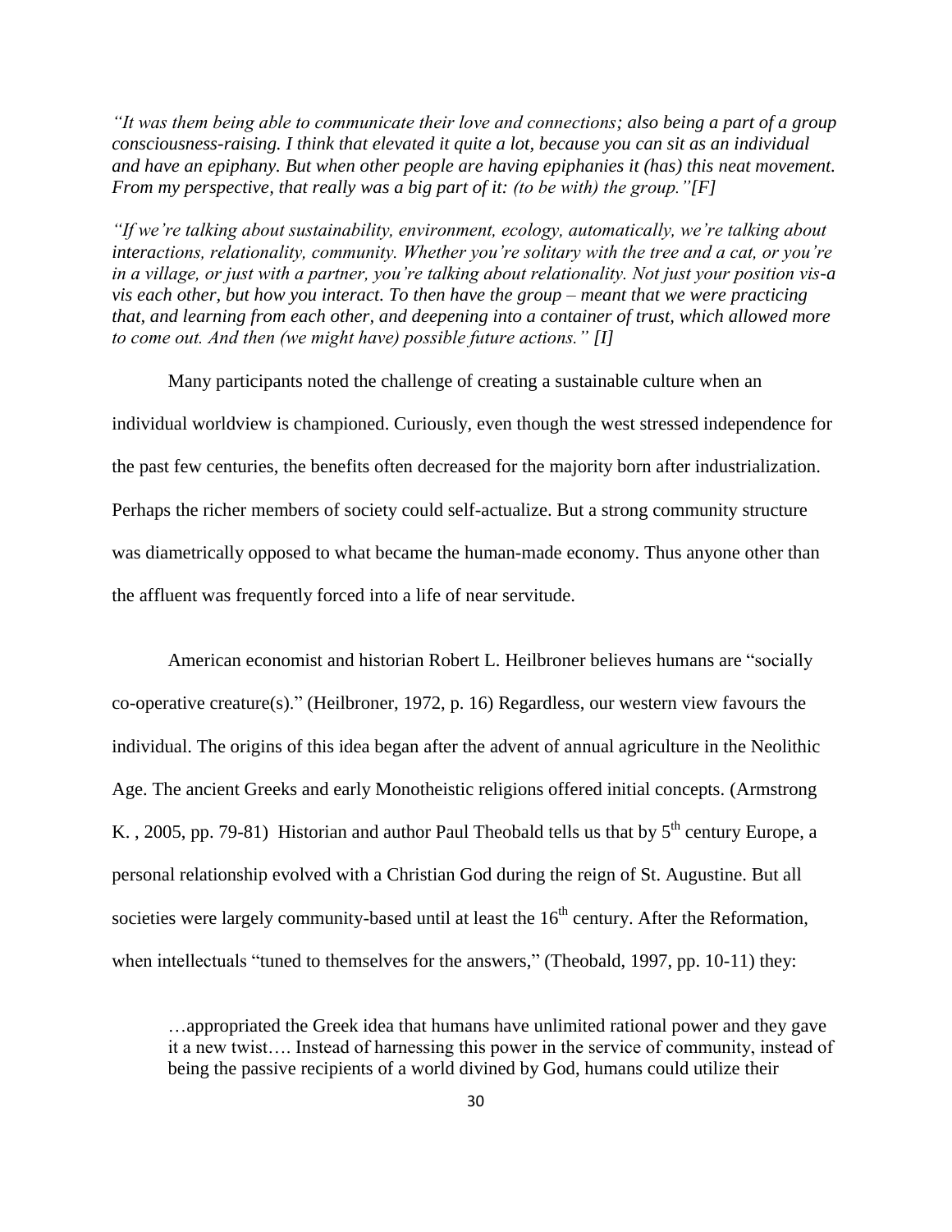*"It was them being able to communicate their love and connections; also being a part of a group consciousness-raising. I think that elevated it quite a lot, because you can sit as an individual and have an epiphany. But when other people are having epiphanies it (has) this neat movement. From my perspective, that really was a big part of it: (to be with) the group."[F]*

*"If we're talking about sustainability, environment, ecology, automatically, we're talking about interactions, relationality, community. Whether you're solitary with the tree and a cat, or you're in a village, or just with a partner, you're talking about relationality. Not just your position vis-a vis each other, but how you interact. To then have the group – meant that we were practicing that, and learning from each other, and deepening into a container of trust, which allowed more to come out. And then (we might have) possible future actions." [I]*

Many participants noted the challenge of creating a sustainable culture when an individual worldview is championed. Curiously, even though the west stressed independence for the past few centuries, the benefits often decreased for the majority born after industrialization. Perhaps the richer members of society could self-actualize. But a strong community structure was diametrically opposed to what became the human-made economy. Thus anyone other than the affluent was frequently forced into a life of near servitude.

American economist and historian Robert L. Heilbroner believes humans are "socially co-operative creature(s)." (Heilbroner, 1972, p. 16) Regardless, our western view favours the individual. The origins of this idea began after the advent of annual agriculture in the Neolithic Age. The ancient Greeks and early Monotheistic religions offered initial concepts. (Armstrong K. , 2005, pp. 79-81) Historian and author Paul Theobald tells us that by 5th century Europe, a personal relationship evolved with a Christian God during the reign of St. Augustine. But all societies were largely community-based until at least the 16th century. After the Reformation, when intellectuals "tuned to themselves for the answers," (Theobald, 1997, pp. 10-11) they:

> …appropriated the Greek idea that humans have unlimited rational power and they gave it a new twist…. Instead of harnessing this power in the service of community, instead of being the passive recipients of a world divined by God, humans could utilize their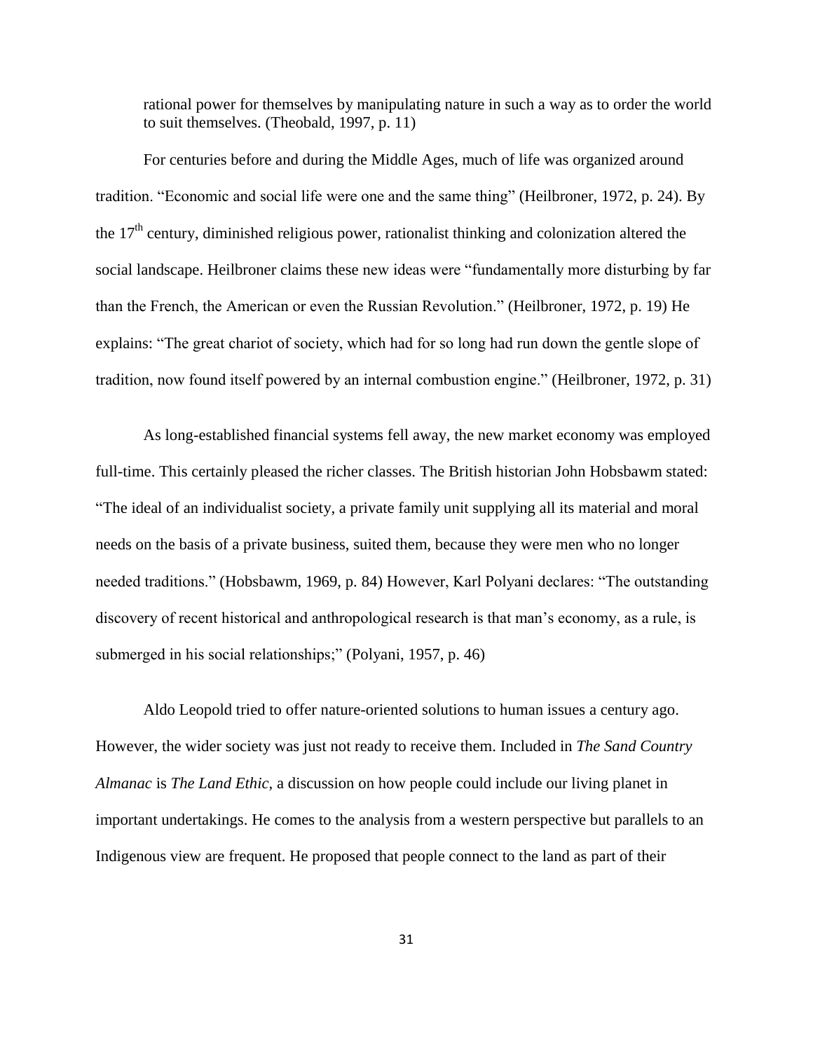> rational power for themselves by manipulating nature in such a way as to order the world to suit themselves. (Theobald, 1997, p. 11)

For centuries before and during the Middle Ages, much of life was organized around tradition. "Economic and social life were one and the same thing" (Heilbroner, 1972, p. 24). By the 17th century, diminished religious power, rationalist thinking and colonization altered the social landscape. Heilbroner claims these new ideas were "fundamentally more disturbing by far than the French, the American or even the Russian Revolution." (Heilbroner, 1972, p. 19) He explains: "The great chariot of society, which had for so long had run down the gentle slope of tradition, now found itself powered by an internal combustion engine." (Heilbroner, 1972, p. 31)

As long-established financial systems fell away, the new market economy was employed full-time. This certainly pleased the richer classes. The British historian John Hobsbawm stated: "The ideal of an individualist society, a private family unit supplying all its material and moral needs on the basis of a private business, suited them, because they were men who no longer needed traditions." (Hobsbawm, 1969, p. 84) However, Karl Polyani declares: "The outstanding discovery of recent historical and anthropological research is that man's economy, as a rule, is submerged in his social relationships;" (Polyani, 1957, p. 46)

Aldo Leopold tried to offer nature-oriented solutions to human issues a century ago. However, the wider society was just not ready to receive them. Included in *The Sand Country Almanac* is *The Land Ethic*, a discussion on how people could include our living planet in important undertakings. He comes to the analysis from a western perspective but parallels to an Indigenous view are frequent. He proposed that people connect to the land as part of their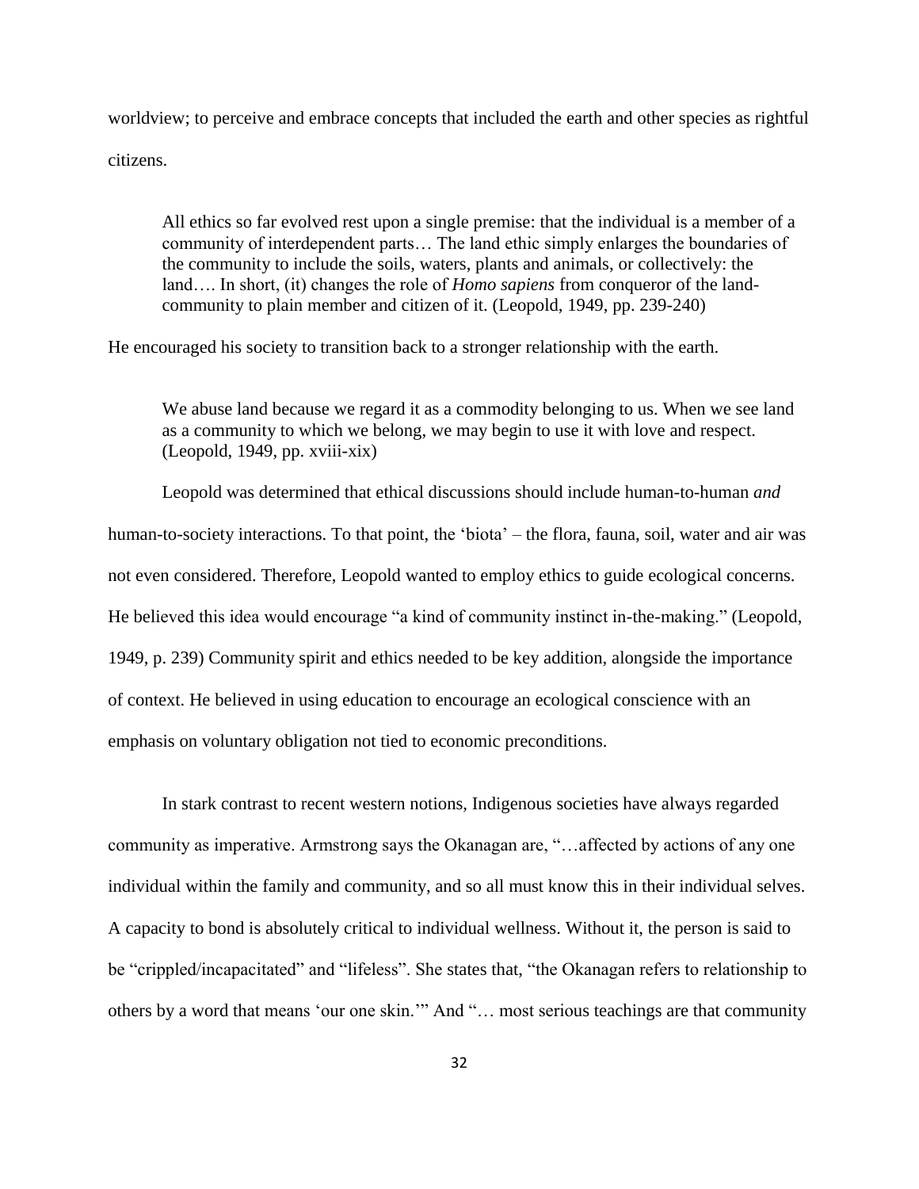worldview; to perceive and embrace concepts that included the earth and other species as rightful citizens.

> All ethics so far evolved rest upon a single premise: that the individual is a member of a community of interdependent parts… The land ethic simply enlarges the boundaries of the community to include the soils, waters, plants and animals, or collectively: the land…. In short, (it) changes the role of *Homo sapiens* from conqueror of the land-community to plain member and citizen of it. (Leopold, 1949, pp. 239-240)

He encouraged his society to transition back to a stronger relationship with the earth.

> We abuse land because we regard it as a commodity belonging to us. When we see land as a community to which we belong, we may begin to use it with love and respect. (Leopold, 1949, pp. xviii-xix)

Leopold was determined that ethical discussions should include human-to-human *and* human-to-society interactions. To that point, the 'biota' – the flora, fauna, soil, water and air was not even considered. Therefore, Leopold wanted to employ ethics to guide ecological concerns. He believed this idea would encourage "a kind of community instinct in-the-making." (Leopold, 1949, p. 239) Community spirit and ethics needed to be key addition, alongside the importance of context. He believed in using education to encourage an ecological conscience with an emphasis on voluntary obligation not tied to economic preconditions.

In stark contrast to recent western notions, Indigenous societies have always regarded community as imperative. Armstrong says the Okanagan are, "…affected by actions of any one individual within the family and community, and so all must know this in their individual selves. A capacity to bond is absolutely critical to individual wellness. Without it, the person is said to be "crippled/incapacitated" and "lifeless". She states that, "the Okanagan refers to relationship to others by a word that means 'our one skin.'" And "… most serious teachings are that community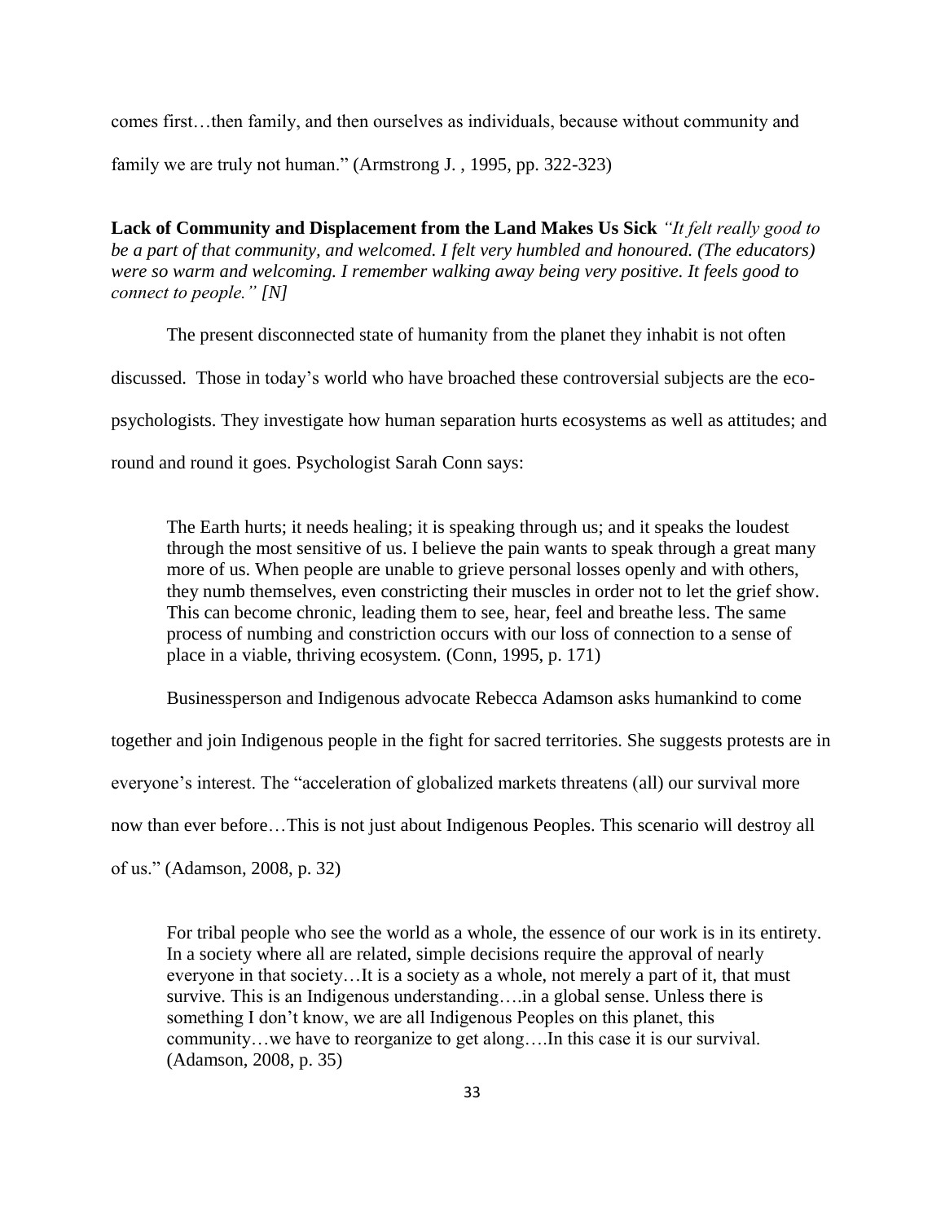comes first…then family, and then ourselves as individuals, because without community and family we are truly not human." (Armstrong J. , 1995, pp. 322-323)

**Lack of Community and Displacement from the Land Makes Us Sick** *"It felt really good to be a part of that community, and welcomed. I felt very humbled and honoured. (The educators) were so warm and welcoming. I remember walking away being very positive. It feels good to connect to people." [N]*

The present disconnected state of humanity from the planet they inhabit is not often discussed. Those in today's world who have broached these controversial subjects are the eco-psychologists. They investigate how human separation hurts ecosystems as well as attitudes; and round and round it goes. Psychologist Sarah Conn says:

> The Earth hurts; it needs healing; it is speaking through us; and it speaks the loudest through the most sensitive of us. I believe the pain wants to speak through a great many more of us. When people are unable to grieve personal losses openly and with others, they numb themselves, even constricting their muscles in order not to let the grief show. This can become chronic, leading them to see, hear, feel and breathe less. The same process of numbing and constriction occurs with our loss of connection to a sense of place in a viable, thriving ecosystem. (Conn, 1995, p. 171)

Businessperson and Indigenous advocate Rebecca Adamson asks humankind to come together and join Indigenous people in the fight for sacred territories. She suggests protests are in everyone's interest. The "acceleration of globalized markets threatens (all) our survival more now than ever before…This is not just about Indigenous Peoples. This scenario will destroy all of us." (Adamson, 2008, p. 32)

> For tribal people who see the world as a whole, the essence of our work is in its entirety. In a society where all are related, simple decisions require the approval of nearly everyone in that society…It is a society as a whole, not merely a part of it, that must survive. This is an Indigenous understanding….in a global sense. Unless there is something I don't know, we are all Indigenous Peoples on this planet, this community…we have to reorganize to get along….In this case it is our survival. (Adamson, 2008, p. 35)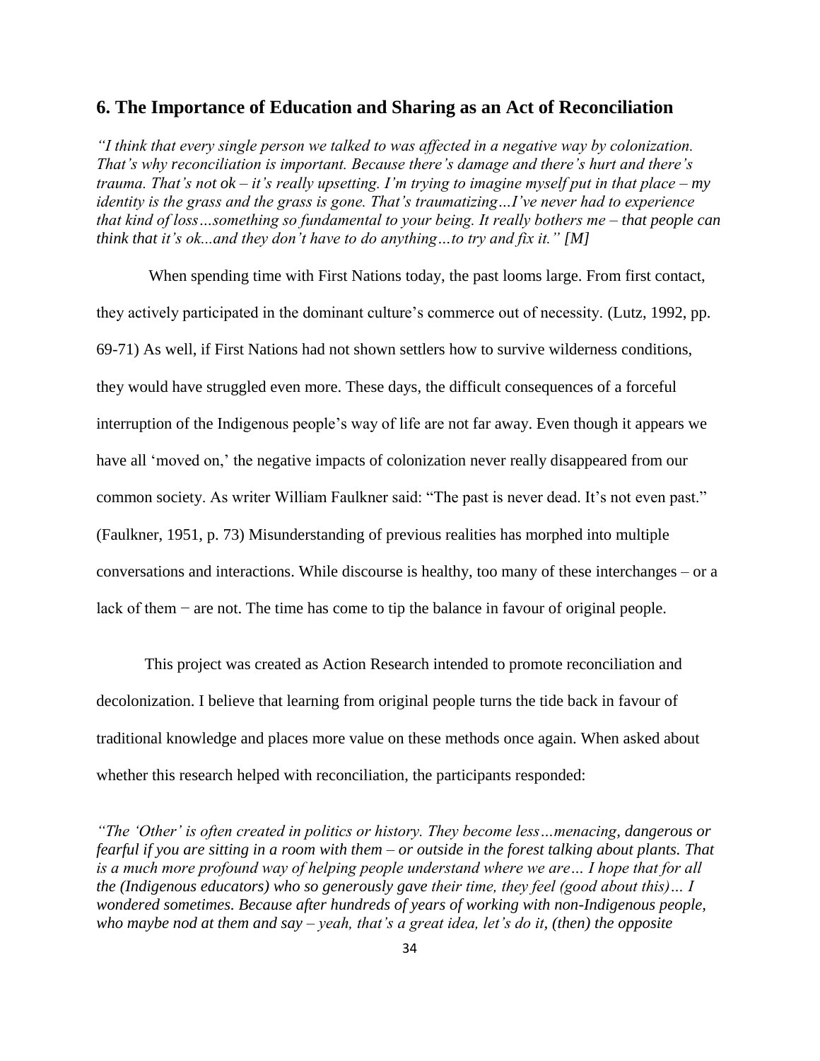## 6. The Importance of Education and Sharing as an Act of Reconciliation

*"I think that every single person we talked to was affected in a negative way by colonization. That's why reconciliation is important. Because there's damage and there's hurt and there's trauma. That's not ok – it's really upsetting. I'm trying to imagine myself put in that place – my identity is the grass and the grass is gone. That's traumatizing…I've never had to experience that kind of loss…something so fundamental to your being. It really bothers me – that people can think that it's ok...and they don't have to do anything…to try and fix it." [M]*

When spending time with First Nations today, the past looms large. From first contact, they actively participated in the dominant culture's commerce out of necessity. (Lutz, 1992, pp. 69-71) As well, if First Nations had not shown settlers how to survive wilderness conditions, they would have struggled even more. These days, the difficult consequences of a forceful interruption of the Indigenous people's way of life are not far away. Even though it appears we have all 'moved on,' the negative impacts of colonization never really disappeared from our common society. As writer William Faulkner said: "The past is never dead. It's not even past." (Faulkner, 1951, p. 73) Misunderstanding of previous realities has morphed into multiple conversations and interactions. While discourse is healthy, too many of these interchanges – or a lack of them − are not. The time has come to tip the balance in favour of original people.

This project was created as Action Research intended to promote reconciliation and decolonization. I believe that learning from original people turns the tide back in favour of traditional knowledge and places more value on these methods once again. When asked about whether this research helped with reconciliation, the participants responded:

*"The 'Other' is often created in politics or history. They become less…menacing, dangerous or fearful if you are sitting in a room with them – or outside in the forest talking about plants. That is a much more profound way of helping people understand where we are… I hope that for all the (Indigenous educators) who so generously gave their time, they feel (good about this)… I wondered sometimes. Because after hundreds of years of working with non-Indigenous people, who maybe nod at them and say – yeah, that's a great idea, let's do it, (then) the opposite*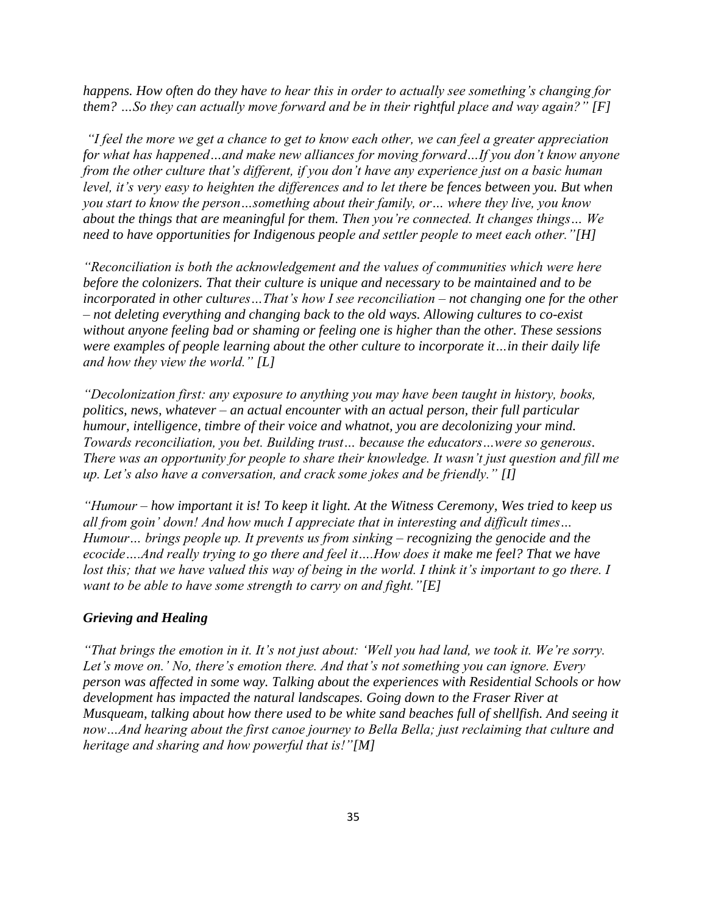*happens. How often do they have to hear this in order to actually see something's changing for them? …So they can actually move forward and be in their rightful place and way again?" [F]*

*"I feel the more we get a chance to get to know each other, we can feel a greater appreciation for what has happened…and make new alliances for moving forward…If you don't know anyone from the other culture that's different, if you don't have any experience just on a basic human level, it's very easy to heighten the differences and to let there be fences between you. But when you start to know the person…something about their family, or… where they live, you know about the things that are meaningful for them. Then you're connected. It changes things… We need to have opportunities for Indigenous people and settler people to meet each other."[H]*

*"Reconciliation is both the acknowledgement and the values of communities which were here before the colonizers. That their culture is unique and necessary to be maintained and to be incorporated in other cultures…That's how I see reconciliation – not changing one for the other – not deleting everything and changing back to the old ways. Allowing cultures to co-exist without anyone feeling bad or shaming or feeling one is higher than the other. These sessions were examples of people learning about the other culture to incorporate it…in their daily life and how they view the world." [L]*

*"Decolonization first: any exposure to anything you may have been taught in history, books, politics, news, whatever – an actual encounter with an actual person, their full particular humour, intelligence, timbre of their voice and whatnot, you are decolonizing your mind. Towards reconciliation, you bet. Building trust… because the educators…were so generous. There was an opportunity for people to share their knowledge. It wasn't just question and fill me up. Let's also have a conversation, and crack some jokes and be friendly." [I]*

*"Humour – how important it is! To keep it light. At the Witness Ceremony, Wes tried to keep us all from goin' down! And how much I appreciate that in interesting and difficult times… Humour… brings people up. It prevents us from sinking – recognizing the genocide and the ecocide….And really trying to go there and feel it….How does it make me feel? That we have lost this; that we have valued this way of being in the world. I think it's important to go there. I want to be able to have some strength to carry on and fight."[E]*

### *Grieving and Healing*

*"That brings the emotion in it. It's not just about: 'Well you had land, we took it. We're sorry. Let's move on.' No, there's emotion there. And that's not something you can ignore. Every person was affected in some way. Talking about the experiences with Residential Schools or how development has impacted the natural landscapes. Going down to the Fraser River at Musqueam, talking about how there used to be white sand beaches full of shellfish. And seeing it now…And hearing about the first canoe journey to Bella Bella; just reclaiming that culture and heritage and sharing and how powerful that is!"[M]*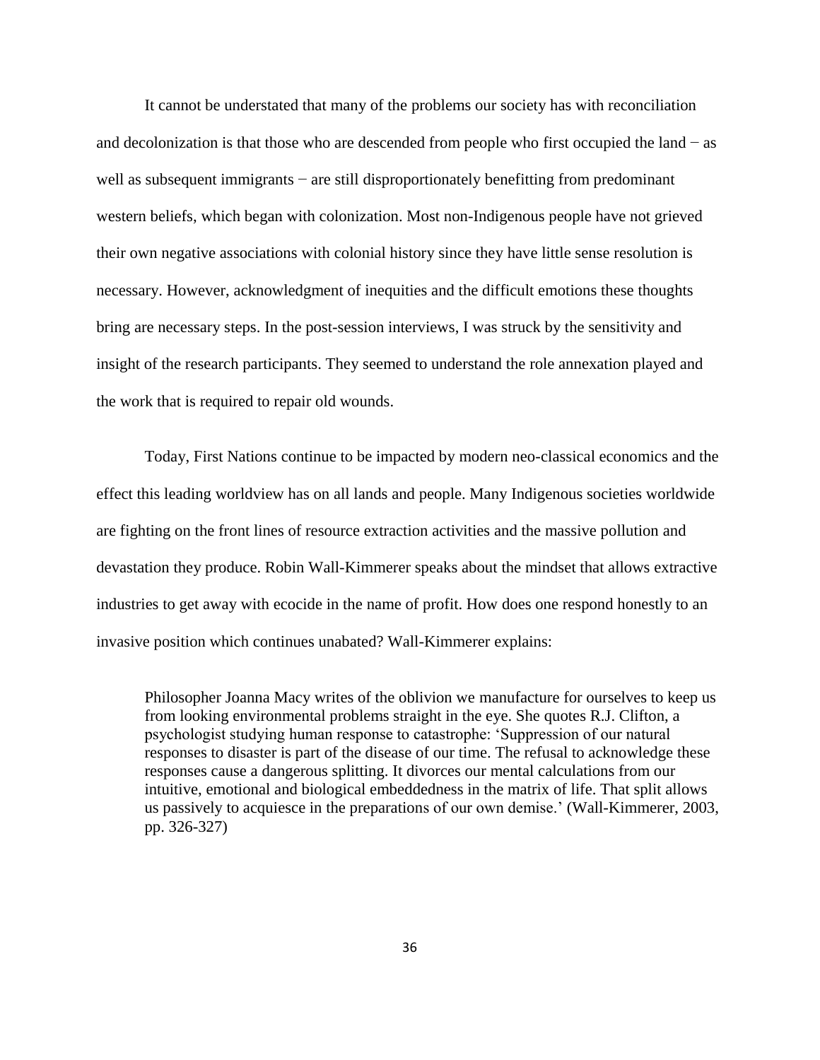It cannot be understated that many of the problems our society has with reconciliation and decolonization is that those who are descended from people who first occupied the land − as well as subsequent immigrants − are still disproportionately benefitting from predominant western beliefs, which began with colonization. Most non-Indigenous people have not grieved their own negative associations with colonial history since they have little sense resolution is necessary. However, acknowledgment of inequities and the difficult emotions these thoughts bring are necessary steps. In the post-session interviews, I was struck by the sensitivity and insight of the research participants. They seemed to understand the role annexation played and the work that is required to repair old wounds.

Today, First Nations continue to be impacted by modern neo-classical economics and the effect this leading worldview has on all lands and people. Many Indigenous societies worldwide are fighting on the front lines of resource extraction activities and the massive pollution and devastation they produce. Robin Wall-Kimmerer speaks about the mindset that allows extractive industries to get away with ecocide in the name of profit. How does one respond honestly to an invasive position which continues unabated? Wall-Kimmerer explains:

> Philosopher Joanna Macy writes of the oblivion we manufacture for ourselves to keep us from looking environmental problems straight in the eye. She quotes R.J. Clifton, a psychologist studying human response to catastrophe: 'Suppression of our natural responses to disaster is part of the disease of our time. The refusal to acknowledge these responses cause a dangerous splitting. It divorces our mental calculations from our intuitive, emotional and biological embeddedness in the matrix of life. That split allows us passively to acquiesce in the preparations of our own demise.' (Wall-Kimmerer, 2003, pp. 326-327)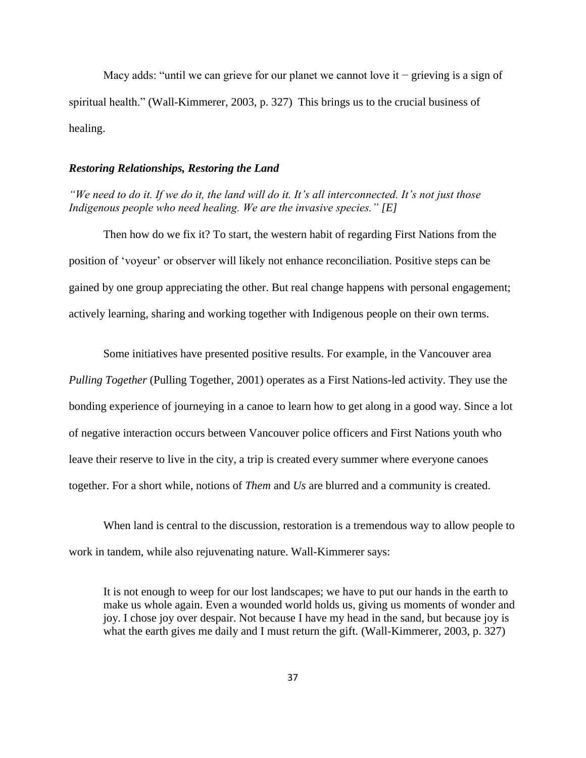Macy adds: "until we can grieve for our planet we cannot love it − grieving is a sign of spiritual health." (Wall-Kimmerer, 2003, p. 327) This brings us to the crucial business of healing.

### ***Restoring Relationships, Restoring the Land***

*"We need to do it. If we do it, the land will do it. It's all interconnected. It's not just those Indigenous people who need healing. We are the invasive species." [E]*

Then how do we fix it? To start, the western habit of regarding First Nations from the position of 'voyeur' or observer will likely not enhance reconciliation. Positive steps can be gained by one group appreciating the other. But real change happens with personal engagement; actively learning, sharing and working together with Indigenous people on their own terms.

Some initiatives have presented positive results. For example, in the Vancouver area *Pulling Together* (Pulling Together, 2001) operates as a First Nations-led activity. They use the bonding experience of journeying in a canoe to learn how to get along in a good way. Since a lot of negative interaction occurs between Vancouver police officers and First Nations youth who leave their reserve to live in the city, a trip is created every summer where everyone canoes together. For a short while, notions of *Them* and *Us* are blurred and a community is created.

When land is central to the discussion, restoration is a tremendous way to allow people to work in tandem, while also rejuvenating nature. Wall-Kimmerer says:

> It is not enough to weep for our lost landscapes; we have to put our hands in the earth to make us whole again. Even a wounded world holds us, giving us moments of wonder and joy. I chose joy over despair. Not because I have my head in the sand, but because joy is what the earth gives me daily and I must return the gift. (Wall-Kimmerer, 2003, p. 327)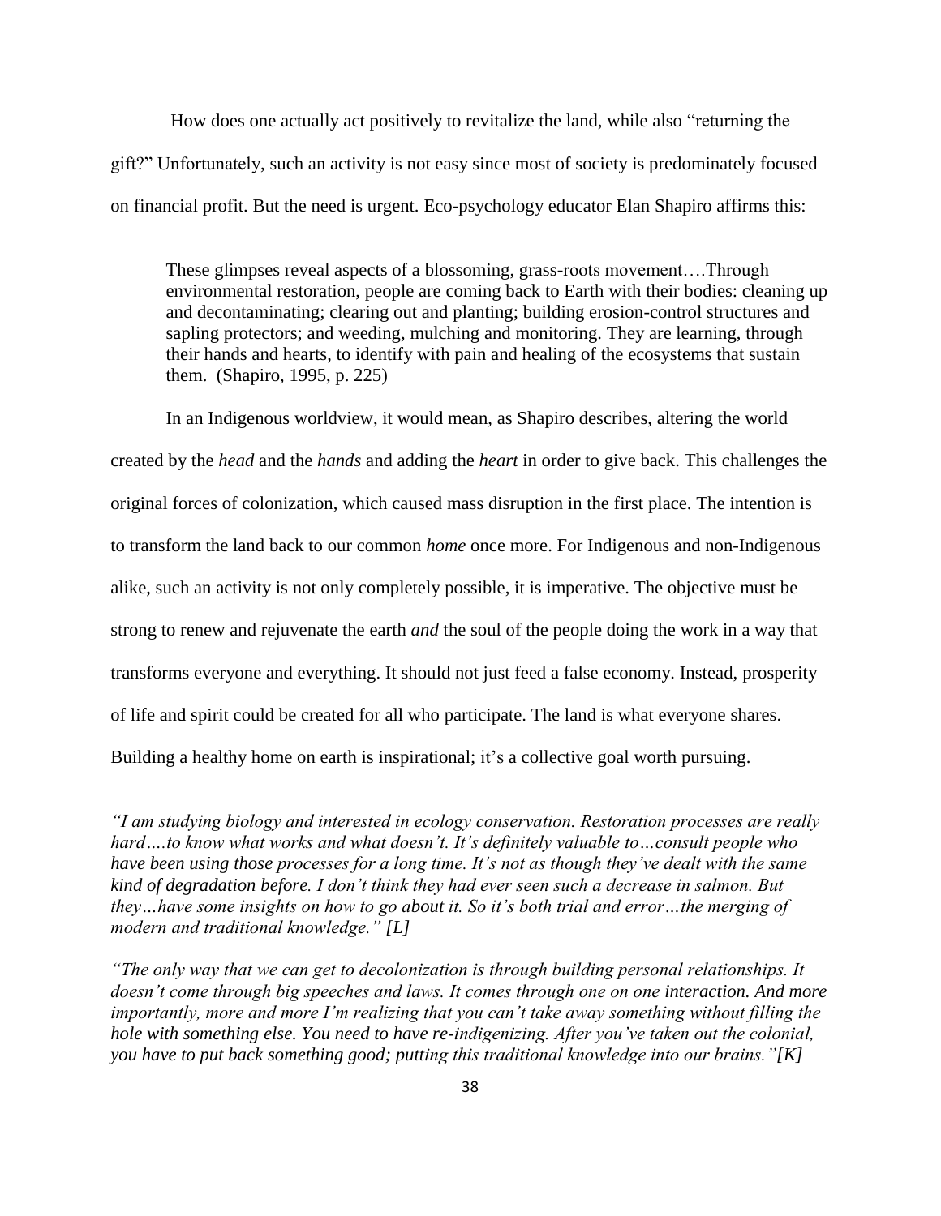How does one actually act positively to revitalize the land, while also "returning the gift?" Unfortunately, such an activity is not easy since most of society is predominately focused on financial profit. But the need is urgent. Eco-psychology educator Elan Shapiro affirms this:

> These glimpses reveal aspects of a blossoming, grass-roots movement….Through environmental restoration, people are coming back to Earth with their bodies: cleaning up and decontaminating; clearing out and planting; building erosion-control structures and sapling protectors; and weeding, mulching and monitoring. They are learning, through their hands and hearts, to identify with pain and healing of the ecosystems that sustain them. (Shapiro, 1995, p. 225)

In an Indigenous worldview, it would mean, as Shapiro describes, altering the world created by the *head* and the *hands* and adding the *heart* in order to give back. This challenges the original forces of colonization, which caused mass disruption in the first place. The intention is to transform the land back to our common *home* once more. For Indigenous and non-Indigenous alike, such an activity is not only completely possible, it is imperative. The objective must be strong to renew and rejuvenate the earth *and* the soul of the people doing the work in a way that transforms everyone and everything. It should not just feed a false economy. Instead, prosperity of life and spirit could be created for all who participate. The land is what everyone shares. Building a healthy home on earth is inspirational; it's a collective goal worth pursuing.

*"I am studying biology and interested in ecology conservation. Restoration processes are really hard….to know what works and what doesn't. It's definitely valuable to…consult people who have been using those processes for a long time. It's not as though they've dealt with the same kind of degradation before. I don't think they had ever seen such a decrease in salmon. But they…have some insights on how to go about it. So it's both trial and error…the merging of modern and traditional knowledge." [L]*

*"The only way that we can get to decolonization is through building personal relationships. It doesn't come through big speeches and laws. It comes through one on one interaction. And more importantly, more and more I'm realizing that you can't take away something without filling the hole with something else. You need to have re-indigenizing. After you've taken out the colonial, you have to put back something good; putting this traditional knowledge into our brains." [K]*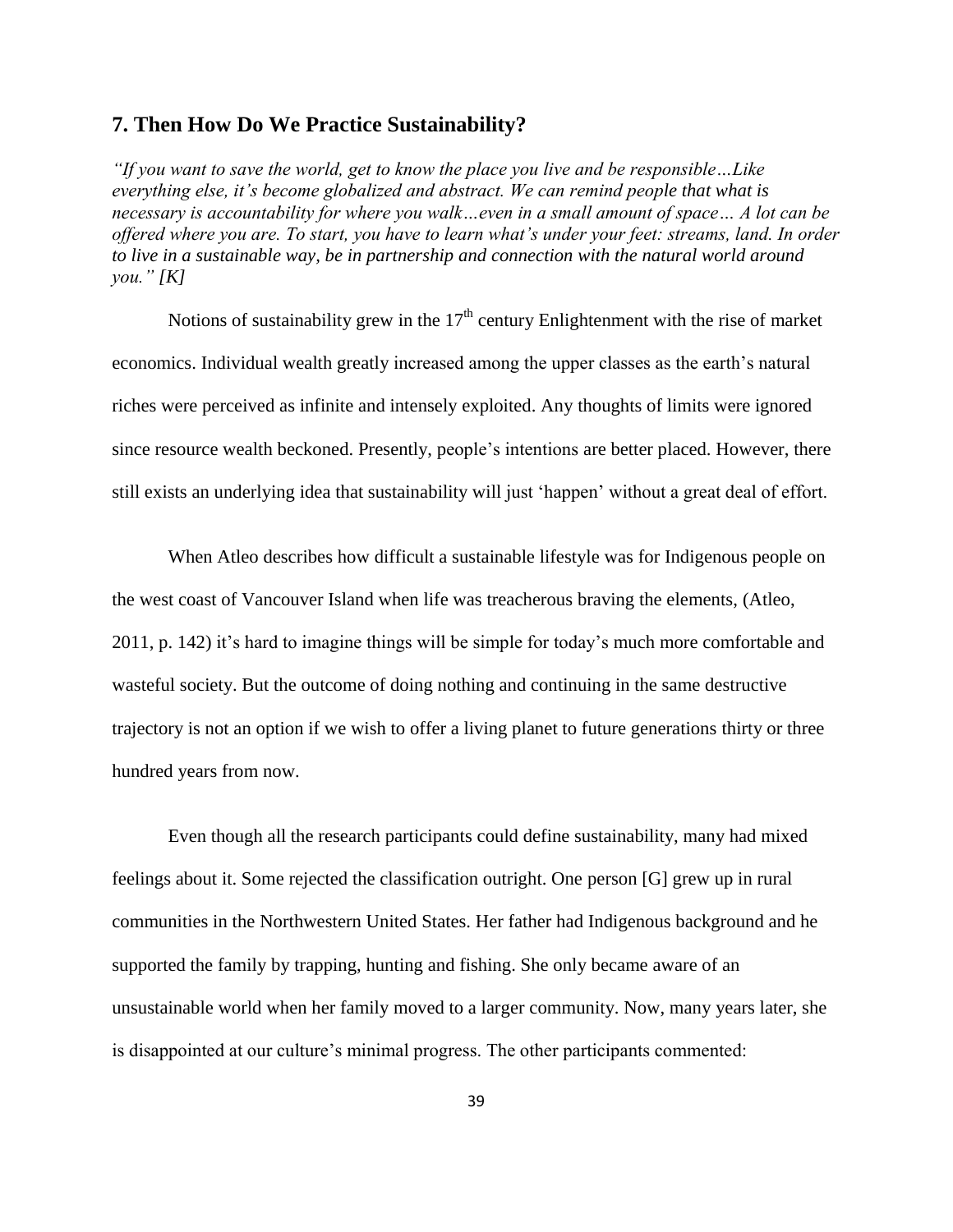## 7. Then How Do We Practice Sustainability?

*"If you want to save the world, get to know the place you live and be responsible…Like everything else, it's become globalized and abstract. We can remind people that what is necessary is accountability for where you walk…even in a small amount of space… A lot can be offered where you are. To start, you have to learn what's under your feet: streams, land. In order to live in a sustainable way, be in partnership and connection with the natural world around you." [K]*

Notions of sustainability grew in the 17th century Enlightenment with the rise of market economics. Individual wealth greatly increased among the upper classes as the earth's natural riches were perceived as infinite and intensely exploited. Any thoughts of limits were ignored since resource wealth beckoned. Presently, people's intentions are better placed. However, there still exists an underlying idea that sustainability will just 'happen' without a great deal of effort.

When Atleo describes how difficult a sustainable lifestyle was for Indigenous people on the west coast of Vancouver Island when life was treacherous braving the elements, (Atleo, 2011, p. 142) it's hard to imagine things will be simple for today's much more comfortable and wasteful society. But the outcome of doing nothing and continuing in the same destructive trajectory is not an option if we wish to offer a living planet to future generations thirty or three hundred years from now.

Even though all the research participants could define sustainability, many had mixed feelings about it. Some rejected the classification outright. One person [G] grew up in rural communities in the Northwestern United States. Her father had Indigenous background and he supported the family by trapping, hunting and fishing. She only became aware of an unsustainable world when her family moved to a larger community. Now, many years later, she is disappointed at our culture's minimal progress. The other participants commented: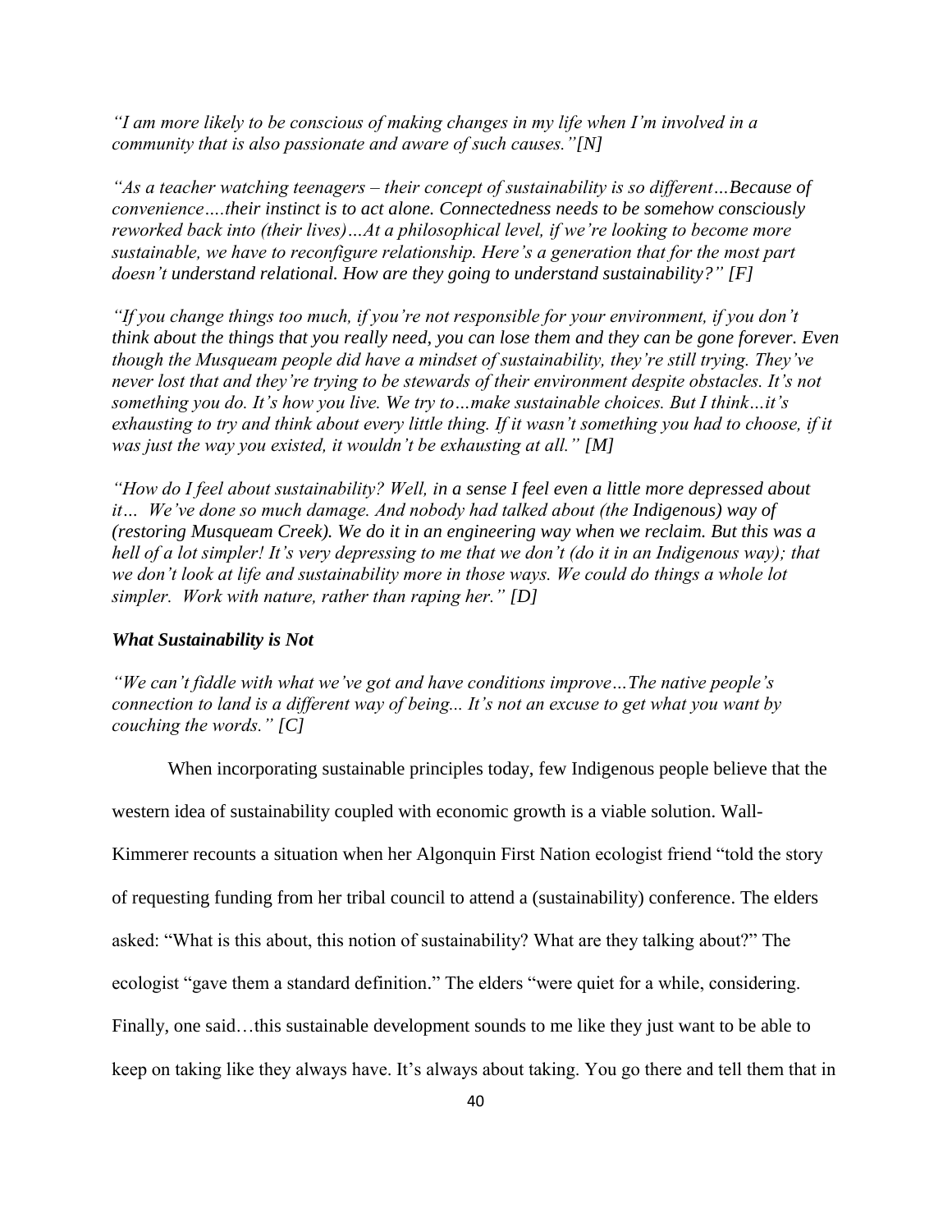*"I am more likely to be conscious of making changes in my life when I'm involved in a community that is also passionate and aware of such causes."[N]*

*"As a teacher watching teenagers – their concept of sustainability is so different…Because of convenience….their instinct is to act alone. Connectedness needs to be somehow consciously reworked back into (their lives)…At a philosophical level, if we're looking to become more sustainable, we have to reconfigure relationship. Here's a generation that for the most part doesn't understand relational. How are they going to understand sustainability?" [F]*

*"If you change things too much, if you're not responsible for your environment, if you don't think about the things that you really need, you can lose them and they can be gone forever. Even though the Musqueam people did have a mindset of sustainability, they're still trying. They've never lost that and they're trying to be stewards of their environment despite obstacles. It's not something you do. It's how you live. We try to…make sustainable choices. But I think…it's exhausting to try and think about every little thing. If it wasn't something you had to choose, if it was just the way you existed, it wouldn't be exhausting at all." [M]*

*"How do I feel about sustainability? Well, in a sense I feel even a little more depressed about it… We've done so much damage. And nobody had talked about (the Indigenous) way of (restoring Musqueam Creek). We do it in an engineering way when we reclaim. But this was a hell of a lot simpler! It's very depressing to me that we don't (do it in an Indigenous way); that we don't look at life and sustainability more in those ways. We could do things a whole lot simpler. Work with nature, rather than raping her." [D]*

### *What Sustainability is Not*

*"We can't fiddle with what we've got and have conditions improve…The native people's connection to land is a different way of being... It's not an excuse to get what you want by couching the words." [C]*

When incorporating sustainable principles today, few Indigenous people believe that the western idea of sustainability coupled with economic growth is a viable solution. Wall-Kimmerer recounts a situation when her Algonquin First Nation ecologist friend "told the story of requesting funding from her tribal council to attend a (sustainability) conference. The elders asked: "What is this about, this notion of sustainability? What are they talking about?" The ecologist "gave them a standard definition." The elders "were quiet for a while, considering. Finally, one said…this sustainable development sounds to me like they just want to be able to keep on taking like they always have. It's always about taking. You go there and tell them that in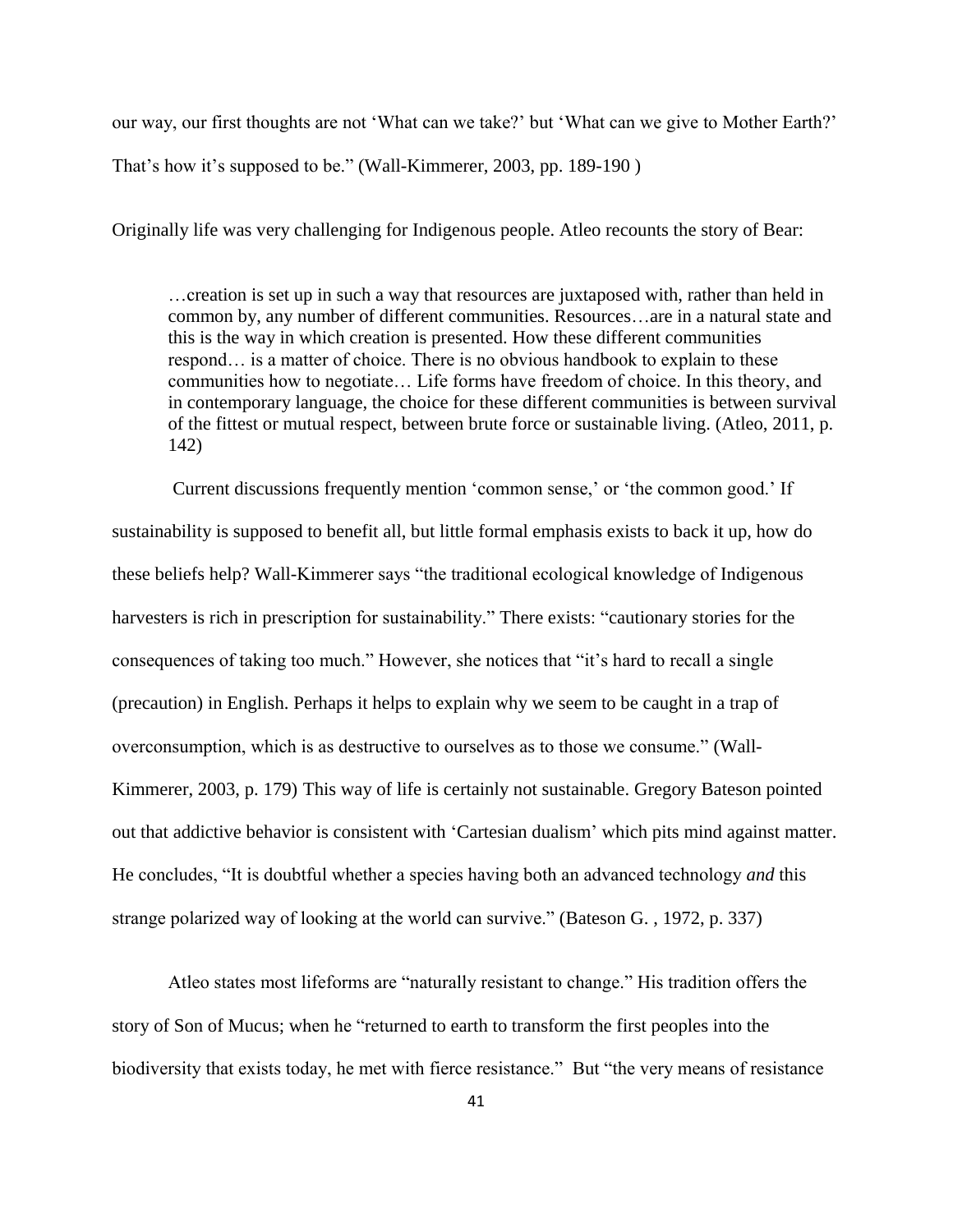our way, our first thoughts are not 'What can we take?' but 'What can we give to Mother Earth?' That's how it's supposed to be." (Wall-Kimmerer, 2003, pp. 189-190 )

Originally life was very challenging for Indigenous people. Atleo recounts the story of Bear:

> …creation is set up in such a way that resources are juxtaposed with, rather than held in common by, any number of different communities. Resources…are in a natural state and this is the way in which creation is presented. How these different communities respond… is a matter of choice. There is no obvious handbook to explain to these communities how to negotiate… Life forms have freedom of choice. In this theory, and in contemporary language, the choice for these different communities is between survival of the fittest or mutual respect, between brute force or sustainable living. (Atleo, 2011, p. 142)

Current discussions frequently mention 'common sense,' or 'the common good.' If sustainability is supposed to benefit all, but little formal emphasis exists to back it up, how do these beliefs help? Wall-Kimmerer says "the traditional ecological knowledge of Indigenous harvesters is rich in prescription for sustainability." There exists: "cautionary stories for the consequences of taking too much." However, she notices that "it's hard to recall a single (precaution) in English. Perhaps it helps to explain why we seem to be caught in a trap of overconsumption, which is as destructive to ourselves as to those we consume." (Wall-Kimmerer, 2003, p. 179) This way of life is certainly not sustainable. Gregory Bateson pointed out that addictive behavior is consistent with 'Cartesian dualism' which pits mind against matter. He concludes, "It is doubtful whether a species having both an advanced technology *and* this strange polarized way of looking at the world can survive." (Bateson G. , 1972, p. 337)

Atleo states most lifeforms are "naturally resistant to change." His tradition offers the story of Son of Mucus; when he "returned to earth to transform the first peoples into the biodiversity that exists today, he met with fierce resistance." But "the very means of resistance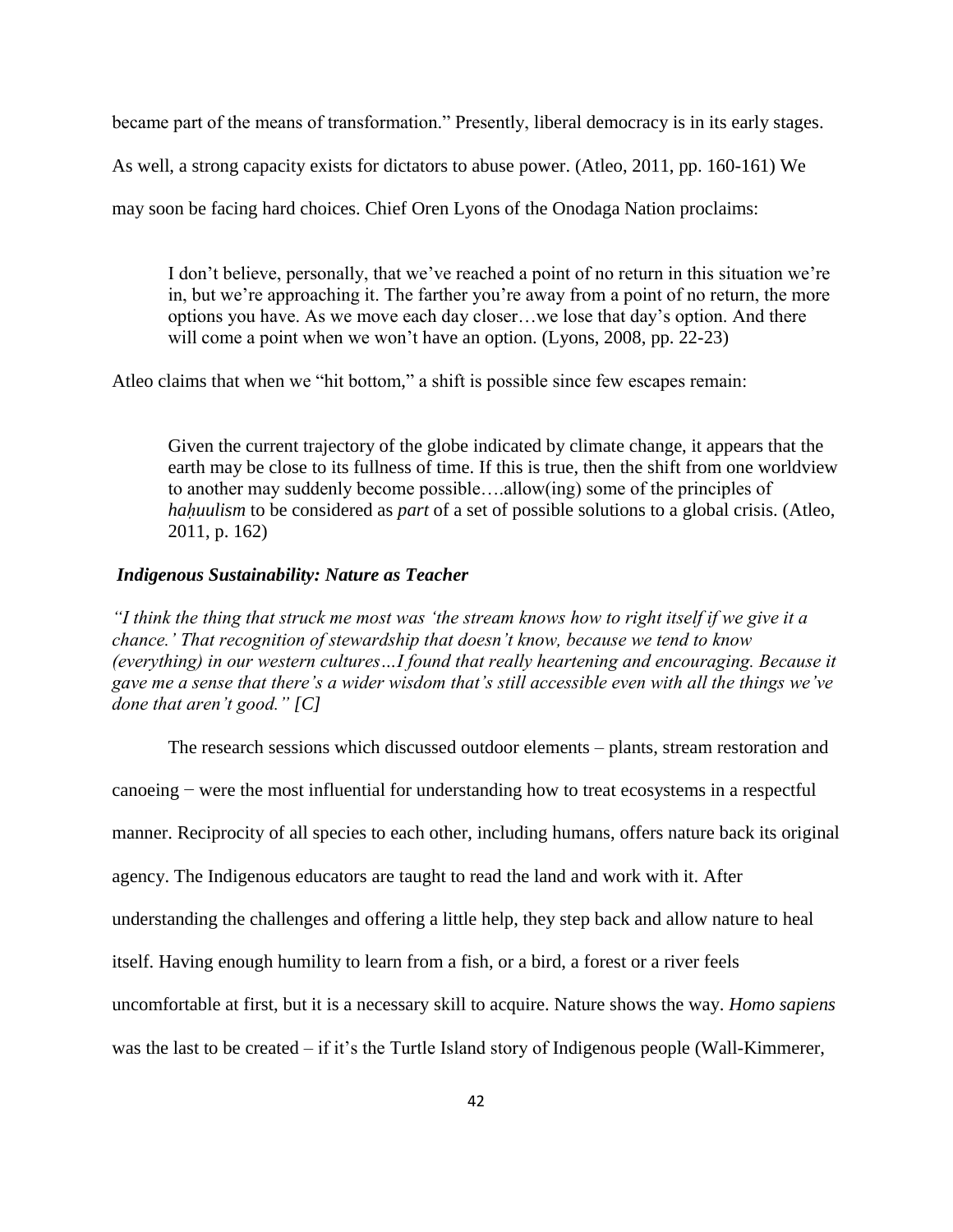became part of the means of transformation." Presently, liberal democracy is in its early stages. As well, a strong capacity exists for dictators to abuse power. (Atleo, 2011, pp. 160-161) We may soon be facing hard choices. Chief Oren Lyons of the Onodaga Nation proclaims:

> I don't believe, personally, that we've reached a point of no return in this situation we're in, but we're approaching it. The farther you're away from a point of no return, the more options you have. As we move each day closer…we lose that day's option. And there will come a point when we won't have an option. (Lyons, 2008, pp. 22-23)

Atleo claims that when we "hit bottom," a shift is possible since few escapes remain:

> Given the current trajectory of the globe indicated by climate change, it appears that the earth may be close to its fullness of time. If this is true, then the shift from one worldview to another may suddenly become possible….allow(ing) some of the principles of *haḥuulism* to be considered as *part* of a set of possible solutions to a global crisis. (Atleo, 2011, p. 162)

### *Indigenous Sustainability: Nature as Teacher*

*"I think the thing that struck me most was 'the stream knows how to right itself if we give it a chance.' That recognition of stewardship that doesn't know, because we tend to know (everything) in our western cultures…I found that really heartening and encouraging. Because it gave me a sense that there's a wider wisdom that's still accessible even with all the things we've done that aren't good." [C]*

The research sessions which discussed outdoor elements – plants, stream restoration and canoeing − were the most influential for understanding how to treat ecosystems in a respectful manner. Reciprocity of all species to each other, including humans, offers nature back its original agency. The Indigenous educators are taught to read the land and work with it. After understanding the challenges and offering a little help, they step back and allow nature to heal itself. Having enough humility to learn from a fish, or a bird, a forest or a river feels uncomfortable at first, but it is a necessary skill to acquire. Nature shows the way. *Homo sapiens* was the last to be created – if it's the Turtle Island story of Indigenous people (Wall-Kimmerer,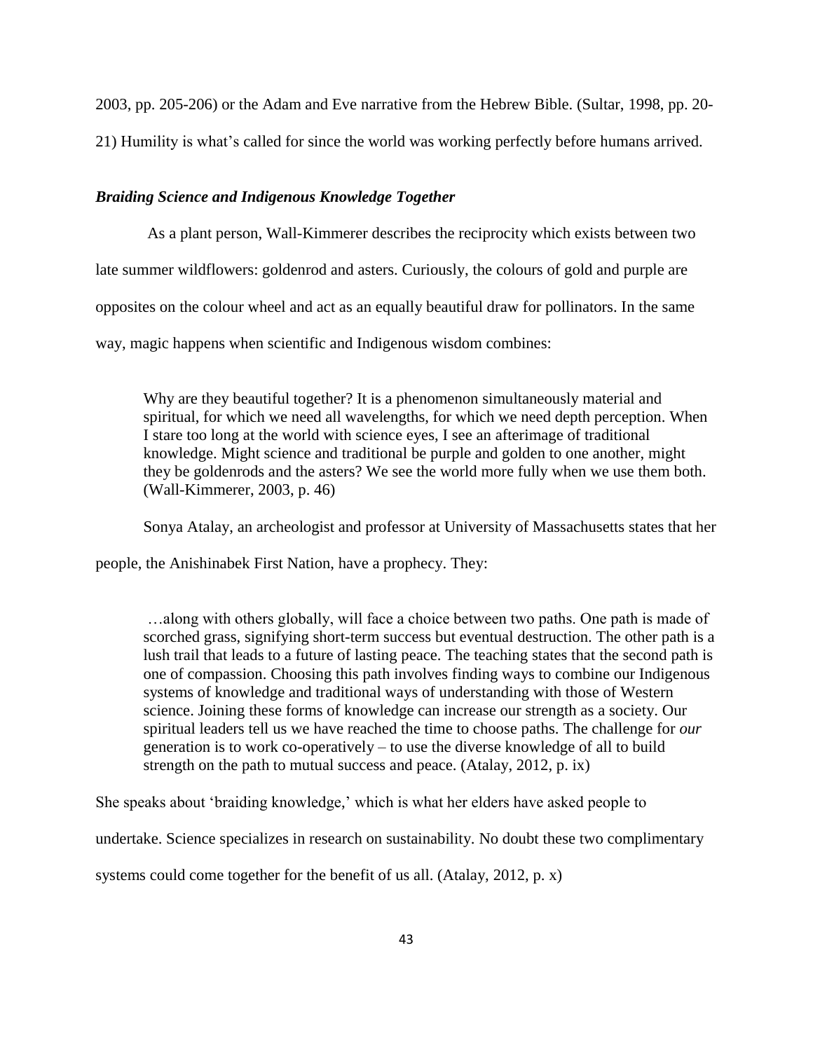2003, pp. 205-206) or the Adam and Eve narrative from the Hebrew Bible. (Sultar, 1998, pp. 20-21) Humility is what's called for since the world was working perfectly before humans arrived.

### ***Braiding Science and Indigenous Knowledge Together***

As a plant person, Wall-Kimmerer describes the reciprocity which exists between two late summer wildflowers: goldenrod and asters. Curiously, the colours of gold and purple are opposites on the colour wheel and act as an equally beautiful draw for pollinators. In the same way, magic happens when scientific and Indigenous wisdom combines:

> Why are they beautiful together? It is a phenomenon simultaneously material and spiritual, for which we need all wavelengths, for which we need depth perception. When I stare too long at the world with science eyes, I see an afterimage of traditional knowledge. Might science and traditional be purple and golden to one another, might they be goldenrods and the asters? We see the world more fully when we use them both. (Wall-Kimmerer, 2003, p. 46)

Sonya Atalay, an archeologist and professor at University of Massachusetts states that her people, the Anishinabek First Nation, have a prophecy. They:

> …along with others globally, will face a choice between two paths. One path is made of scorched grass, signifying short-term success but eventual destruction. The other path is a lush trail that leads to a future of lasting peace. The teaching states that the second path is one of compassion. Choosing this path involves finding ways to combine our Indigenous systems of knowledge and traditional ways of understanding with those of Western science. Joining these forms of knowledge can increase our strength as a society. Our spiritual leaders tell us we have reached the time to choose paths. The challenge for *our* generation is to work co-operatively – to use the diverse knowledge of all to build strength on the path to mutual success and peace. (Atalay, 2012, p. ix)

She speaks about 'braiding knowledge,' which is what her elders have asked people to undertake. Science specializes in research on sustainability. No doubt these two complimentary systems could come together for the benefit of us all. (Atalay, 2012, p. x)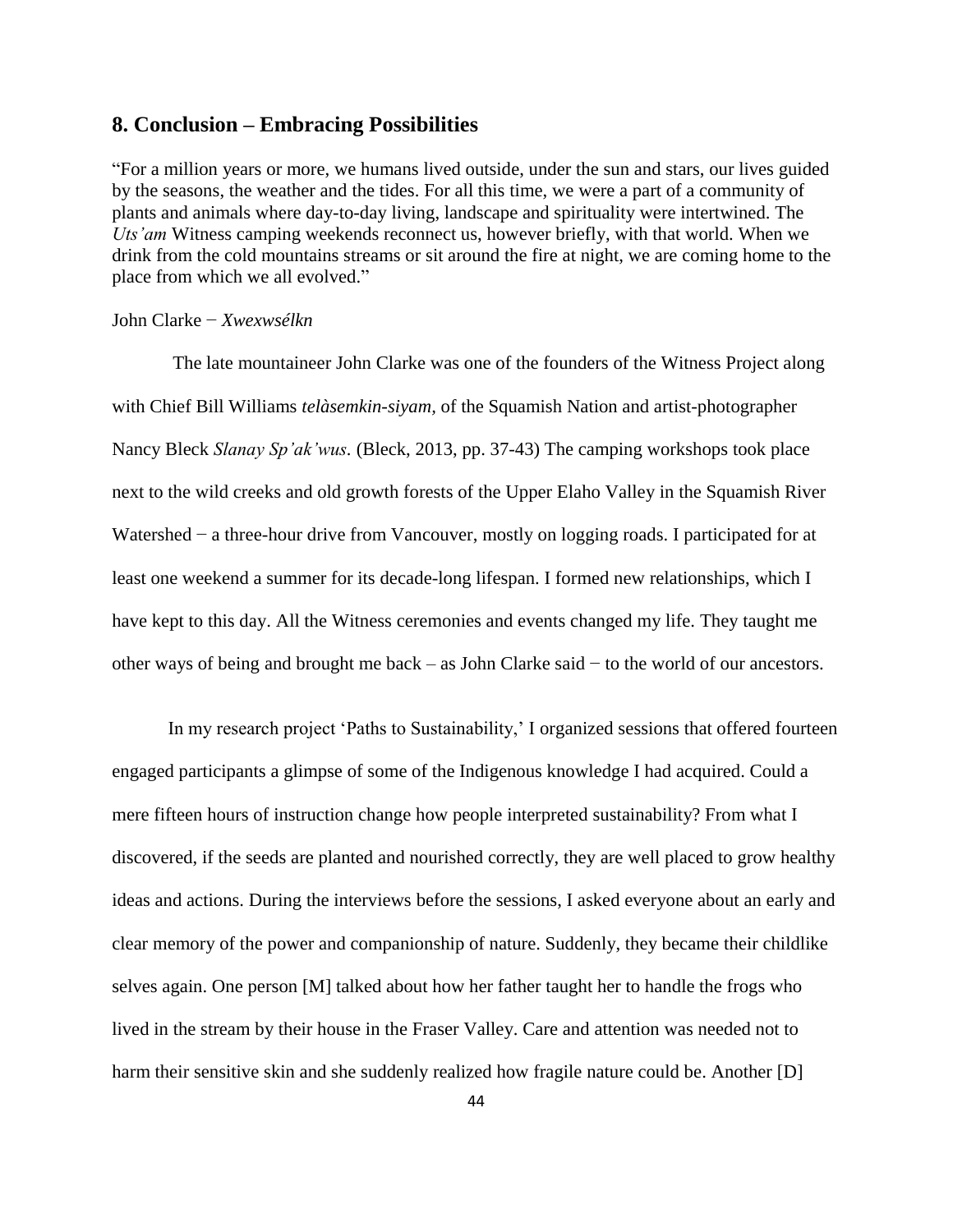## 8. Conclusion – Embracing Possibilities

"For a million years or more, we humans lived outside, under the sun and stars, our lives guided by the seasons, the weather and the tides. For all this time, we were a part of a community of plants and animals where day-to-day living, landscape and spirituality were intertwined. The *Uts'am* Witness camping weekends reconnect us, however briefly, with that world. When we drink from the cold mountains streams or sit around the fire at night, we are coming home to the place from which we all evolved."

John Clarke − *Xwexwsélkn*

The late mountaineer John Clarke was one of the founders of the Witness Project along with Chief Bill Williams *telàsemkin-siyam*, of the Squamish Nation and artist-photographer Nancy Bleck *Slanay Sp'ak'wus*. (Bleck, 2013, pp. 37-43) The camping workshops took place next to the wild creeks and old growth forests of the Upper Elaho Valley in the Squamish River Watershed − a three-hour drive from Vancouver, mostly on logging roads. I participated for at least one weekend a summer for its decade-long lifespan. I formed new relationships, which I have kept to this day. All the Witness ceremonies and events changed my life. They taught me other ways of being and brought me back – as John Clarke said − to the world of our ancestors.

In my research project 'Paths to Sustainability,' I organized sessions that offered fourteen engaged participants a glimpse of some of the Indigenous knowledge I had acquired. Could a mere fifteen hours of instruction change how people interpreted sustainability? From what I discovered, if the seeds are planted and nourished correctly, they are well placed to grow healthy ideas and actions. During the interviews before the sessions, I asked everyone about an early and clear memory of the power and companionship of nature. Suddenly, they became their childlike selves again. One person [M] talked about how her father taught her to handle the frogs who lived in the stream by their house in the Fraser Valley. Care and attention was needed not to harm their sensitive skin and she suddenly realized how fragile nature could be. Another [D]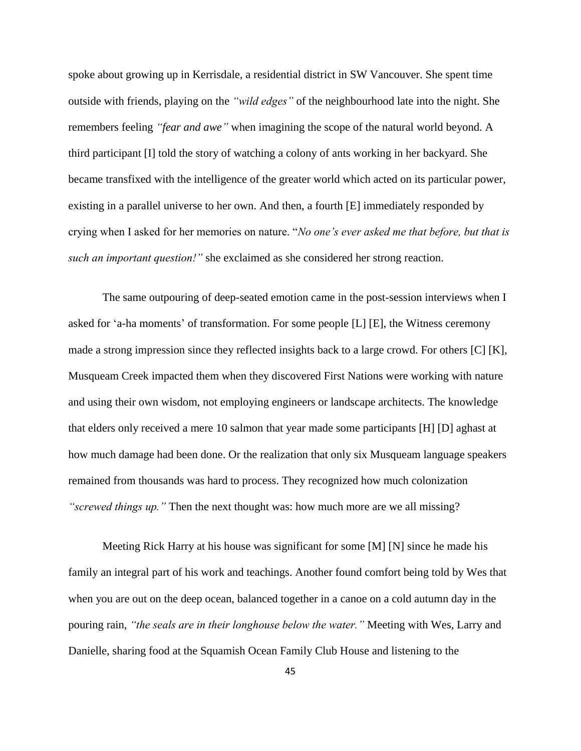spoke about growing up in Kerrisdale, a residential district in SW Vancouver. She spent time outside with friends, playing on the *"wild edges"* of the neighbourhood late into the night. She remembers feeling *"fear and awe"* when imagining the scope of the natural world beyond. A third participant [I] told the story of watching a colony of ants working in her backyard. She became transfixed with the intelligence of the greater world which acted on its particular power, existing in a parallel universe to her own. And then, a fourth [E] immediately responded by crying when I asked for her memories on nature. "*No one's ever asked me that before, but that is such an important question!"* she exclaimed as she considered her strong reaction.

The same outpouring of deep-seated emotion came in the post-session interviews when I asked for 'a-ha moments' of transformation. For some people [L] [E], the Witness ceremony made a strong impression since they reflected insights back to a large crowd. For others [C] [K], Musqueam Creek impacted them when they discovered First Nations were working with nature and using their own wisdom, not employing engineers or landscape architects. The knowledge that elders only received a mere 10 salmon that year made some participants [H] [D] aghast at how much damage had been done. Or the realization that only six Musqueam language speakers remained from thousands was hard to process. They recognized how much colonization *"screwed things up."* Then the next thought was: how much more are we all missing?

Meeting Rick Harry at his house was significant for some [M] [N] since he made his family an integral part of his work and teachings. Another found comfort being told by Wes that when you are out on the deep ocean, balanced together in a canoe on a cold autumn day in the pouring rain, *"the seals are in their longhouse below the water."* Meeting with Wes, Larry and Danielle, sharing food at the Squamish Ocean Family Club House and listening to the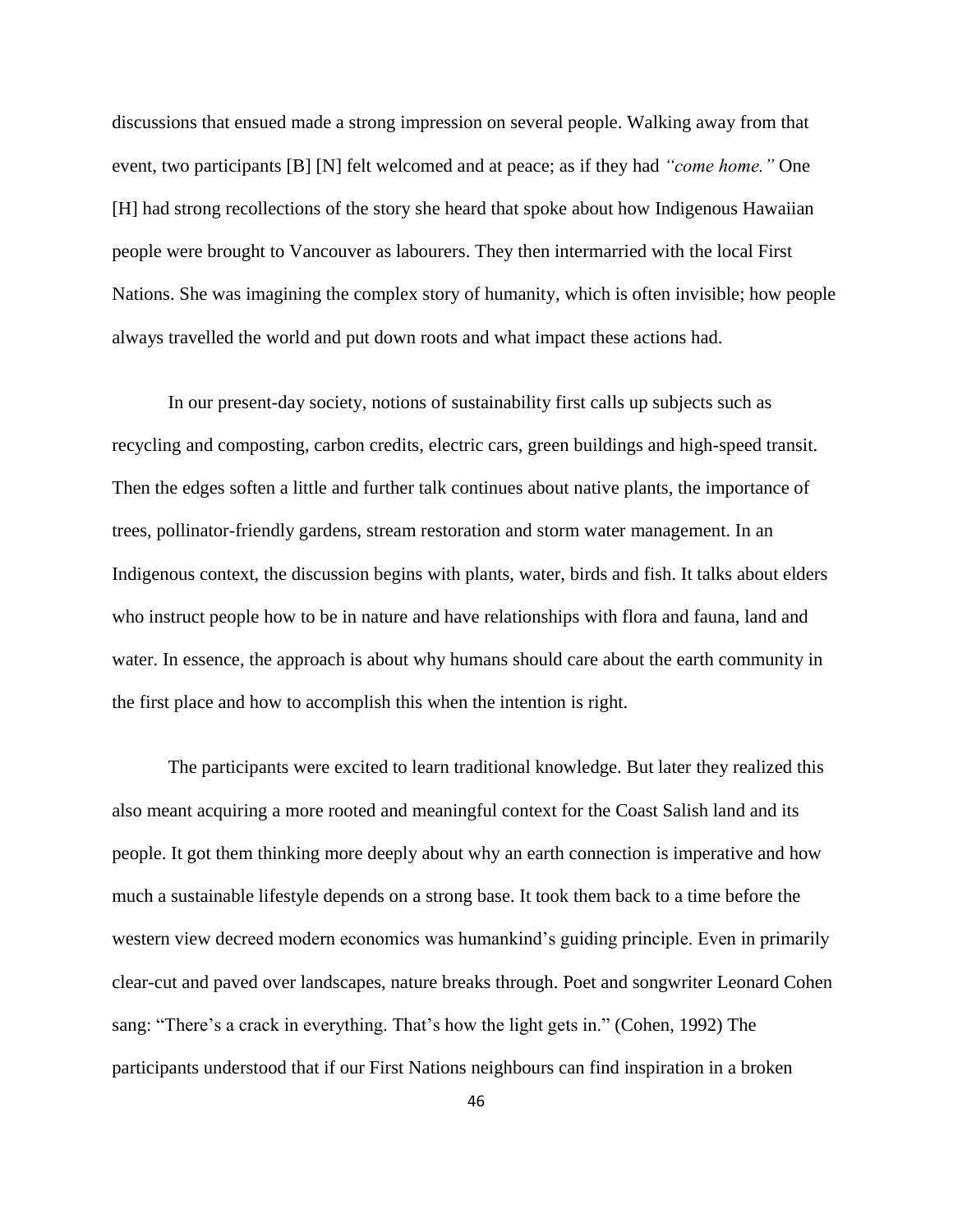discussions that ensued made a strong impression on several people. Walking away from that event, two participants [B] [N] felt welcomed and at peace; as if they had *"come home."* One [H] had strong recollections of the story she heard that spoke about how Indigenous Hawaiian people were brought to Vancouver as labourers. They then intermarried with the local First Nations. She was imagining the complex story of humanity, which is often invisible; how people always travelled the world and put down roots and what impact these actions had.

In our present-day society, notions of sustainability first calls up subjects such as recycling and composting, carbon credits, electric cars, green buildings and high-speed transit. Then the edges soften a little and further talk continues about native plants, the importance of trees, pollinator-friendly gardens, stream restoration and storm water management. In an Indigenous context, the discussion begins with plants, water, birds and fish. It talks about elders who instruct people how to be in nature and have relationships with flora and fauna, land and water. In essence, the approach is about why humans should care about the earth community in the first place and how to accomplish this when the intention is right.

The participants were excited to learn traditional knowledge. But later they realized this also meant acquiring a more rooted and meaningful context for the Coast Salish land and its people. It got them thinking more deeply about why an earth connection is imperative and how much a sustainable lifestyle depends on a strong base. It took them back to a time before the western view decreed modern economics was humankind's guiding principle. Even in primarily clear-cut and paved over landscapes, nature breaks through. Poet and songwriter Leonard Cohen sang: "There's a crack in everything. That's how the light gets in." (Cohen, 1992) The participants understood that if our First Nations neighbours can find inspiration in a broken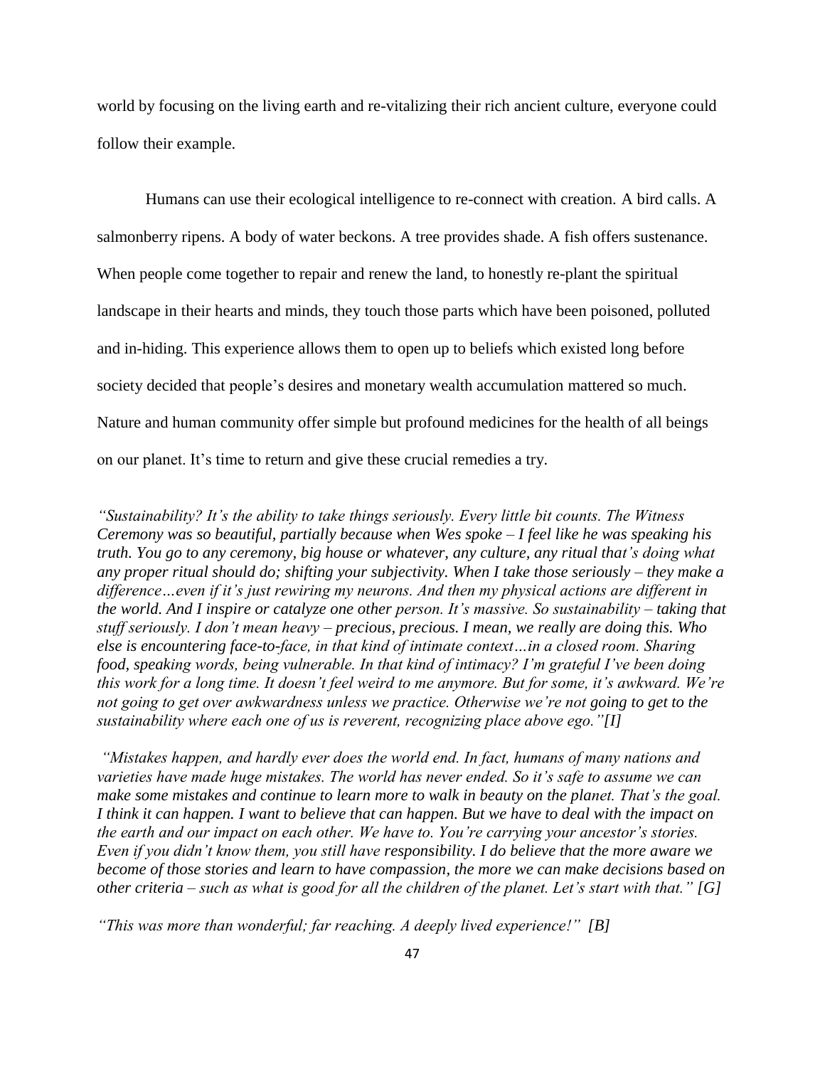world by focusing on the living earth and re-vitalizing their rich ancient culture, everyone could follow their example.

Humans can use their ecological intelligence to re-connect with creation. A bird calls. A salmonberry ripens. A body of water beckons. A tree provides shade. A fish offers sustenance. When people come together to repair and renew the land, to honestly re-plant the spiritual landscape in their hearts and minds, they touch those parts which have been poisoned, polluted and in-hiding. This experience allows them to open up to beliefs which existed long before society decided that people's desires and monetary wealth accumulation mattered so much. Nature and human community offer simple but profound medicines for the health of all beings on our planet. It's time to return and give these crucial remedies a try.

***"Sustainability? It's the ability to take things seriously. Every little bit counts. The Witness Ceremony was so beautiful, partially because when Wes spoke – I feel like he was speaking his truth. You go to any ceremony, big house or whatever, any culture, any ritual that's doing what any proper ritual should do; shifting your subjectivity. When I take those seriously – they make a difference…even if it's just rewiring my neurons. And then my physical actions are different in the world. And I inspire or catalyze one other person. It's massive. So sustainability – taking that stuff seriously. I don't mean heavy – precious, precious. I mean, we really are doing this. Who else is encountering face-to-face, in that kind of intimate context…in a closed room. Sharing food, speaking words, being vulnerable. In that kind of intimacy? I'm grateful I've been doing this work for a long time. It doesn't feel weird to me anymore. But for some, it's awkward. We're not going to get over awkwardness unless we practice. Otherwise we're not going to get to the sustainability where each one of us is reverent, recognizing place above ego."[I]***

***"Mistakes happen, and hardly ever does the world end. In fact, humans of many nations and varieties have made huge mistakes. The world has never ended. So it's safe to assume we can make some mistakes and continue to learn more to walk in beauty on the planet. That's the goal. I think it can happen. I want to believe that can happen. But we have to deal with the impact on the earth and our impact on each other. We have to. You're carrying your ancestor's stories. Even if you didn't know them, you still have responsibility. I do believe that the more aware we become of those stories and learn to have compassion, the more we can make decisions based on other criteria – such as what is good for all the children of the planet. Let's start with that." [G]***

***"This was more than wonderful; far reaching. A deeply lived experience!" [B]***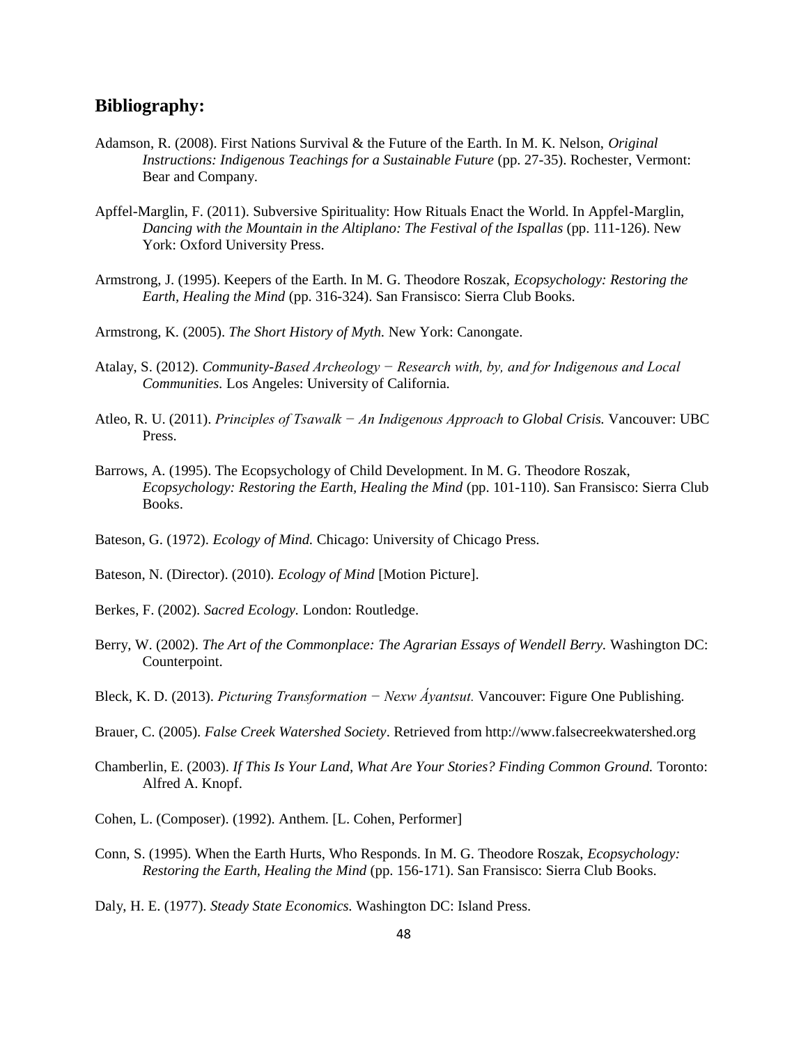## Bibliography:

Adamson, R. (2008). First Nations Survival & the Future of the Earth. In M. K. Nelson, *Original Instructions: Indigenous Teachings for a Sustainable Future* (pp. 27-35). Rochester, Vermont: Bear and Company.

Apffel-Marglin, F. (2011). Subversive Spirituality: How Rituals Enact the World. In Appfel-Marglin, *Dancing with the Mountain in the Altiplano: The Festival of the Ispallas* (pp. 111-126). New York: Oxford University Press.

Armstrong, J. (1995). Keepers of the Earth. In M. G. Theodore Roszak, *Ecopsychology: Restoring the Earth, Healing the Mind* (pp. 316-324). San Fransisco: Sierra Club Books.

Armstrong, K. (2005). *The Short History of Myth.* New York: Canongate.

Atalay, S. (2012). *Community-Based Archeology − Research with, by, and for Indigenous and Local Communities.* Los Angeles: University of California.

Atleo, R. U. (2011). *Principles of Tsawalk − An Indigenous Approach to Global Crisis.* Vancouver: UBC Press.

Barrows, A. (1995). The Ecopsychology of Child Development. In M. G. Theodore Roszak, *Ecopsychology: Restoring the Earth, Healing the Mind* (pp. 101-110). San Fransisco: Sierra Club Books.

Bateson, G. (1972). *Ecology of Mind.* Chicago: University of Chicago Press.

Bateson, N. (Director). (2010). *Ecology of Mind* [Motion Picture].

Berkes, F. (2002). *Sacred Ecology.* London: Routledge.

Berry, W. (2002). *The Art of the Commonplace: The Agrarian Essays of Wendell Berry.* Washington DC: Counterpoint.

Bleck, K. D. (2013). *Picturing Transformation − Nexw Áyantsut.* Vancouver: Figure One Publishing.

Brauer, C. (2005). *False Creek Watershed Society*. Retrieved from http://www.falsecreekwatershed.org

Chamberlin, E. (2003). *If This Is Your Land, What Are Your Stories? Finding Common Ground.* Toronto: Alfred A. Knopf.

Cohen, L. (Composer). (1992). Anthem. [L. Cohen, Performer]

Conn, S. (1995). When the Earth Hurts, Who Responds. In M. G. Theodore Roszak, *Ecopsychology: Restoring the Earth, Healing the Mind* (pp. 156-171). San Fransisco: Sierra Club Books.

Daly, H. E. (1977). *Steady State Economics.* Washington DC: Island Press.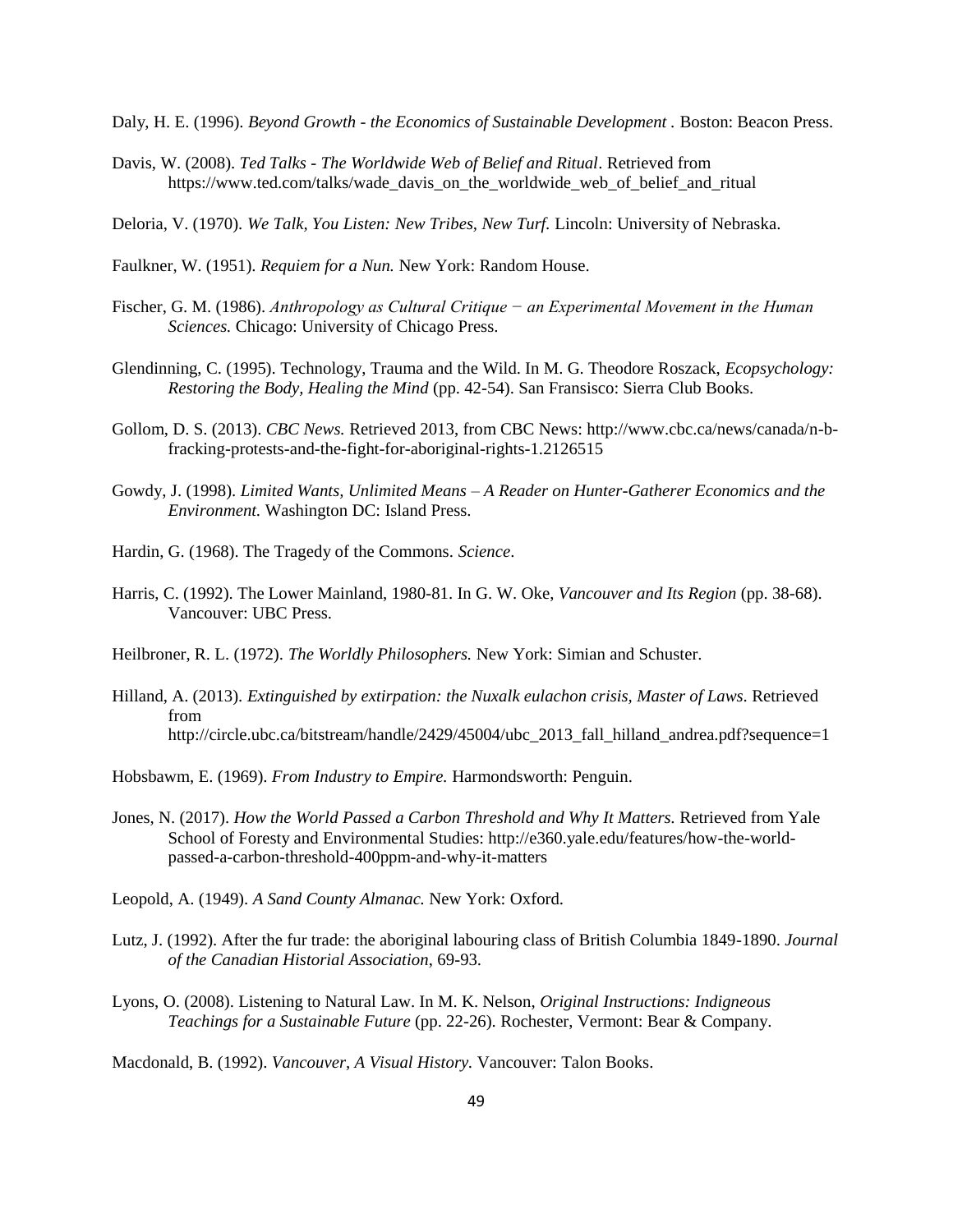Daly, H. E. (1996). *Beyond Growth - the Economics of Sustainable Development* . Boston: Beacon Press.

Davis, W. (2008). *Ted Talks - The Worldwide Web of Belief and Ritual*. Retrieved from https://www.ted.com/talks/wade_davis_on_the_worldwide_web_of_belief_and_ritual

Deloria, V. (1970). *We Talk, You Listen: New Tribes, New Turf.* Lincoln: University of Nebraska.

Faulkner, W. (1951). *Requiem for a Nun.* New York: Random House.

Fischer, G. M. (1986). *Anthropology as Cultural Critique − an Experimental Movement in the Human Sciences.* Chicago: University of Chicago Press.

Glendinning, C. (1995). Technology, Trauma and the Wild. In M. G. Theodore Roszack, *Ecopsychology: Restoring the Body, Healing the Mind* (pp. 42-54). San Fransisco: Sierra Club Books.

Gollom, D. S. (2013). *CBC News.* Retrieved 2013, from CBC News: http://www.cbc.ca/news/canada/n-b-fracking-protests-and-the-fight-for-aboriginal-rights-1.2126515

Gowdy, J. (1998). *Limited Wants, Unlimited Means – A Reader on Hunter-Gatherer Economics and the Environment.* Washington DC: Island Press.

Hardin, G. (1968). The Tragedy of the Commons. *Science*.

Harris, C. (1992). The Lower Mainland, 1980-81. In G. W. Oke, *Vancouver and Its Region* (pp. 38-68). Vancouver: UBC Press.

Heilbroner, R. L. (1972). *The Worldly Philosophers.* New York: Simian and Schuster.

Hilland, A. (2013). *Extinguished by extirpation: the Nuxalk eulachon crisis, Master of Laws*. Retrieved from http://circle.ubc.ca/bitstream/handle/2429/45004/ubc_2013_fall_hilland_andrea.pdf?sequence=1

Hobsbawm, E. (1969). *From Industry to Empire.* Harmondsworth: Penguin.

Jones, N. (2017). *How the World Passed a Carbon Threshold and Why It Matters.* Retrieved from Yale School of Foresty and Environmental Studies: http://e360.yale.edu/features/how-the-world-passed-a-carbon-threshold-400ppm-and-why-it-matters

Leopold, A. (1949). *A Sand County Almanac.* New York: Oxford.

Lutz, J. (1992). After the fur trade: the aboriginal labouring class of British Columbia 1849-1890. *Journal of the Canadian Historial Association*, 69-93.

Lyons, O. (2008). Listening to Natural Law. In M. K. Nelson, *Original Instructions: Indigneous Teachings for a Sustainable Future* (pp. 22-26). Rochester, Vermont: Bear & Company.

Macdonald, B. (1992). *Vancouver, A Visual History.* Vancouver: Talon Books.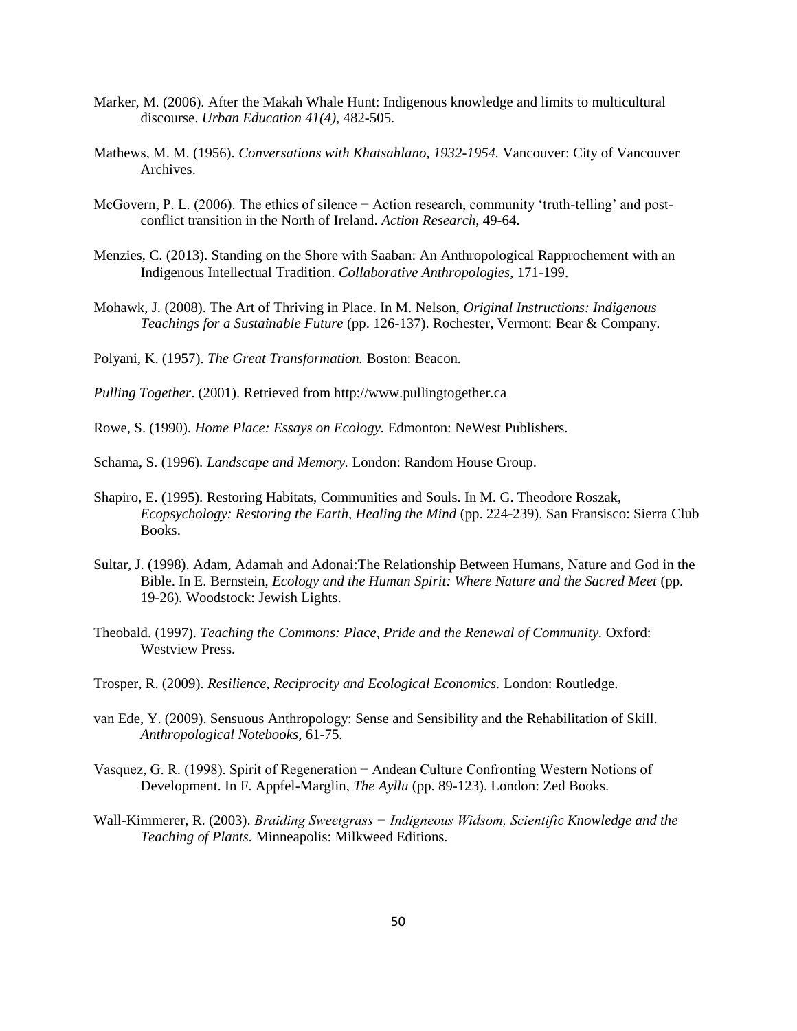Marker, M. (2006). After the Makah Whale Hunt: Indigenous knowledge and limits to multicultural discourse. *Urban Education 41(4)*, 482-505.

Mathews, M. M. (1956). *Conversations with Khatsahlano, 1932-1954.* Vancouver: City of Vancouver Archives.

McGovern, P. L. (2006). The ethics of silence − Action research, community 'truth-telling' and post-conflict transition in the North of Ireland. *Action Research*, 49-64.

Menzies, C. (2013). Standing on the Shore with Saaban: An Anthropological Rapprochement with an Indigenous Intellectual Tradition. *Collaborative Anthropologies*, 171-199.

Mohawk, J. (2008). The Art of Thriving in Place. In M. Nelson, *Original Instructions: Indigenous Teachings for a Sustainable Future* (pp. 126-137). Rochester, Vermont: Bear & Company.

Polyani, K. (1957). *The Great Transformation.* Boston: Beacon.

*Pulling Together*. (2001). Retrieved from http://www.pullingtogether.ca

Rowe, S. (1990). *Home Place: Essays on Ecology.* Edmonton: NeWest Publishers.

Schama, S. (1996). *Landscape and Memory.* London: Random House Group.

Shapiro, E. (1995). Restoring Habitats, Communities and Souls. In M. G. Theodore Roszak, *Ecopsychology: Restoring the Earth, Healing the Mind* (pp. 224-239). San Fransisco: Sierra Club Books.

Sultar, J. (1998). Adam, Adamah and Adonai:The Relationship Between Humans, Nature and God in the Bible. In E. Bernstein, *Ecology and the Human Spirit: Where Nature and the Sacred Meet* (pp. 19-26). Woodstock: Jewish Lights.

Theobald. (1997). *Teaching the Commons: Place, Pride and the Renewal of Community.* Oxford: Westview Press.

Trosper, R. (2009). *Resilience, Reciprocity and Ecological Economics.* London: Routledge.

van Ede, Y. (2009). Sensuous Anthropology: Sense and Sensibility and the Rehabilitation of Skill. *Anthropological Notebooks*, 61-75.

Vasquez, G. R. (1998). Spirit of Regeneration − Andean Culture Confronting Western Notions of Development. In F. Appfel-Marglin, *The Ayllu* (pp. 89-123). London: Zed Books.

Wall-Kimmerer, R. (2003). *Braiding Sweetgrass − Indigneous Widsom, Scientific Knowledge and the Teaching of Plants.* Minneapolis: Milkweed Editions.